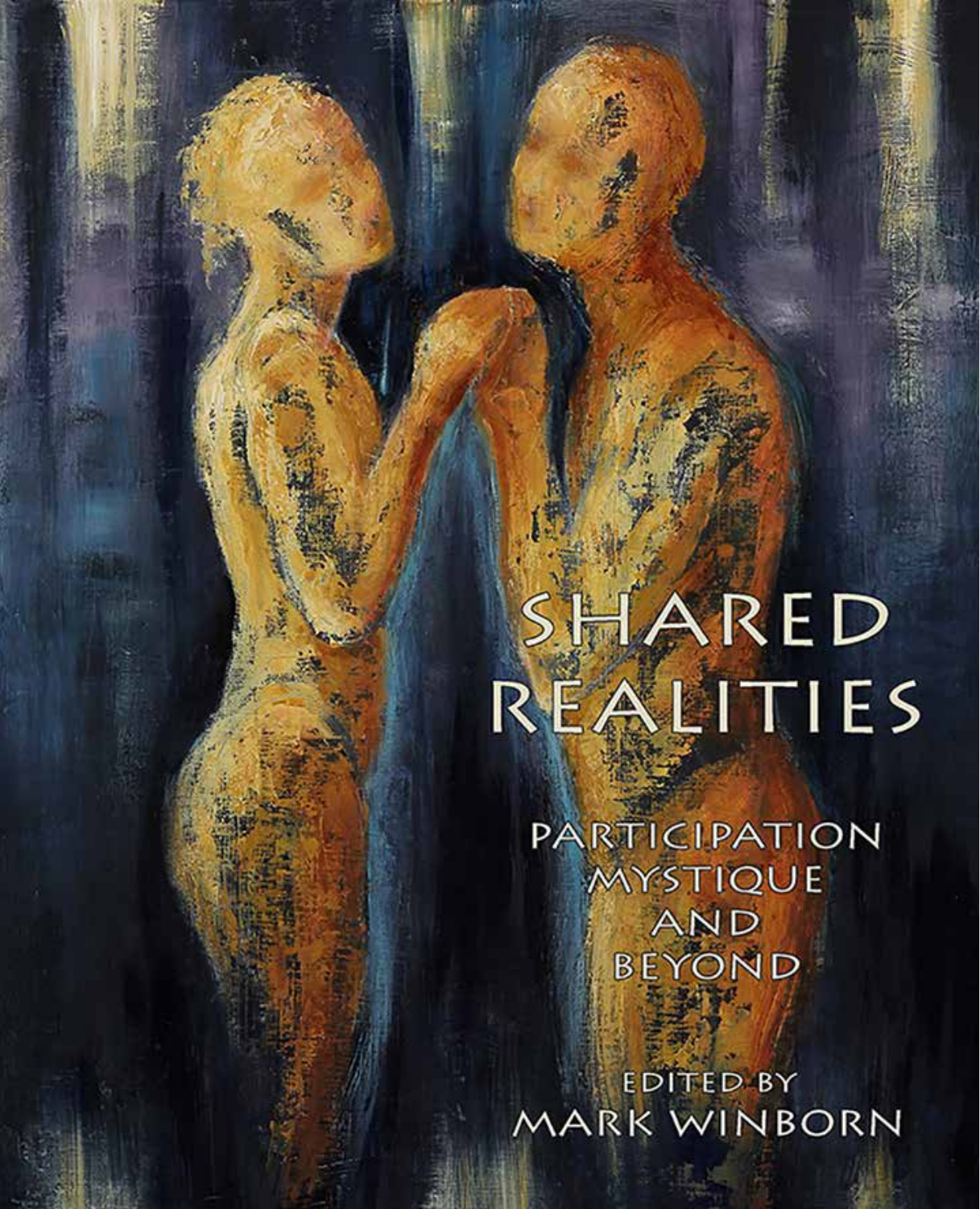# SHARED REALITIES

## PARTICIPATION MYSTIQUE AND BEYOND

EDITED BY
MARK WINBORN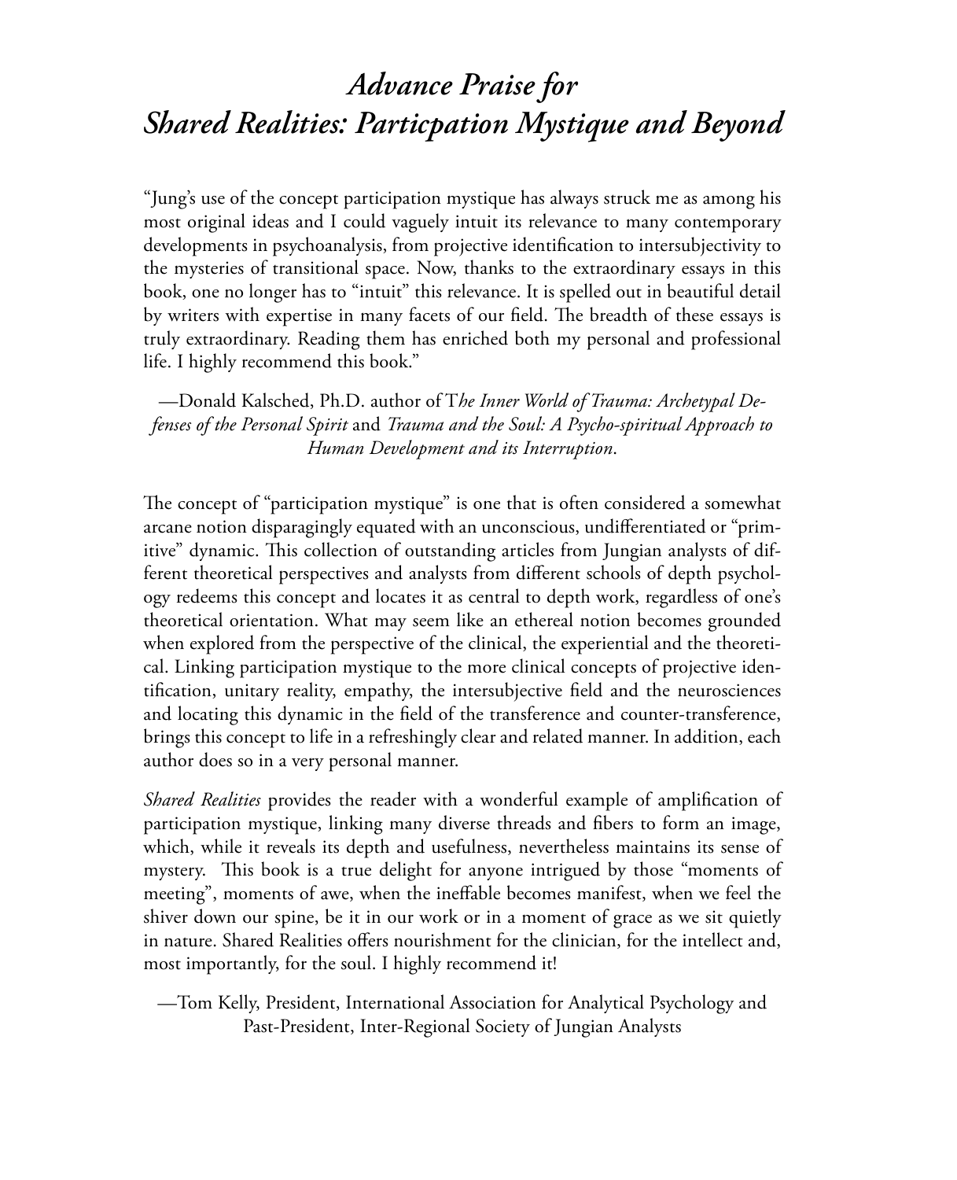# *Advance Praise for Shared Realities: Particpation Mystique and Beyond*

"Jung's use of the concept participation mystique has always struck me as among his most original ideas and I could vaguely intuit its relevance to many contemporary developments in psychoanalysis, from projective identification to intersubjectivity to the mysteries of transitional space. Now, thanks to the extraordinary essays in this book, one no longer has to "intuit" this relevance. It is spelled out in beautiful detail by writers with expertise in many facets of our field. The breadth of these essays is truly extraordinary. Reading them has enriched both my personal and professional life. I highly recommend this book."

—Donald Kalsched, Ph.D. author of T*he Inner World of Trauma: Archetypal Defenses of the Personal Spirit* and *Trauma and the Soul: A Psycho-spiritual Approach to Human Development and its Interruption*.

The concept of "participation mystique" is one that is often considered a somewhat arcane notion disparagingly equated with an unconscious, undifferentiated or "primitive" dynamic. This collection of outstanding articles from Jungian analysts of different theoretical perspectives and analysts from different schools of depth psychology redeems this concept and locates it as central to depth work, regardless of one's theoretical orientation. What may seem like an ethereal notion becomes grounded when explored from the perspective of the clinical, the experiential and the theoretical. Linking participation mystique to the more clinical concepts of projective identification, unitary reality, empathy, the intersubjective field and the neurosciences and locating this dynamic in the field of the transference and counter-transference, brings this concept to life in a refreshingly clear and related manner. In addition, each author does so in a very personal manner.

*Shared Realities* provides the reader with a wonderful example of amplification of participation mystique, linking many diverse threads and fibers to form an image, which, while it reveals its depth and usefulness, nevertheless maintains its sense of mystery. This book is a true delight for anyone intrigued by those "moments of meeting", moments of awe, when the ineffable becomes manifest, when we feel the shiver down our spine, be it in our work or in a moment of grace as we sit quietly in nature. Shared Realities offers nourishment for the clinician, for the intellect and, most importantly, for the soul. I highly recommend it!

—Tom Kelly, President, International Association for Analytical Psychology and Past-President, Inter-Regional Society of Jungian Analysts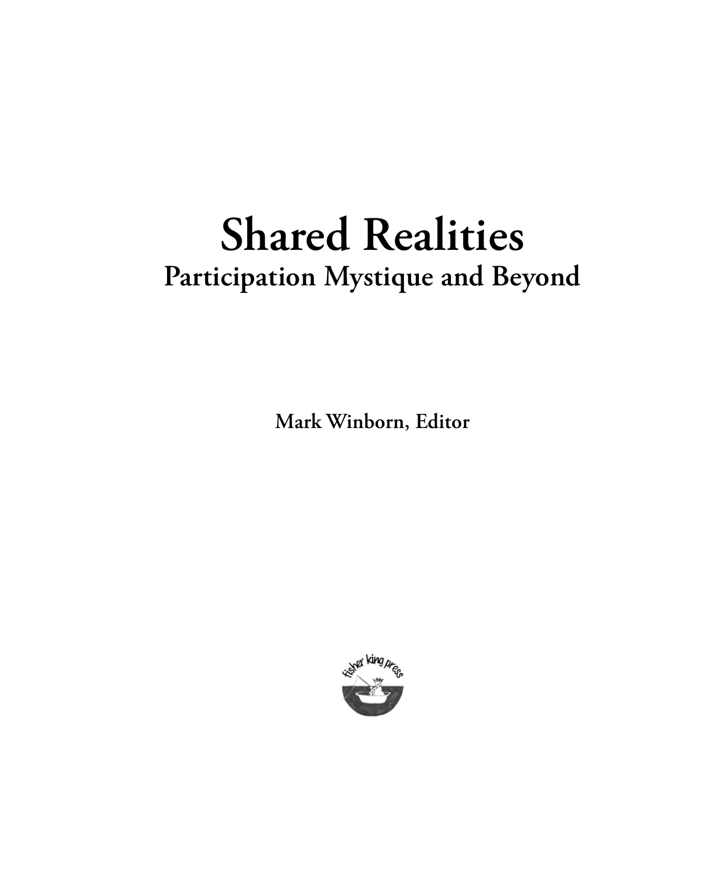# Shared Realities

## Participation Mystique and Beyond

**Mark Winborn, Editor**

fisher king press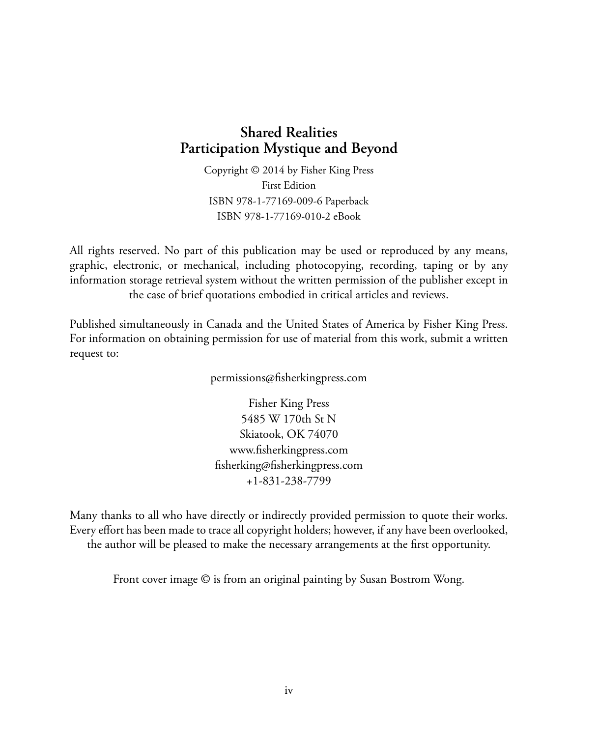**Shared Realities**
**Participation Mystique and Beyond**

Copyright © 2014 by Fisher King Press
First Edition
ISBN 978-1-77169-009-6 Paperback
ISBN 978-1-77169-010-2 eBook

All rights reserved. No part of this publication may be used or reproduced by any means, graphic, electronic, or mechanical, including photocopying, recording, taping or by any information storage retrieval system without the written permission of the publisher except in the case of brief quotations embodied in critical articles and reviews.

Published simultaneously in Canada and the United States of America by Fisher King Press. For information on obtaining permission for use of material from this work, submit a written request to:

permissions@fisherkingpress.com

Fisher King Press
5485 W 170th St N
Skiatook, OK 74070
www.fisherkingpress.com
fisherking@fisherkingpress.com
+1-831-238-7799

Many thanks to all who have directly or indirectly provided permission to quote their works. Every effort has been made to trace all copyright holders; however, if any have been overlooked, the author will be pleased to make the necessary arrangements at the first opportunity.

Front cover image © is from an original painting by Susan Bostrom Wong.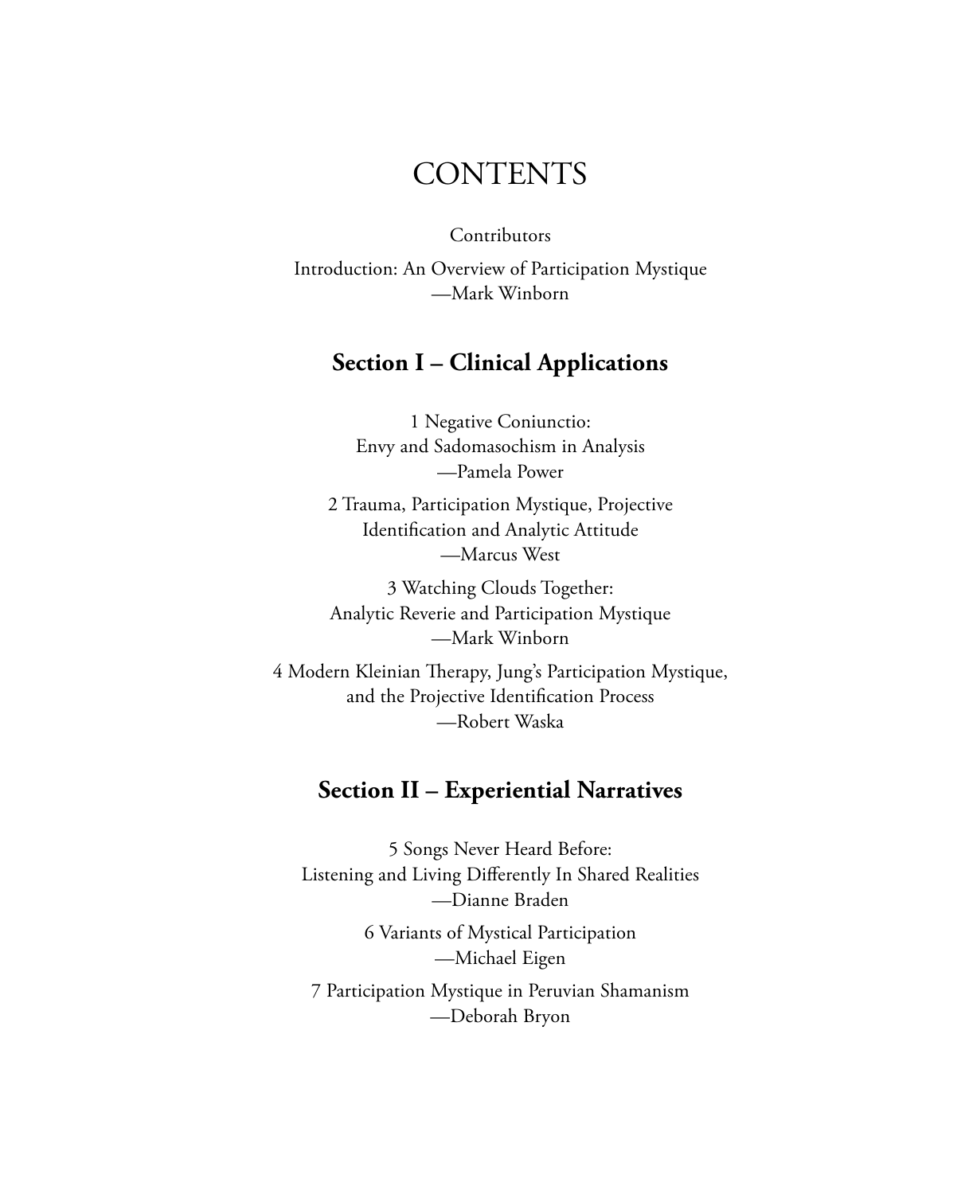# CONTENTS

Contributors

Introduction: An Overview of Participation Mystique
—Mark Winborn

## Section I – Clinical Applications

1 Negative Coniunctio:
Envy and Sadomasochism in Analysis
—Pamela Power

2 Trauma, Participation Mystique, Projective
Identification and Analytic Attitude
—Marcus West

3 Watching Clouds Together:
Analytic Reverie and Participation Mystique
—Mark Winborn

4 Modern Kleinian Therapy, Jung's Participation Mystique,
and the Projective Identification Process
—Robert Waska

## Section II – Experiential Narratives

5 Songs Never Heard Before:
Listening and Living Differently In Shared Realities
—Dianne Braden

6 Variants of Mystical Participation
—Michael Eigen

7 Participation Mystique in Peruvian Shamanism
—Deborah Bryon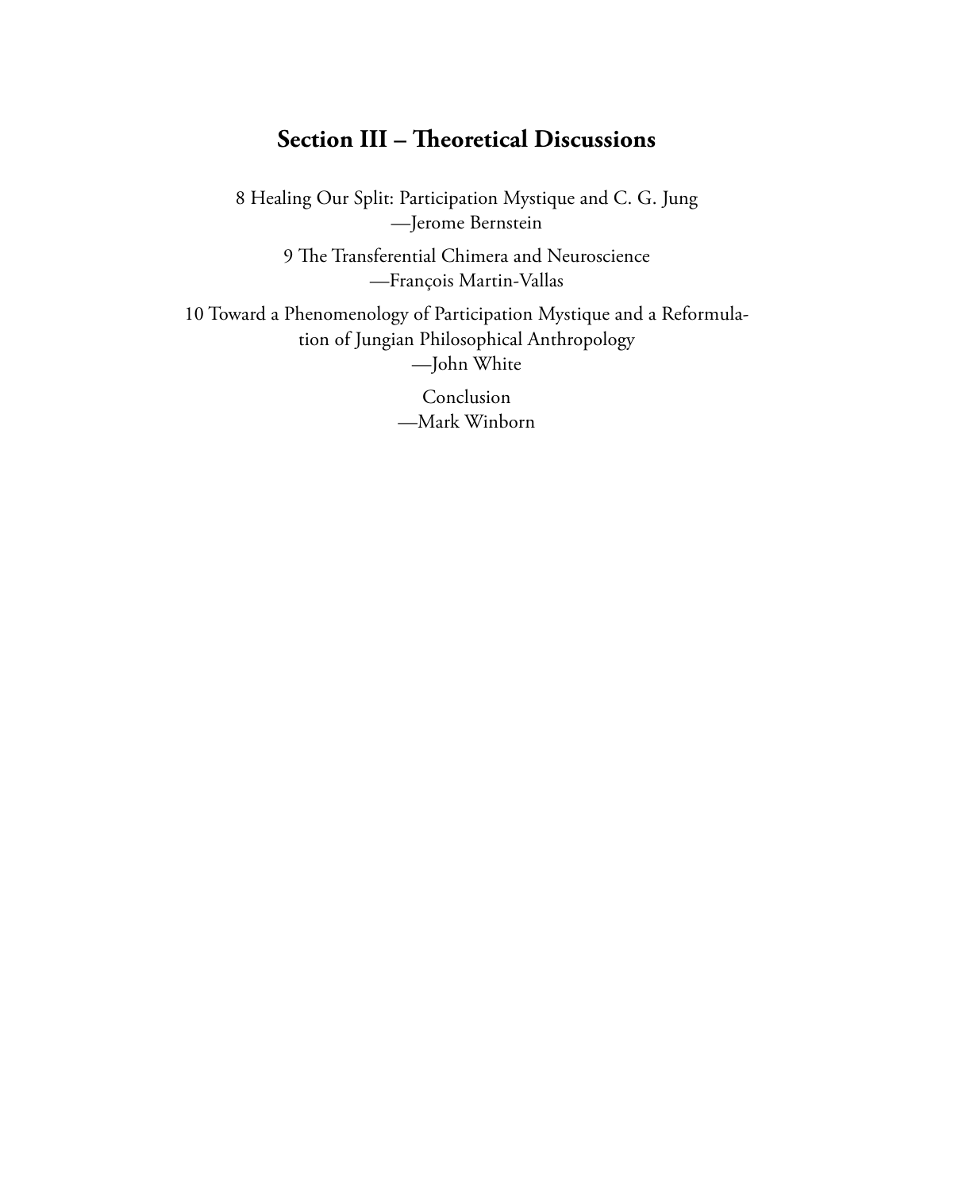## Section III – Theoretical Discussions

8 Healing Our Split: Participation Mystique and C. G. Jung
—Jerome Bernstein

9 The Transferential Chimera and Neuroscience
—François Martin-Vallas

10 Toward a Phenomenology of Participation Mystique and a Reformulation of Jungian Philosophical Anthropology
—John White

Conclusion
—Mark Winborn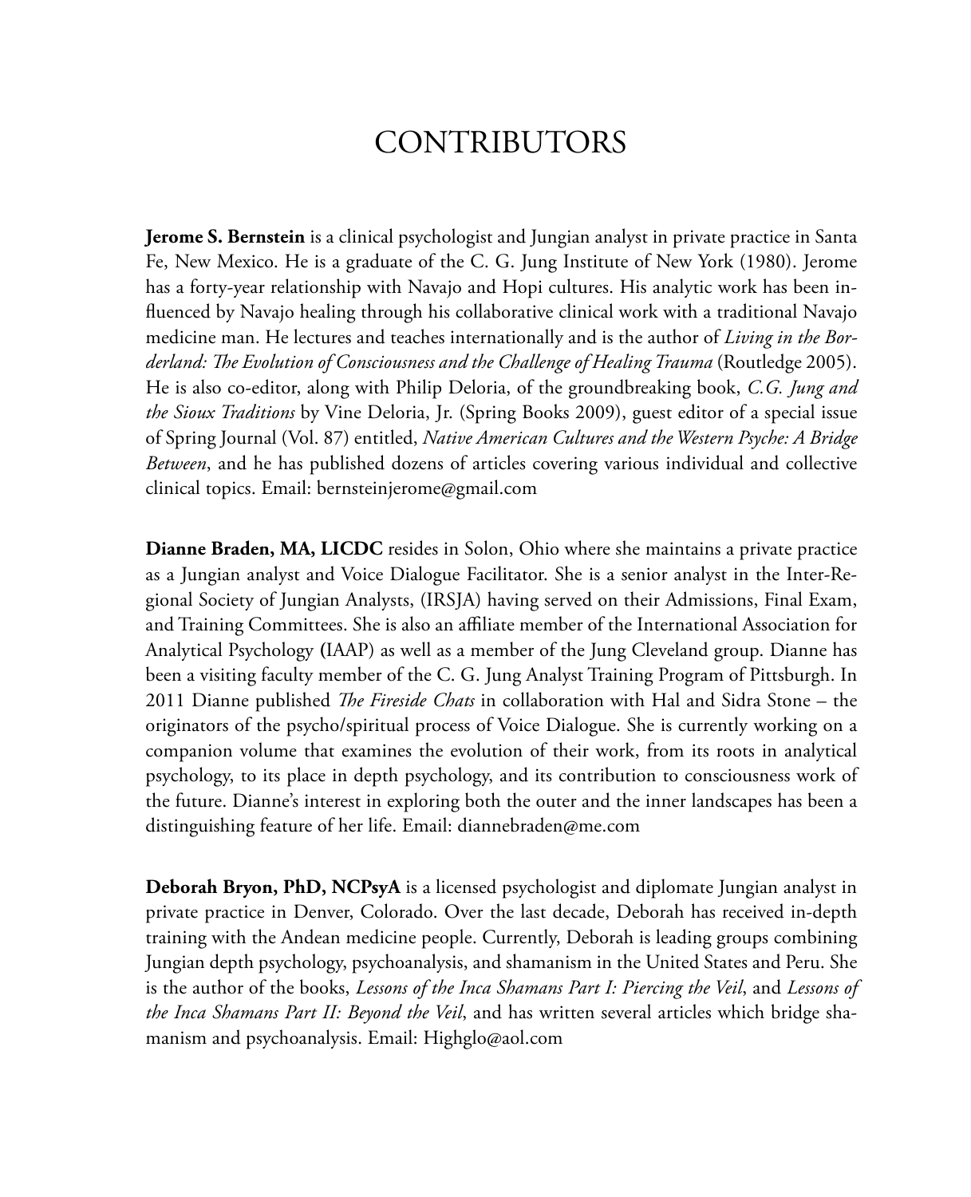# CONTRIBUTORS

**Jerome S. Bernstein** is a clinical psychologist and Jungian analyst in private practice in Santa Fe, New Mexico. He is a graduate of the C. G. Jung Institute of New York (1980). Jerome has a forty-year relationship with Navajo and Hopi cultures. His analytic work has been influenced by Navajo healing through his collaborative clinical work with a traditional Navajo medicine man. He lectures and teaches internationally and is the author of *Living in the Borderland: The Evolution of Consciousness and the Challenge of Healing Trauma* (Routledge 2005). He is also co-editor, along with Philip Deloria, of the groundbreaking book, *C.G. Jung and the Sioux Traditions* by Vine Deloria, Jr. (Spring Books 2009), guest editor of a special issue of Spring Journal (Vol. 87) entitled, *Native American Cultures and the Western Psyche: A Bridge Between*, and he has published dozens of articles covering various individual and collective clinical topics. Email: bernsteinjerome@gmail.com

**Dianne Braden, MA, LICDC** resides in Solon, Ohio where she maintains a private practice as a Jungian analyst and Voice Dialogue Facilitator. She is a senior analyst in the Inter-Regional Society of Jungian Analysts, (IRSJA) having served on their Admissions, Final Exam, and Training Committees. She is also an affiliate member of the International Association for Analytical Psychology (IAAP) as well as a member of the Jung Cleveland group. Dianne has been a visiting faculty member of the C. G. Jung Analyst Training Program of Pittsburgh. In 2011 Dianne published *The Fireside Chats* in collaboration with Hal and Sidra Stone – the originators of the psycho/spiritual process of Voice Dialogue. She is currently working on a companion volume that examines the evolution of their work, from its roots in analytical psychology, to its place in depth psychology, and its contribution to consciousness work of the future. Dianne's interest in exploring both the outer and the inner landscapes has been a distinguishing feature of her life. Email: diannebraden@me.com

**Deborah Bryon, PhD, NCPsyA** is a licensed psychologist and diplomate Jungian analyst in private practice in Denver, Colorado. Over the last decade, Deborah has received in-depth training with the Andean medicine people. Currently, Deborah is leading groups combining Jungian depth psychology, psychoanalysis, and shamanism in the United States and Peru. She is the author of the books, *Lessons of the Inca Shamans Part I: Piercing the Veil*, and *Lessons of the Inca Shamans Part II: Beyond the Veil*, and has written several articles which bridge shamanism and psychoanalysis. Email: Highglo@aol.com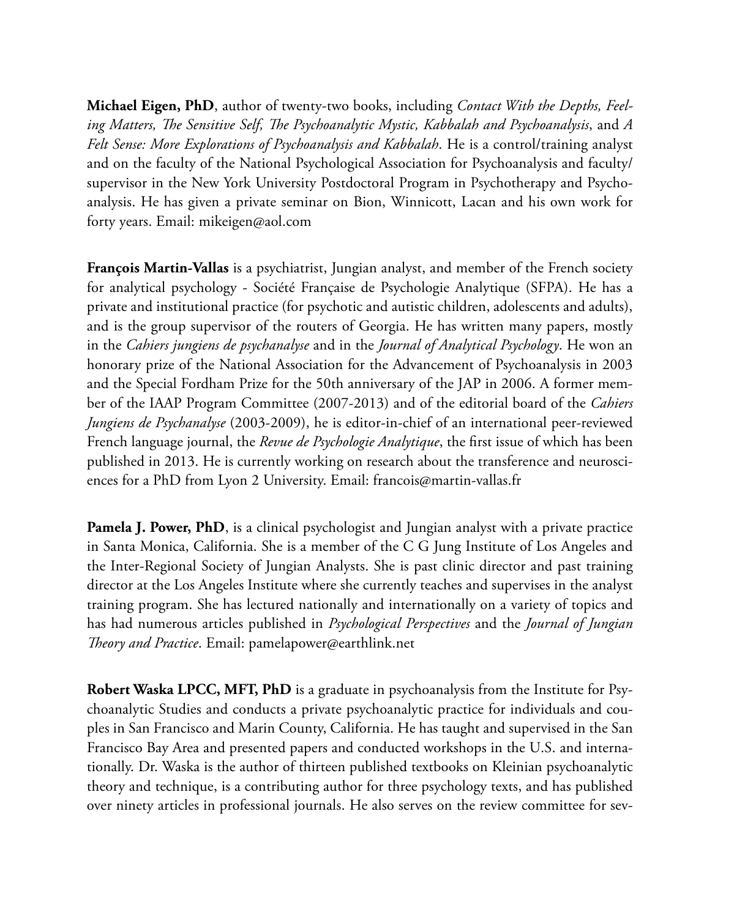**Michael Eigen, PhD**, author of twenty-two books, including *Contact With the Depths, Feeling Matters, The Sensitive Self, The Psychoanalytic Mystic, Kabbalah and Psychoanalysis*, and *A Felt Sense: More Explorations of Psychoanalysis and Kabbalah*. He is a control/training analyst and on the faculty of the National Psychological Association for Psychoanalysis and faculty/ supervisor in the New York University Postdoctoral Program in Psychotherapy and Psychoanalysis. He has given a private seminar on Bion, Winnicott, Lacan and his own work for forty years. Email: mikeigen@aol.com

**François Martin-Vallas** is a psychiatrist, Jungian analyst, and member of the French society for analytical psychology - Société Française de Psychologie Analytique (SFPA). He has a private and institutional practice (for psychotic and autistic children, adolescents and adults), and is the group supervisor of the routers of Georgia. He has written many papers, mostly in the *Cahiers jungiens de psychanalyse* and in the *Journal of Analytical Psychology*. He won an honorary prize of the National Association for the Advancement of Psychoanalysis in 2003 and the Special Fordham Prize for the 50th anniversary of the JAP in 2006. A former member of the IAAP Program Committee (2007-2013) and of the editorial board of the *Cahiers Jungiens de Psychanalyse* (2003-2009), he is editor-in-chief of an international peer-reviewed French language journal, the *Revue de Psychologie Analytique*, the first issue of which has been published in 2013. He is currently working on research about the transference and neurosciences for a PhD from Lyon 2 University. Email: francois@martin-vallas.fr

**Pamela J. Power, PhD**, is a clinical psychologist and Jungian analyst with a private practice in Santa Monica, California. She is a member of the C G Jung Institute of Los Angeles and the Inter-Regional Society of Jungian Analysts. She is past clinic director and past training director at the Los Angeles Institute where she currently teaches and supervises in the analyst training program. She has lectured nationally and internationally on a variety of topics and has had numerous articles published in *Psychological Perspectives* and the *Journal of Jungian Theory and Practice*. Email: pamelapower@earthlink.net

**Robert Waska LPCC, MFT, PhD** is a graduate in psychoanalysis from the Institute for Psychoanalytic Studies and conducts a private psychoanalytic practice for individuals and couples in San Francisco and Marin County, California. He has taught and supervised in the San Francisco Bay Area and presented papers and conducted workshops in the U.S. and internationally. Dr. Waska is the author of thirteen published textbooks on Kleinian psychoanalytic theory and technique, is a contributing author for three psychology texts, and has published over ninety articles in professional journals. He also serves on the review committee for sev-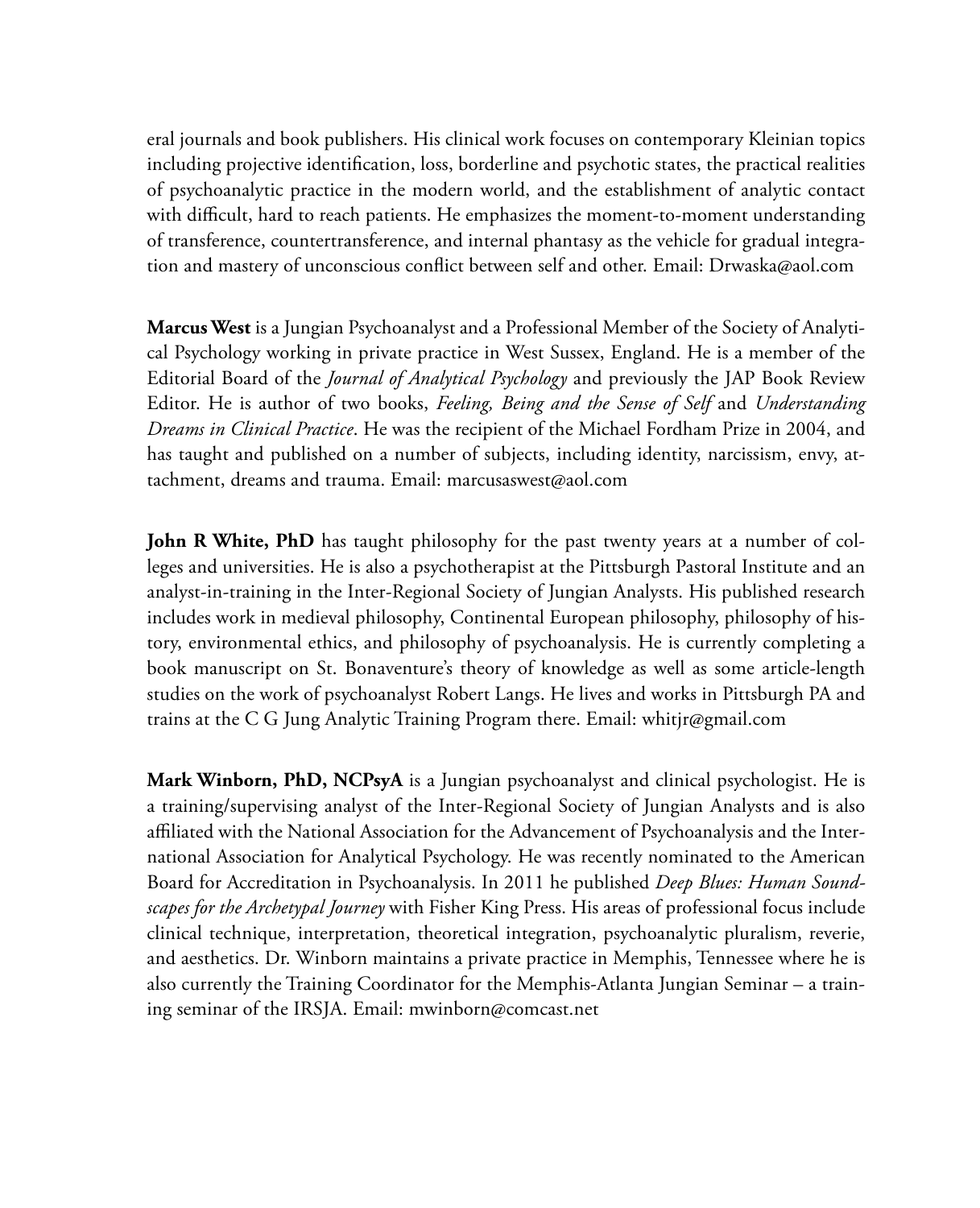eral journals and book publishers. His clinical work focuses on contemporary Kleinian topics including projective identification, loss, borderline and psychotic states, the practical realities of psychoanalytic practice in the modern world, and the establishment of analytic contact with difficult, hard to reach patients. He emphasizes the moment-to-moment understanding of transference, countertransference, and internal phantasy as the vehicle for gradual integration and mastery of unconscious conflict between self and other. Email: Drwaska@aol.com

**Marcus West** is a Jungian Psychoanalyst and a Professional Member of the Society of Analytical Psychology working in private practice in West Sussex, England. He is a member of the Editorial Board of the *Journal of Analytical Psychology* and previously the JAP Book Review Editor. He is author of two books, *Feeling, Being and the Sense of Self* and *Understanding Dreams in Clinical Practice*. He was the recipient of the Michael Fordham Prize in 2004, and has taught and published on a number of subjects, including identity, narcissism, envy, attachment, dreams and trauma. Email: marcusaswest@aol.com

**John R White, PhD** has taught philosophy for the past twenty years at a number of colleges and universities. He is also a psychotherapist at the Pittsburgh Pastoral Institute and an analyst-in-training in the Inter-Regional Society of Jungian Analysts. His published research includes work in medieval philosophy, Continental European philosophy, philosophy of history, environmental ethics, and philosophy of psychoanalysis. He is currently completing a book manuscript on St. Bonaventure's theory of knowledge as well as some article-length studies on the work of psychoanalyst Robert Langs. He lives and works in Pittsburgh PA and trains at the C G Jung Analytic Training Program there. Email: whitjr@gmail.com

**Mark Winborn, PhD, NCPsyA** is a Jungian psychoanalyst and clinical psychologist. He is a training/supervising analyst of the Inter-Regional Society of Jungian Analysts and is also affiliated with the National Association for the Advancement of Psychoanalysis and the International Association for Analytical Psychology. He was recently nominated to the American Board for Accreditation in Psychoanalysis. In 2011 he published *Deep Blues: Human Soundscapes for the Archetypal Journey* with Fisher King Press. His areas of professional focus include clinical technique, interpretation, theoretical integration, psychoanalytic pluralism, reverie, and aesthetics. Dr. Winborn maintains a private practice in Memphis, Tennessee where he is also currently the Training Coordinator for the Memphis-Atlanta Jungian Seminar – a training seminar of the IRSJA. Email: mwinborn@comcast.net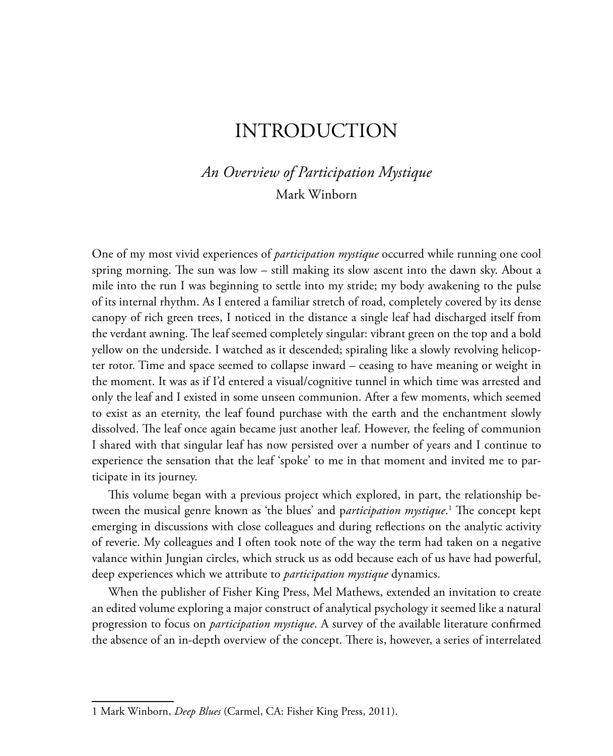# INTRODUCTION

## *An Overview of Participation Mystique*

Mark Winborn

One of my most vivid experiences of *participation mystique* occurred while running one cool spring morning. The sun was low – still making its slow ascent into the dawn sky. About a mile into the run I was beginning to settle into my stride; my body awakening to the pulse of its internal rhythm. As I entered a familiar stretch of road, completely covered by its dense canopy of rich green trees, I noticed in the distance a single leaf had discharged itself from the verdant awning. The leaf seemed completely singular: vibrant green on the top and a bold yellow on the underside. I watched as it descended; spiraling like a slowly revolving helicopter rotor. Time and space seemed to collapse inward – ceasing to have meaning or weight in the moment. It was as if I'd entered a visual/cognitive tunnel in which time was arrested and only the leaf and I existed in some unseen communion. After a few moments, which seemed to exist as an eternity, the leaf found purchase with the earth and the enchantment slowly dissolved. The leaf once again became just another leaf. However, the feeling of communion I shared with that singular leaf has now persisted over a number of years and I continue to experience the sensation that the leaf 'spoke' to me in that moment and invited me to participate in its journey.

This volume began with a previous project which explored, in part, the relationship between the musical genre known as 'the blues' and p*articipation mystique*.[1] The concept kept emerging in discussions with close colleagues and during reflections on the analytic activity of reverie. My colleagues and I often took note of the way the term had taken on a negative valance within Jungian circles, which struck us as odd because each of us have had powerful, deep experiences which we attribute to *participation mystique* dynamics.

When the publisher of Fisher King Press, Mel Mathews, extended an invitation to create an edited volume exploring a major construct of analytical psychology it seemed like a natural progression to focus on *participation mystique*. A survey of the available literature confirmed the absence of an in-depth overview of the concept. There is, however, a series of interrelated

---

1 Mark Winborn, *Deep Blues* (Carmel, CA: Fisher King Press, 2011).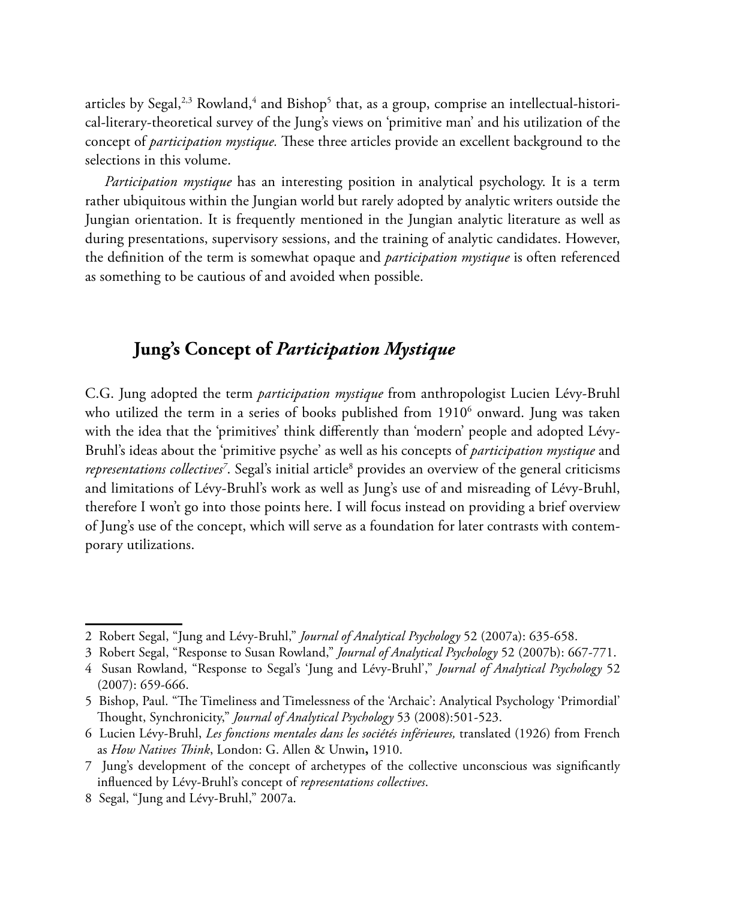articles by Segal,[2,3] Rowland,[4] and Bishop[5] that, as a group, comprise an intellectual-historical-literary-theoretical survey of the Jung's views on 'primitive man' and his utilization of the concept of *participation mystique.* These three articles provide an excellent background to the selections in this volume.

*Participation mystique* has an interesting position in analytical psychology. It is a term rather ubiquitous within the Jungian world but rarely adopted by analytic writers outside the Jungian orientation. It is frequently mentioned in the Jungian analytic literature as well as during presentations, supervisory sessions, and the training of analytic candidates. However, the definition of the term is somewhat opaque and *participation mystique* is often referenced as something to be cautious of and avoided when possible.

## Jung's Concept of *Participation Mystique*

C.G. Jung adopted the term *participation mystique* from anthropologist Lucien Lévy-Bruhl who utilized the term in a series of books published from 1910[6] onward. Jung was taken with the idea that the 'primitives' think differently than 'modern' people and adopted Lévy-Bruhl's ideas about the 'primitive psyche' as well as his concepts of *participation mystique* and *representations collectives*[7]. Segal's initial article[8] provides an overview of the general criticisms and limitations of Lévy-Bruhl's work as well as Jung's use of and misreading of Lévy-Bruhl, therefore I won't go into those points here. I will focus instead on providing a brief overview of Jung's use of the concept, which will serve as a foundation for later contrasts with contemporary utilizations.

---

2 Robert Segal, "Jung and Lévy-Bruhl," *Journal of Analytical Psychology* 52 (2007a): 635-658.

3 Robert Segal, "Response to Susan Rowland," *Journal of Analytical Psychology* 52 (2007b): 667-771.

4 Susan Rowland, "Response to Segal's 'Jung and Lévy-Bruhl'," *Journal of Analytical Psychology* 52 (2007): 659-666.

5 Bishop, Paul. "The Timeliness and Timelessness of the 'Archaic': Analytical Psychology 'Primordial' Thought, Synchronicity," *Journal of Analytical Psychology* 53 (2008):501-523.

6 Lucien Lévy-Bruhl, *Les fonctions mentales dans les sociétés inférieures,* translated (1926) from French as *How Natives Think*, London: G. Allen & Unwin**,** 1910.

7 Jung's development of the concept of archetypes of the collective unconscious was significantly influenced by Lévy-Bruhl's concept of *representations collectives*.

8 Segal, "Jung and Lévy-Bruhl," 2007a.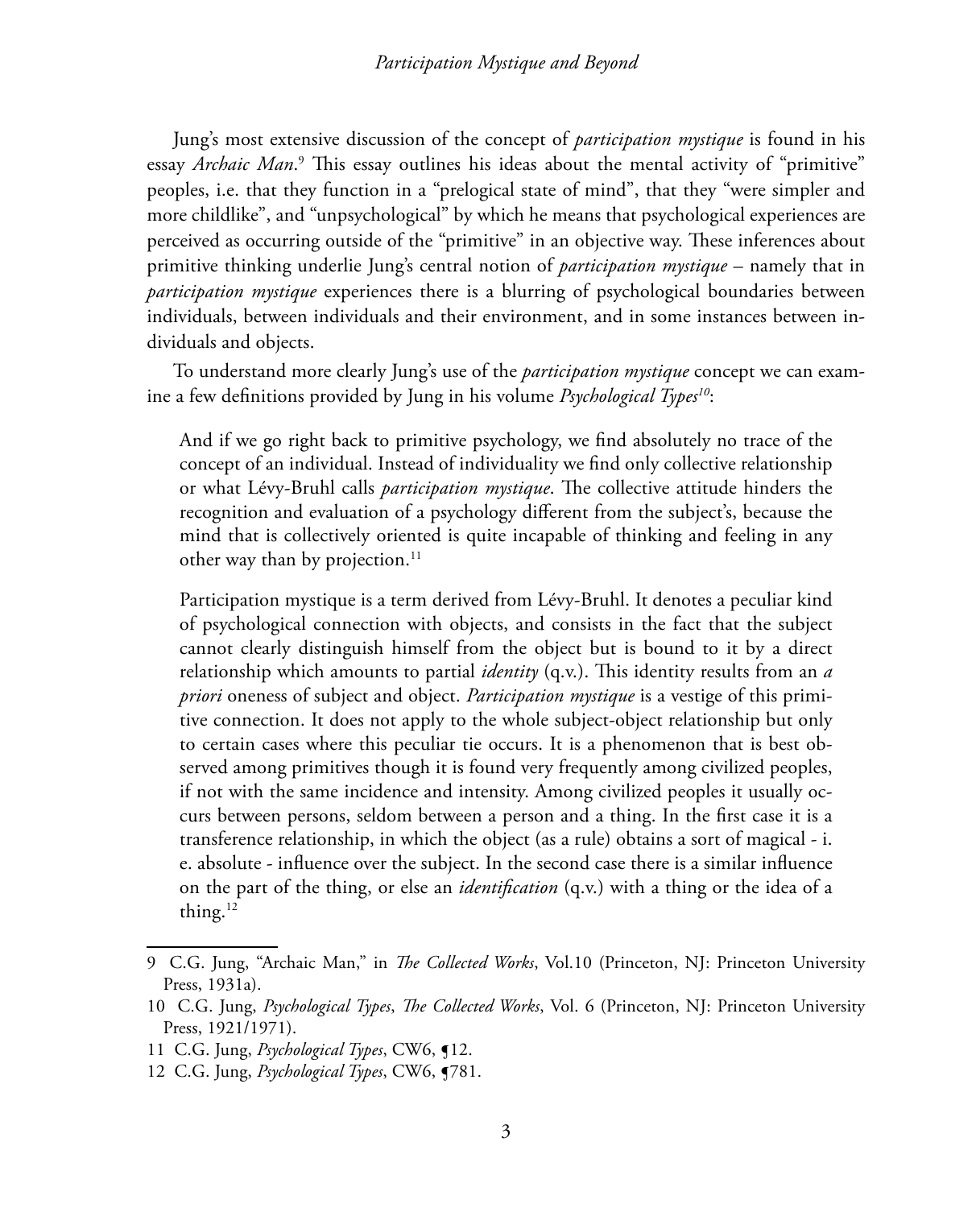Jung's most extensive discussion of the concept of *participation mystique* is found in his essay *Archaic Man*.[9] This essay outlines his ideas about the mental activity of "primitive" peoples, i.e. that they function in a "prelogical state of mind", that they "were simpler and more childlike", and "unpsychological" by which he means that psychological experiences are perceived as occurring outside of the "primitive" in an objective way. These inferences about primitive thinking underlie Jung's central notion of *participation mystique* – namely that in *participation mystique* experiences there is a blurring of psychological boundaries between individuals, between individuals and their environment, and in some instances between individuals and objects.

To understand more clearly Jung's use of the *participation mystique* concept we can examine a few definitions provided by Jung in his volume *Psychological Types*[10]:

> And if we go right back to primitive psychology, we find absolutely no trace of the concept of an individual. Instead of individuality we find only collective relationship or what Lévy-Bruhl calls *participation mystique*. The collective attitude hinders the recognition and evaluation of a psychology different from the subject's, because the mind that is collectively oriented is quite incapable of thinking and feeling in any other way than by projection.[11]

> Participation mystique is a term derived from Lévy-Bruhl. It denotes a peculiar kind of psychological connection with objects, and consists in the fact that the subject cannot clearly distinguish himself from the object but is bound to it by a direct relationship which amounts to partial *identity* (q.v.). This identity results from an *a priori* oneness of subject and object. *Participation mystique* is a vestige of this primitive connection. It does not apply to the whole subject-object relationship but only to certain cases where this peculiar tie occurs. It is a phenomenon that is best observed among primitives though it is found very frequently among civilized peoples, if not with the same incidence and intensity. Among civilized peoples it usually occurs between persons, seldom between a person and a thing. In the first case it is a transference relationship, in which the object (as a rule) obtains a sort of magical - i. e. absolute - influence over the subject. In the second case there is a similar influence on the part of the thing, or else an *identification* (q.v.) with a thing or the idea of a thing.[12]

---

9 C.G. Jung, "Archaic Man," in *The Collected Works*, Vol.10 (Princeton, NJ: Princeton University Press, 1931a).

10 C.G. Jung, *Psychological Types*, *The Collected Works*, Vol. 6 (Princeton, NJ: Princeton University Press, 1921/1971).

11 C.G. Jung, *Psychological Types*, CW6, ¶12.

12 C.G. Jung, *Psychological Types*, CW6, ¶781.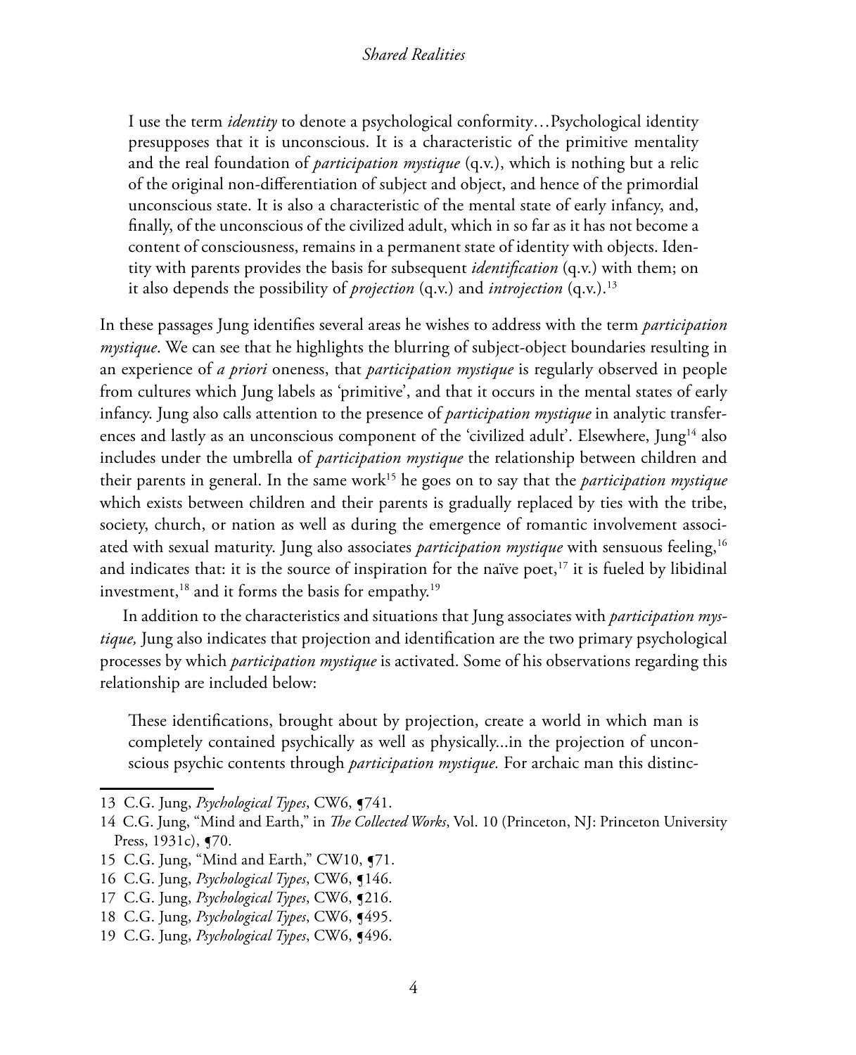> I use the term *identity* to denote a psychological conformity…Psychological identity presupposes that it is unconscious. It is a characteristic of the primitive mentality and the real foundation of *participation mystique* (q.v.), which is nothing but a relic of the original non-differentiation of subject and object, and hence of the primordial unconscious state. It is also a characteristic of the mental state of early infancy, and, finally, of the unconscious of the civilized adult, which in so far as it has not become a content of consciousness, remains in a permanent state of identity with objects. Identity with parents provides the basis for subsequent *identification* (q.v.) with them; on it also depends the possibility of *projection* (q.v.) and *introjection* (q.v.).[13]

In these passages Jung identifies several areas he wishes to address with the term *participation mystique*. We can see that he highlights the blurring of subject-object boundaries resulting in an experience of *a priori* oneness, that *participation mystique* is regularly observed in people from cultures which Jung labels as 'primitive', and that it occurs in the mental states of early infancy. Jung also calls attention to the presence of *participation mystique* in analytic transferences and lastly as an unconscious component of the 'civilized adult'. Elsewhere, Jung[14] also includes under the umbrella of *participation mystique* the relationship between children and their parents in general. In the same work[15] he goes on to say that the *participation mystique* which exists between children and their parents is gradually replaced by ties with the tribe, society, church, or nation as well as during the emergence of romantic involvement associated with sexual maturity. Jung also associates *participation mystique* with sensuous feeling,[16] and indicates that: it is the source of inspiration for the naïve poet,[17] it is fueled by libidinal investment,[18] and it forms the basis for empathy.[19]

In addition to the characteristics and situations that Jung associates with *participation mystique,* Jung also indicates that projection and identification are the two primary psychological processes by which *participation mystique* is activated. Some of his observations regarding this relationship are included below:

> These identifications, brought about by projection, create a world in which man is completely contained psychically as well as physically...in the projection of unconscious psychic contents through *participation mystique.* For archaic man this distinc-

---

13 C.G. Jung, *Psychological Types*, CW6, ¶741.

14 C.G. Jung, "Mind and Earth," in *The Collected Works*, Vol. 10 (Princeton, NJ: Princeton University Press, 1931c), ¶70.

15 C.G. Jung, "Mind and Earth," CW10, ¶71.

16 C.G. Jung, *Psychological Types*, CW6, ¶146.

17 C.G. Jung, *Psychological Types*, CW6, ¶216.

18 C.G. Jung, *Psychological Types*, CW6, ¶495.

19 C.G. Jung, *Psychological Types*, CW6, ¶496.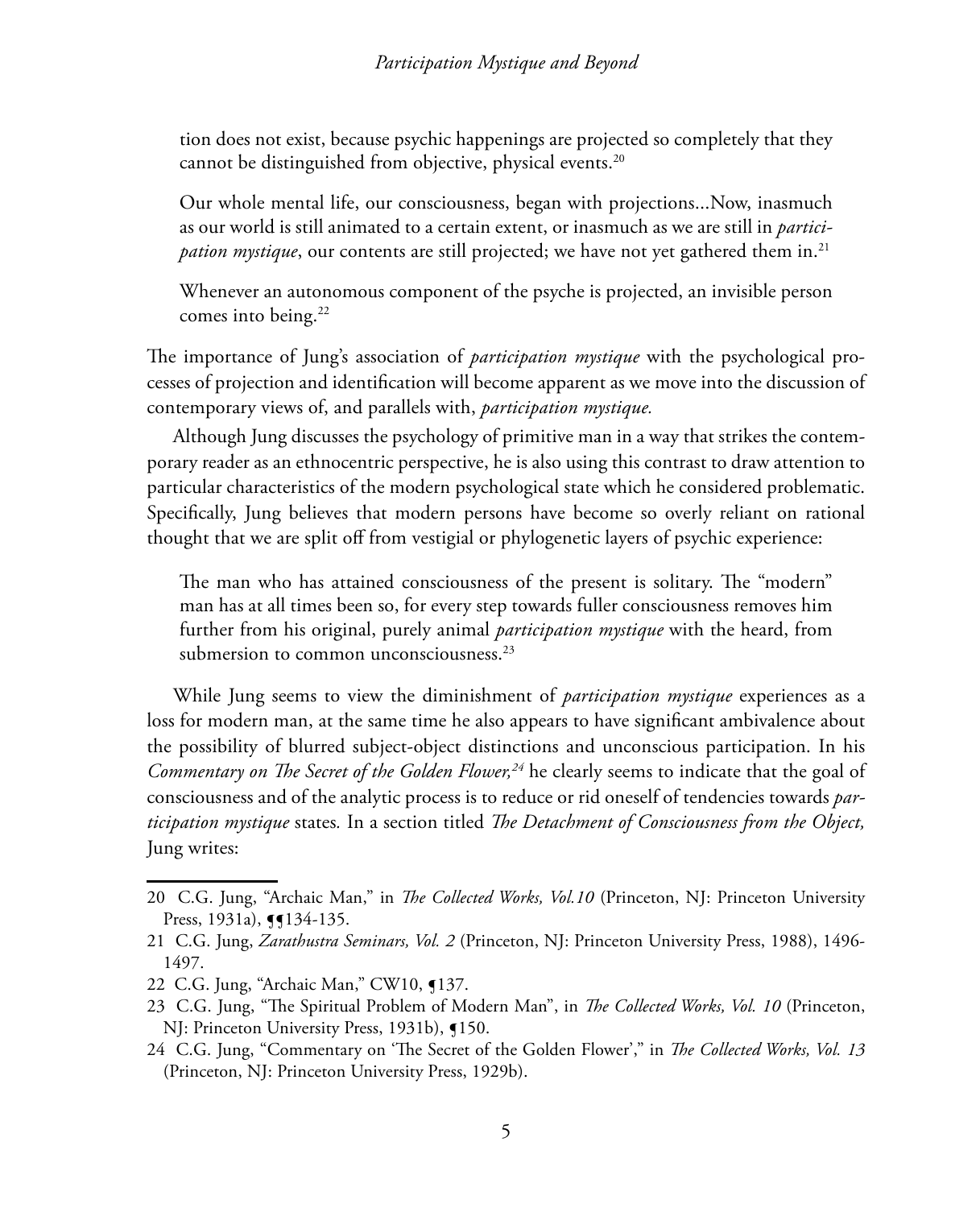> tion does not exist, because psychic happenings are projected so completely that they cannot be distinguished from objective, physical events.[20]

> Our whole mental life, our consciousness, began with projections...Now, inasmuch as our world is still animated to a certain extent, or inasmuch as we are still in *participation mystique*, our contents are still projected; we have not yet gathered them in.[21]

> Whenever an autonomous component of the psyche is projected, an invisible person comes into being.[22]

The importance of Jung's association of *participation mystique* with the psychological processes of projection and identification will become apparent as we move into the discussion of contemporary views of, and parallels with, *participation mystique.*

Although Jung discusses the psychology of primitive man in a way that strikes the contemporary reader as an ethnocentric perspective, he is also using this contrast to draw attention to particular characteristics of the modern psychological state which he considered problematic. Specifically, Jung believes that modern persons have become so overly reliant on rational thought that we are split off from vestigial or phylogenetic layers of psychic experience:

> The man who has attained consciousness of the present is solitary. The "modern" man has at all times been so, for every step towards fuller consciousness removes him further from his original, purely animal *participation mystique* with the heard, from submersion to common unconsciousness.[23]

While Jung seems to view the diminishment of *participation mystique* experiences as a loss for modern man, at the same time he also appears to have significant ambivalence about the possibility of blurred subject-object distinctions and unconscious participation. In his *Commentary on The Secret of the Golden Flower,*[24] he clearly seems to indicate that the goal of consciousness and of the analytic process is to reduce or rid oneself of tendencies towards *participation mystique* states. In a section titled *The Detachment of Consciousness from the Object,* Jung writes:

---

20 C.G. Jung, "Archaic Man," in *The Collected Works, Vol.10* (Princeton, NJ: Princeton University Press, 1931a), ¶¶134-135.

21 C.G. Jung, *Zarathustra Seminars, Vol. 2* (Princeton, NJ: Princeton University Press, 1988), 1496-1497.

22 C.G. Jung, "Archaic Man," CW10, ¶137.

23 C.G. Jung, "The Spiritual Problem of Modern Man", in *The Collected Works, Vol. 10* (Princeton, NJ: Princeton University Press, 1931b), ¶150.

24 C.G. Jung, "Commentary on 'The Secret of the Golden Flower'," in *The Collected Works, Vol. 13* (Princeton, NJ: Princeton University Press, 1929b).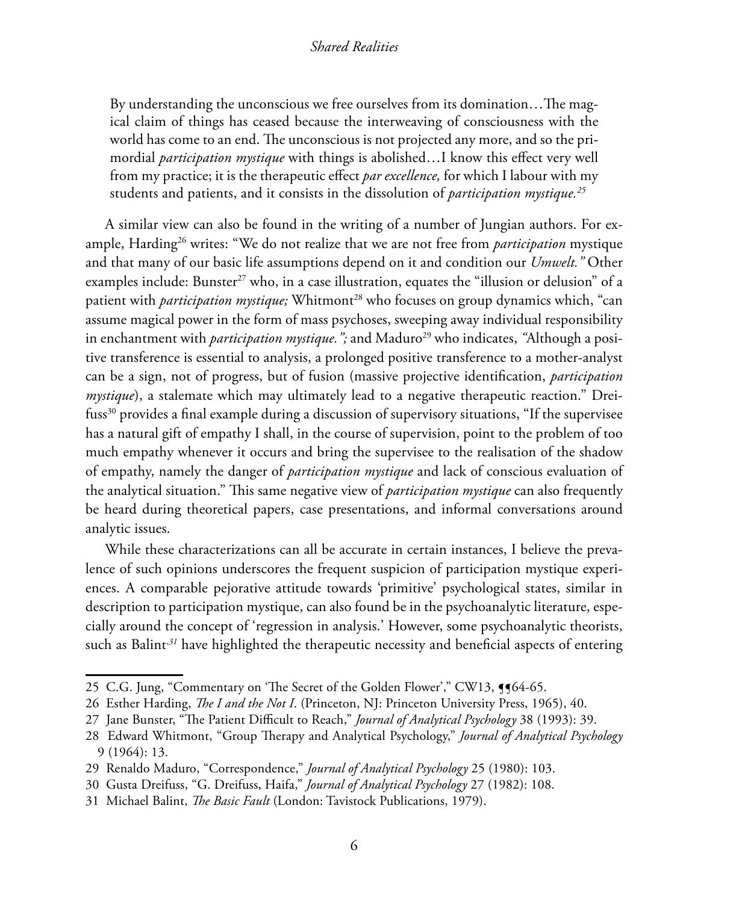> By understanding the unconscious we free ourselves from its domination…The magical claim of things has ceased because the interweaving of consciousness with the world has come to an end. The unconscious is not projected any more, and so the primordial *participation mystique* with things is abolished…I know this effect very well from my practice; it is the therapeutic effect *par excellence,* for which I labour with my students and patients, and it consists in the dissolution of *participation mystique.*[25]

A similar view can also be found in the writing of a number of Jungian authors. For example, Harding[26] writes: "We do not realize that we are not free from *participation* mystique and that many of our basic life assumptions depend on it and condition our *Umwelt."* Other examples include: Bunster[27] who, in a case illustration, equates the "illusion or delusion" of a patient with *participation mystique;* Whitmont[28] who focuses on group dynamics which, "can assume magical power in the form of mass psychoses, sweeping away individual responsibility in enchantment with *participation mystique.";* and Maduro[29] who indicates, "Although a positive transference is essential to analysis, a prolonged positive transference to a mother-analyst can be a sign, not of progress, but of fusion (massive projective identification, *participation mystique*), a stalemate which may ultimately lead to a negative therapeutic reaction." Dreifuss[30] provides a final example during a discussion of supervisory situations, "If the supervisee has a natural gift of empathy I shall, in the course of supervision, point to the problem of too much empathy whenever it occurs and bring the supervisee to the realisation of the shadow of empathy, namely the danger of *participation mystique* and lack of conscious evaluation of the analytical situation." This same negative view of *participation mystique* can also frequently be heard during theoretical papers, case presentations, and informal conversations around analytic issues.

While these characterizations can all be accurate in certain instances, I believe the prevalence of such opinions underscores the frequent suspicion of participation mystique experiences. A comparable pejorative attitude towards 'primitive' psychological states, similar in description to participation mystique, can also found be in the psychoanalytic literature, especially around the concept of 'regression in analysis.' However, some psychoanalytic theorists, such as Balint[31] have highlighted the therapeutic necessity and beneficial aspects of entering

---

25 C.G. Jung, "Commentary on 'The Secret of the Golden Flower'," CW13, ¶¶64-65.

26 Esther Harding, *The I and the Not I*. (Princeton, NJ: Princeton University Press, 1965), 40.

27 Jane Bunster, "The Patient Difficult to Reach," *Journal of Analytical Psychology* 38 (1993): 39.

28 Edward Whitmont, "Group Therapy and Analytical Psychology," *Journal of Analytical Psychology* 9 (1964): 13.

29 Renaldo Maduro, "Correspondence," *Journal of Analytical Psychology* 25 (1980): 103.

30 Gusta Dreifuss, "G. Dreifuss, Haifa," *Journal of Analytical Psychology* 27 (1982): 108.

31 Michael Balint, *The Basic Fault* (London: Tavistock Publications, 1979).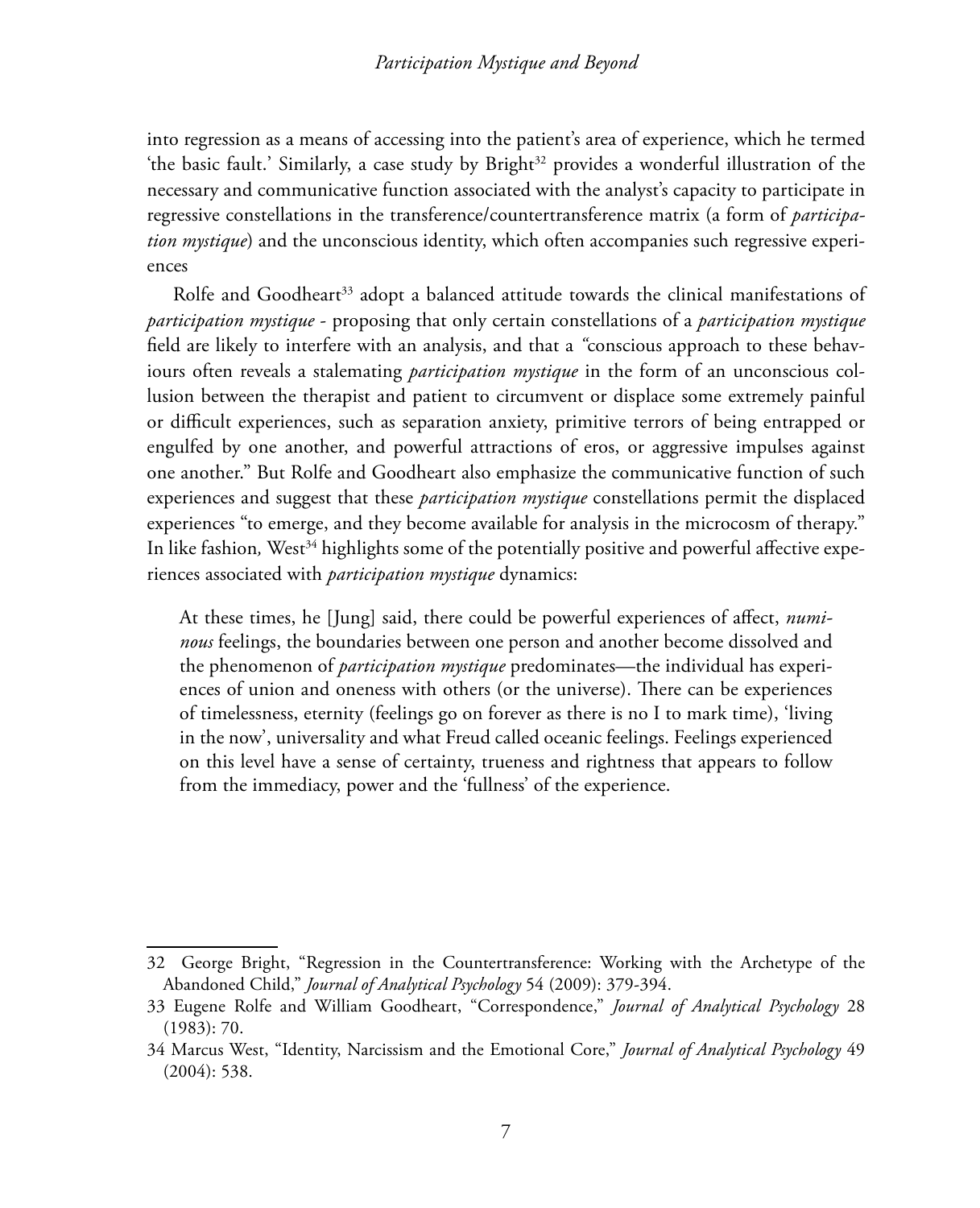into regression as a means of accessing into the patient's area of experience, which he termed 'the basic fault.' Similarly, a case study by Bright[32] provides a wonderful illustration of the necessary and communicative function associated with the analyst's capacity to participate in regressive constellations in the transference/countertransference matrix (a form of *participation mystique*) and the unconscious identity, which often accompanies such regressive experiences

Rolfe and Goodheart[33] adopt a balanced attitude towards the clinical manifestations of *participation mystique* - proposing that only certain constellations of a *participation mystique* field are likely to interfere with an analysis, and that a "conscious approach to these behaviours often reveals a stalemating *participation mystique* in the form of an unconscious collusion between the therapist and patient to circumvent or displace some extremely painful or difficult experiences, such as separation anxiety, primitive terrors of being entrapped or engulfed by one another, and powerful attractions of eros, or aggressive impulses against one another." But Rolfe and Goodheart also emphasize the communicative function of such experiences and suggest that these *participation mystique* constellations permit the displaced experiences "to emerge, and they become available for analysis in the microcosm of therapy." In like fashion, West[34] highlights some of the potentially positive and powerful affective experiences associated with *participation mystique* dynamics:

> At these times, he [Jung] said, there could be powerful experiences of affect, *numinous* feelings, the boundaries between one person and another become dissolved and the phenomenon of *participation mystique* predominates—the individual has experiences of union and oneness with others (or the universe). There can be experiences of timelessness, eternity (feelings go on forever as there is no I to mark time), 'living in the now', universality and what Freud called oceanic feelings. Feelings experienced on this level have a sense of certainty, trueness and rightness that appears to follow from the immediacy, power and the 'fullness' of the experience.

---

32 George Bright, "Regression in the Countertransference: Working with the Archetype of the Abandoned Child," *Journal of Analytical Psychology* 54 (2009): 379-394.

33 Eugene Rolfe and William Goodheart, "Correspondence," *Journal of Analytical Psychology* 28 (1983): 70.

34 Marcus West, "Identity, Narcissism and the Emotional Core," *Journal of Analytical Psychology* 49 (2004): 538.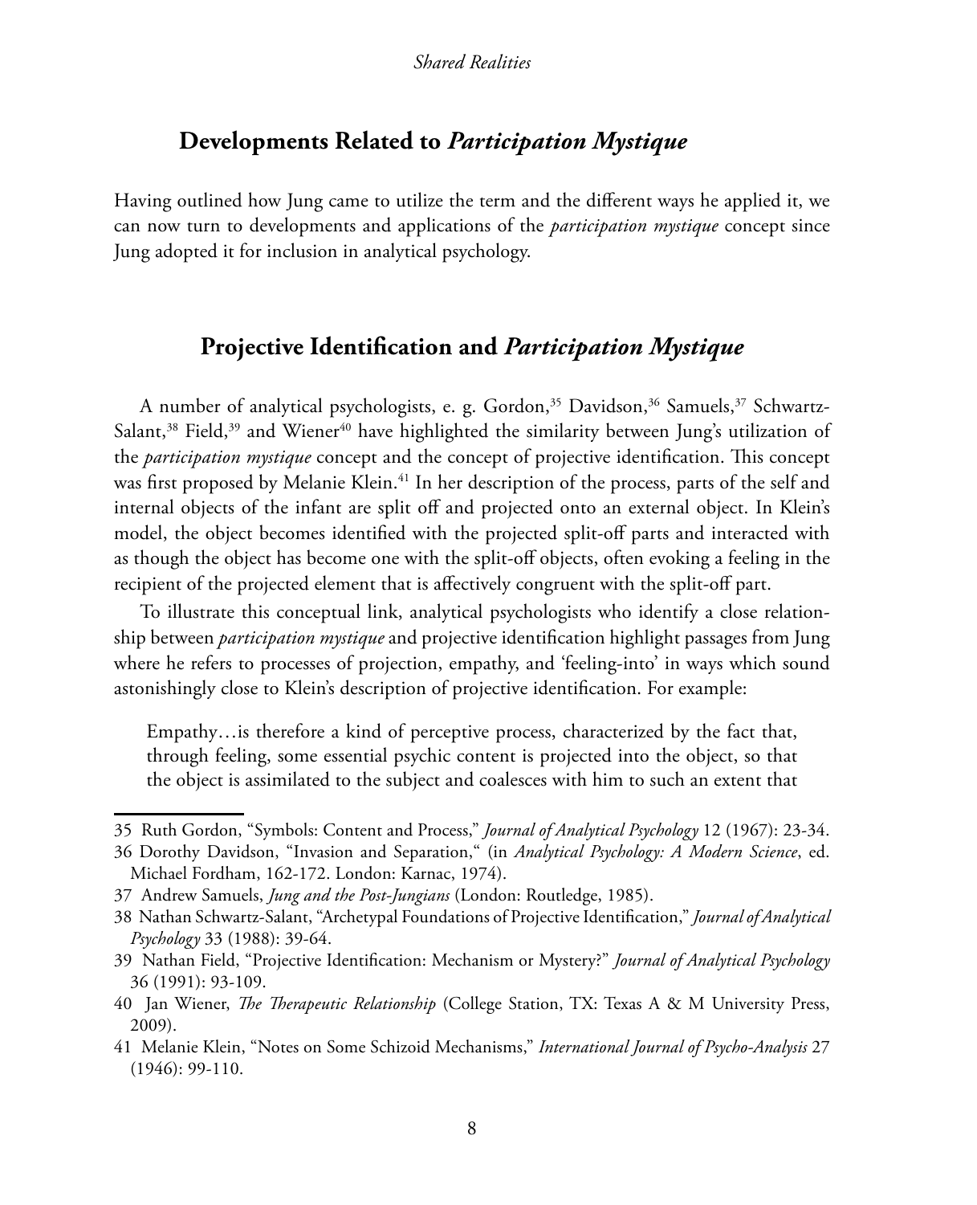## Developments Related to *Participation Mystique*

Having outlined how Jung came to utilize the term and the different ways he applied it, we can now turn to developments and applications of the *participation mystique* concept since Jung adopted it for inclusion in analytical psychology.

## Projective Identification and *Participation Mystique*

A number of analytical psychologists, e. g. Gordon,[35] Davidson,[36] Samuels,[37] Schwartz-Salant,[38] Field,[39] and Wiener[40] have highlighted the similarity between Jung's utilization of the *participation mystique* concept and the concept of projective identification. This concept was first proposed by Melanie Klein.[41] In her description of the process, parts of the self and internal objects of the infant are split off and projected onto an external object. In Klein's model, the object becomes identified with the projected split-off parts and interacted with as though the object has become one with the split-off objects, often evoking a feeling in the recipient of the projected element that is affectively congruent with the split-off part.

To illustrate this conceptual link, analytical psychologists who identify a close relationship between *participation mystique* and projective identification highlight passages from Jung where he refers to processes of projection, empathy, and 'feeling-into' in ways which sound astonishingly close to Klein's description of projective identification. For example:

> Empathy…is therefore a kind of perceptive process, characterized by the fact that, through feeling, some essential psychic content is projected into the object, so that the object is assimilated to the subject and coalesces with him to such an extent that

---

35 Ruth Gordon, "Symbols: Content and Process," *Journal of Analytical Psychology* 12 (1967): 23-34.

36 Dorothy Davidson, "Invasion and Separation," (in *Analytical Psychology: A Modern Science*, ed. Michael Fordham, 162-172. London: Karnac, 1974).

37 Andrew Samuels, *Jung and the Post-Jungians* (London: Routledge, 1985).

38 Nathan Schwartz-Salant, "Archetypal Foundations of Projective Identification," *Journal of Analytical Psychology* 33 (1988): 39-64.

39 Nathan Field, "Projective Identification: Mechanism or Mystery?" *Journal of Analytical Psychology* 36 (1991): 93-109.

40 Jan Wiener, *The Therapeutic Relationship* (College Station, TX: Texas A & M University Press, 2009).

41 Melanie Klein, "Notes on Some Schizoid Mechanisms," *International Journal of Psycho-Analysis* 27 (1946): 99-110.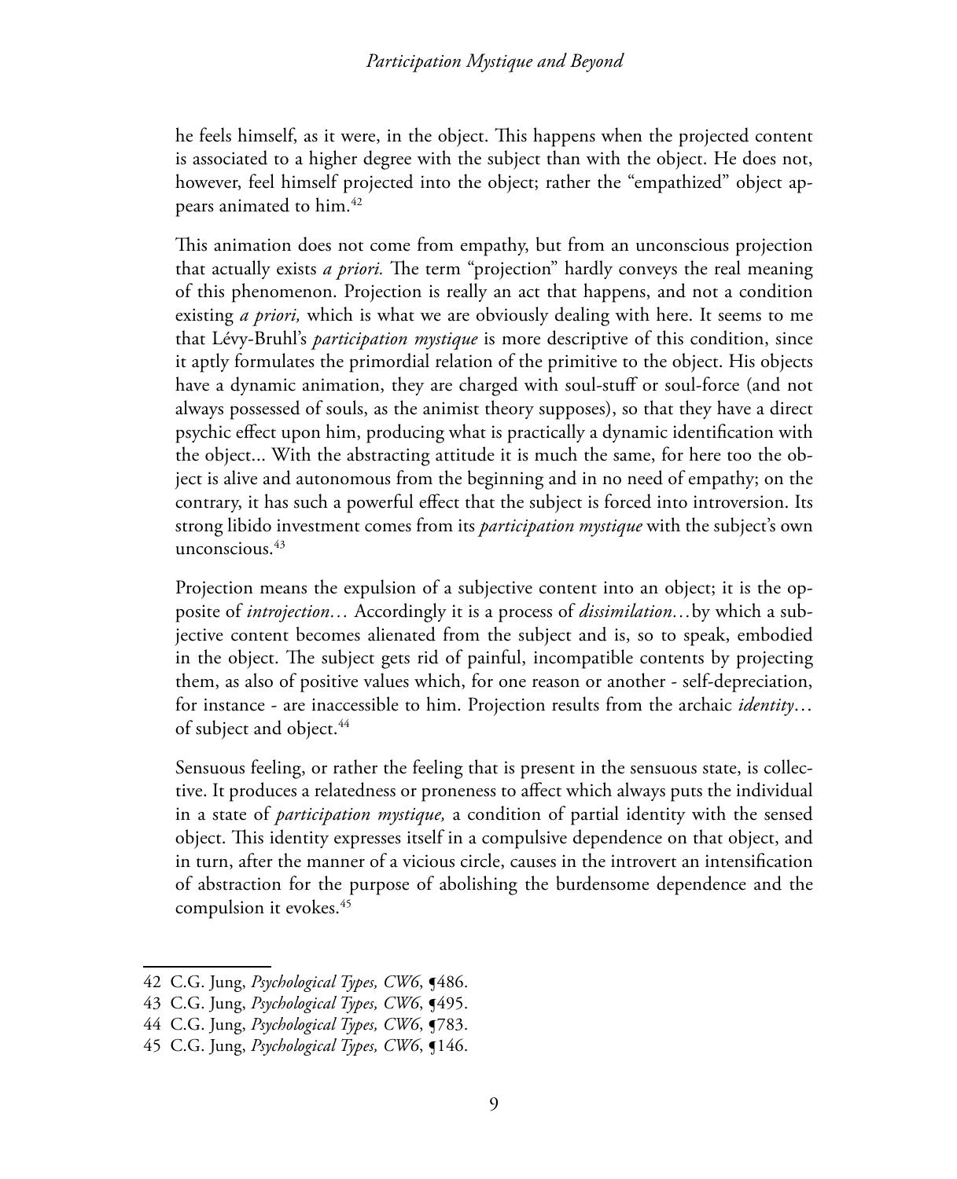he feels himself, as it were, in the object. This happens when the projected content is associated to a higher degree with the subject than with the object. He does not, however, feel himself projected into the object; rather the "empathized" object appears animated to him.[42]

This animation does not come from empathy, but from an unconscious projection that actually exists *a priori.* The term "projection" hardly conveys the real meaning of this phenomenon. Projection is really an act that happens, and not a condition existing *a priori,* which is what we are obviously dealing with here. It seems to me that Lévy-Bruhl's *participation mystique* is more descriptive of this condition, since it aptly formulates the primordial relation of the primitive to the object. His objects have a dynamic animation, they are charged with soul-stuff or soul-force (and not always possessed of souls, as the animist theory supposes), so that they have a direct psychic effect upon him, producing what is practically a dynamic identification with the object... With the abstracting attitude it is much the same, for here too the object is alive and autonomous from the beginning and in no need of empathy; on the contrary, it has such a powerful effect that the subject is forced into introversion. Its strong libido investment comes from its *participation mystique* with the subject's own unconscious.[43]

Projection means the expulsion of a subjective content into an object; it is the opposite of *introjection…* Accordingly it is a process of *dissimilation…* by which a subjective content becomes alienated from the subject and is, so to speak, embodied in the object. The subject gets rid of painful, incompatible contents by projecting them, as also of positive values which, for one reason or another - self-depreciation, for instance - are inaccessible to him. Projection results from the archaic *identity*… of subject and object.[44]

Sensuous feeling, or rather the feeling that is present in the sensuous state, is collective. It produces a relatedness or proneness to affect which always puts the individual in a state of *participation mystique,* a condition of partial identity with the sensed object. This identity expresses itself in a compulsive dependence on that object, and in turn, after the manner of a vicious circle, causes in the introvert an intensification of abstraction for the purpose of abolishing the burdensome dependence and the compulsion it evokes.[45]

---

42 C.G. Jung, *Psychological Types, CW6*, ¶486.

43 C.G. Jung, *Psychological Types, CW6*, ¶495.

44 C.G. Jung, *Psychological Types, CW6*, ¶783.

45 C.G. Jung, *Psychological Types, CW6*, ¶146.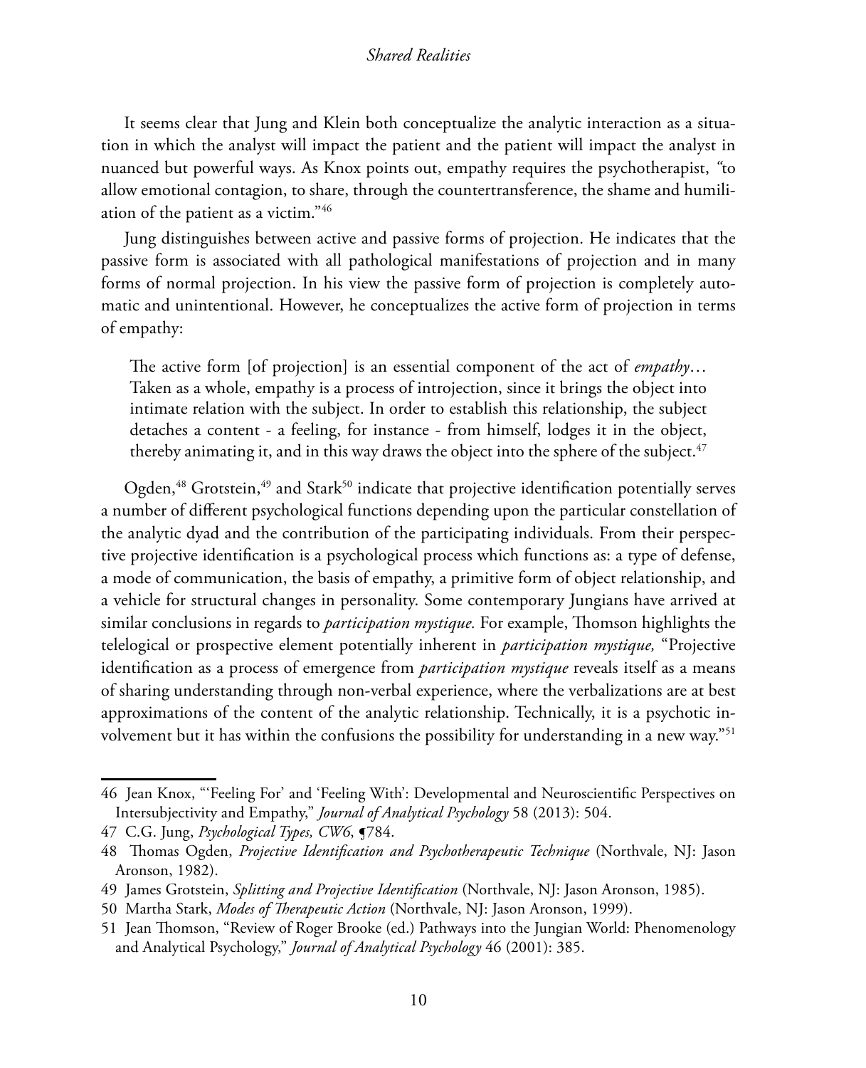It seems clear that Jung and Klein both conceptualize the analytic interaction as a situation in which the analyst will impact the patient and the patient will impact the analyst in nuanced but powerful ways. As Knox points out, empathy requires the psychotherapist, "to allow emotional contagion, to share, through the countertransference, the shame and humiliation of the patient as a victim."[46]

Jung distinguishes between active and passive forms of projection. He indicates that the passive form is associated with all pathological manifestations of projection and in many forms of normal projection. In his view the passive form of projection is completely automatic and unintentional. However, he conceptualizes the active form of projection in terms of empathy:

> The active form [of projection] is an essential component of the act of *empathy*… Taken as a whole, empathy is a process of introjection, since it brings the object into intimate relation with the subject. In order to establish this relationship, the subject detaches a content - a feeling, for instance - from himself, lodges it in the object, thereby animating it, and in this way draws the object into the sphere of the subject.[47]

Ogden,[48] Grotstein,[49] and Stark[50] indicate that projective identification potentially serves a number of different psychological functions depending upon the particular constellation of the analytic dyad and the contribution of the participating individuals. From their perspective projective identification is a psychological process which functions as: a type of defense, a mode of communication, the basis of empathy, a primitive form of object relationship, and a vehicle for structural changes in personality. Some contemporary Jungians have arrived at similar conclusions in regards to *participation mystique.* For example, Thomson highlights the telelogical or prospective element potentially inherent in *participation mystique,* "Projective identification as a process of emergence from *participation mystique* reveals itself as a means of sharing understanding through non-verbal experience, where the verbalizations are at best approximations of the content of the analytic relationship. Technically, it is a psychotic involvement but it has within the confusions the possibility for understanding in a new way."[51]

---

46 Jean Knox, "'Feeling For' and 'Feeling With': Developmental and Neuroscientific Perspectives on Intersubjectivity and Empathy," *Journal of Analytical Psychology* 58 (2013): 504.

47 C.G. Jung, *Psychological Types, CW6*, ¶784.

48 Thomas Ogden, *Projective Identification and Psychotherapeutic Technique* (Northvale, NJ: Jason Aronson, 1982).

49 James Grotstein, *Splitting and Projective Identification* (Northvale, NJ: Jason Aronson, 1985).

50 Martha Stark, *Modes of Therapeutic Action* (Northvale, NJ: Jason Aronson, 1999).

51 Jean Thomson, "Review of Roger Brooke (ed.) Pathways into the Jungian World: Phenomenology and Analytical Psychology," *Journal of Analytical Psychology* 46 (2001): 385.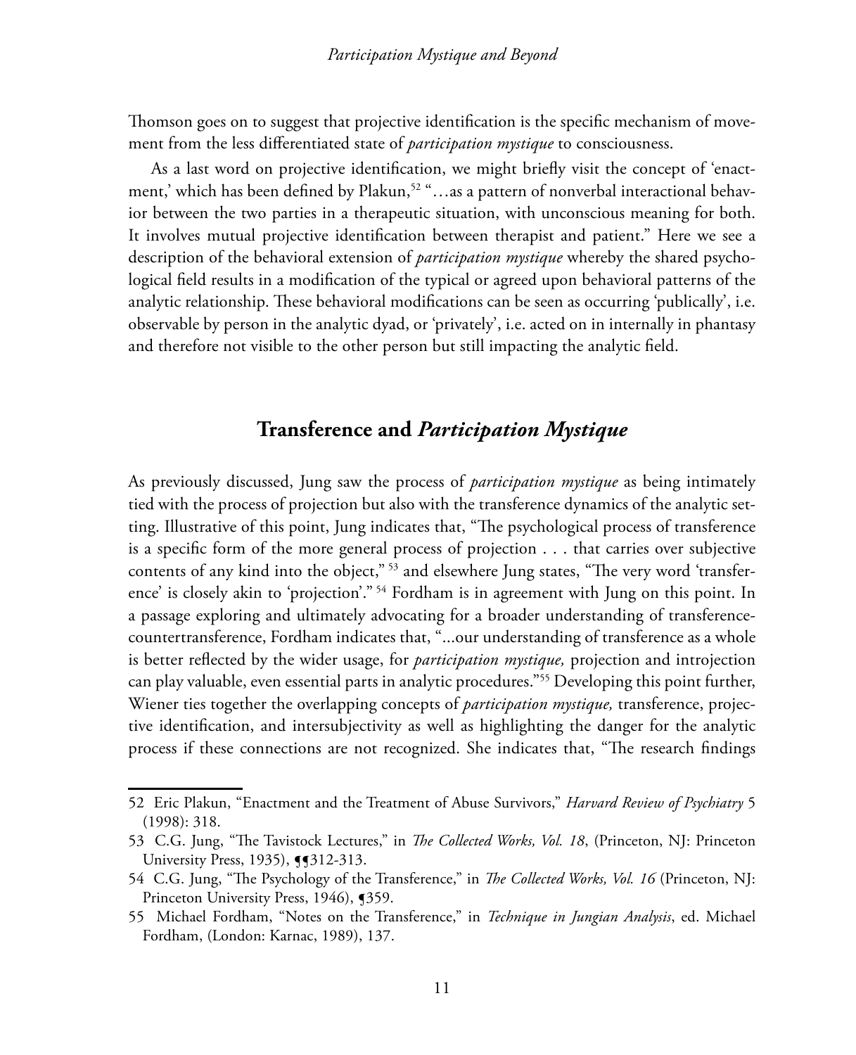Thomson goes on to suggest that projective identification is the specific mechanism of movement from the less differentiated state of *participation mystique* to consciousness.

As a last word on projective identification, we might briefly visit the concept of 'enactment,' which has been defined by Plakun,[52] "…as a pattern of nonverbal interactional behavior between the two parties in a therapeutic situation, with unconscious meaning for both. It involves mutual projective identification between therapist and patient." Here we see a description of the behavioral extension of *participation mystique* whereby the shared psychological field results in a modification of the typical or agreed upon behavioral patterns of the analytic relationship. These behavioral modifications can be seen as occurring 'publically', i.e. observable by person in the analytic dyad, or 'privately', i.e. acted on in internally in phantasy and therefore not visible to the other person but still impacting the analytic field.

## Transference and *Participation Mystique*

As previously discussed, Jung saw the process of *participation mystique* as being intimately tied with the process of projection but also with the transference dynamics of the analytic setting. Illustrative of this point, Jung indicates that, "The psychological process of transference is a specific form of the more general process of projection . . . that carries over subjective contents of any kind into the object," [53] and elsewhere Jung states, "The very word 'transference' is closely akin to 'projection'." [54] Fordham is in agreement with Jung on this point. In a passage exploring and ultimately advocating for a broader understanding of transference-countertransference, Fordham indicates that, "...our understanding of transference as a whole is better reflected by the wider usage, for *participation mystique,* projection and introjection can play valuable, even essential parts in analytic procedures."[55] Developing this point further, Wiener ties together the overlapping concepts of *participation mystique,* transference, projective identification, and intersubjectivity as well as highlighting the danger for the analytic process if these connections are not recognized. She indicates that, "The research findings

---

52 Eric Plakun, "Enactment and the Treatment of Abuse Survivors," *Harvard Review of Psychiatry* 5 (1998): 318.

53 C.G. Jung, "The Tavistock Lectures," in *The Collected Works, Vol. 18*, (Princeton, NJ: Princeton University Press, 1935), ¶¶312-313.

54 C.G. Jung, "The Psychology of the Transference," in *The Collected Works, Vol. 16* (Princeton, NJ: Princeton University Press, 1946), ¶359.

55 Michael Fordham, "Notes on the Transference," in *Technique in Jungian Analysis*, ed. Michael Fordham, (London: Karnac, 1989), 137.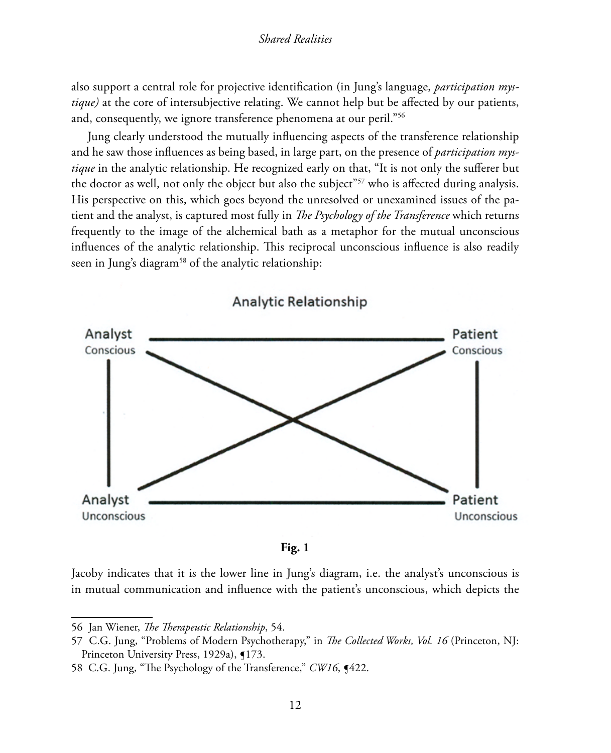also support a central role for projective identification (in Jung's language, *participation mystique)* at the core of intersubjective relating. We cannot help but be affected by our patients, and, consequently, we ignore transference phenomena at our peril."[56]

Jung clearly understood the mutually influencing aspects of the transference relationship and he saw those influences as being based, in large part, on the presence of *participation mystique* in the analytic relationship. He recognized early on that, "It is not only the sufferer but the doctor as well, not only the object but also the subject"[57] who is affected during analysis. His perspective on this, which goes beyond the unresolved or unexamined issues of the patient and the analyst, is captured most fully in *The Psychology of the Transference* which returns frequently to the image of the alchemical bath as a metaphor for the mutual unconscious influences of the analytic relationship. This reciprocal unconscious influence is also readily seen in Jung's diagram[58] of the analytic relationship:

Analytic Relationship

Analyst Conscious — Patient Conscious

Analyst Unconscious — Patient Unconscious

**Fig. 1**

Jacoby indicates that it is the lower line in Jung's diagram, i.e. the analyst's unconscious is in mutual communication and influence with the patient's unconscious, which depicts the

---

56 Jan Wiener, *The Therapeutic Relationship*, 54.

57 C.G. Jung, "Problems of Modern Psychotherapy," in *The Collected Works, Vol. 16* (Princeton, NJ: Princeton University Press, 1929a), ¶173.

58 C.G. Jung, "The Psychology of the Transference," *CW16*, ¶422.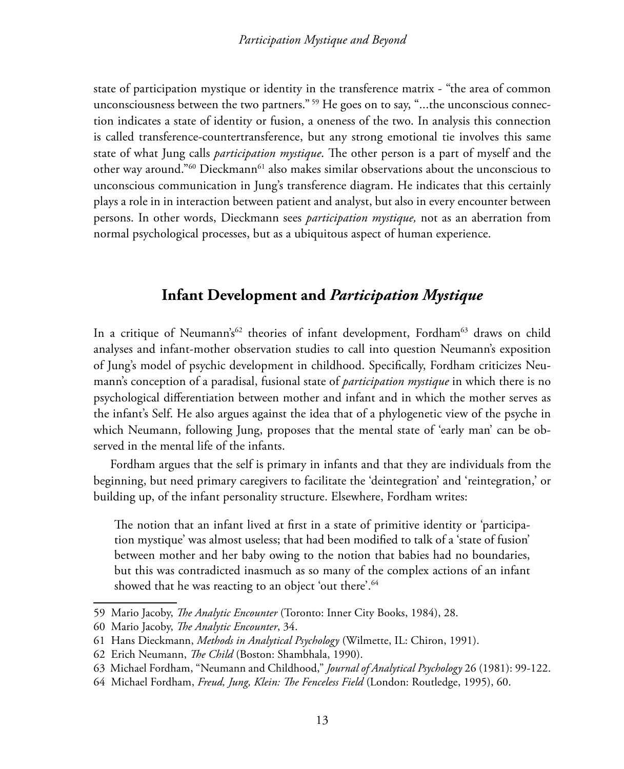state of participation mystique or identity in the transference matrix - "the area of common unconsciousness between the two partners."[59] He goes on to say, "...the unconscious connection indicates a state of identity or fusion, a oneness of the two. In analysis this connection is called transference-countertransference, but any strong emotional tie involves this same state of what Jung calls *participation mystique*. The other person is a part of myself and the other way around."[60] Dieckmann[61] also makes similar observations about the unconscious to unconscious communication in Jung's transference diagram. He indicates that this certainly plays a role in in interaction between patient and analyst, but also in every encounter between persons. In other words, Dieckmann sees *participation mystique,* not as an aberration from normal psychological processes, but as a ubiquitous aspect of human experience.

## Infant Development and *Participation Mystique*

In a critique of Neumann's[62] theories of infant development, Fordham[63] draws on child analyses and infant-mother observation studies to call into question Neumann's exposition of Jung's model of psychic development in childhood. Specifically, Fordham criticizes Neumann's conception of a paradisal, fusional state of *participation mystique* in which there is no psychological differentiation between mother and infant and in which the mother serves as the infant's Self. He also argues against the idea that of a phylogenetic view of the psyche in which Neumann, following Jung, proposes that the mental state of 'early man' can be observed in the mental life of the infants.

Fordham argues that the self is primary in infants and that they are individuals from the beginning, but need primary caregivers to facilitate the 'deintegration' and 'reintegration,' or building up, of the infant personality structure. Elsewhere, Fordham writes:

> The notion that an infant lived at first in a state of primitive identity or 'participation mystique' was almost useless; that had been modified to talk of a 'state of fusion' between mother and her baby owing to the notion that babies had no boundaries, but this was contradicted inasmuch as so many of the complex actions of an infant showed that he was reacting to an object 'out there'.[64]

---

59 Mario Jacoby, *The Analytic Encounter* (Toronto: Inner City Books, 1984), 28.

60 Mario Jacoby, *The Analytic Encounter*, 34.

61 Hans Dieckmann, *Methods in Analytical Psychology* (Wilmette, IL: Chiron, 1991).

62 Erich Neumann, *The Child* (Boston: Shambhala, 1990).

63 Michael Fordham, "Neumann and Childhood," *Journal of Analytical Psychology* 26 (1981): 99-122.

64 Michael Fordham, *Freud, Jung, Klein: The Fenceless Field* (London: Routledge, 1995), 60.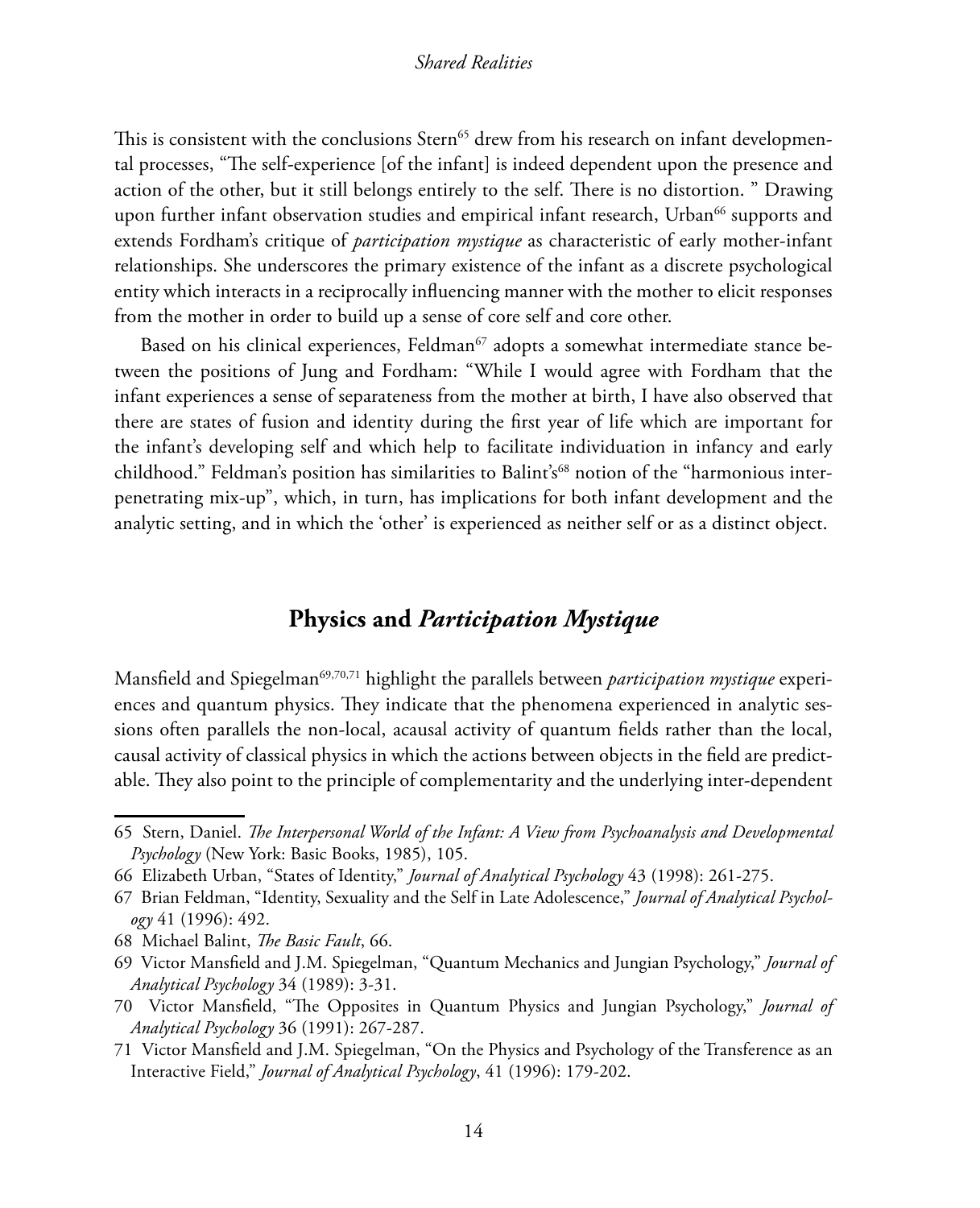This is consistent with the conclusions Stern[65] drew from his research on infant developmental processes, "The self-experience [of the infant] is indeed dependent upon the presence and action of the other, but it still belongs entirely to the self. There is no distortion. " Drawing upon further infant observation studies and empirical infant research, Urban[66] supports and extends Fordham's critique of *participation mystique* as characteristic of early mother-infant relationships. She underscores the primary existence of the infant as a discrete psychological entity which interacts in a reciprocally influencing manner with the mother to elicit responses from the mother in order to build up a sense of core self and core other.

Based on his clinical experiences, Feldman[67] adopts a somewhat intermediate stance between the positions of Jung and Fordham: "While I would agree with Fordham that the infant experiences a sense of separateness from the mother at birth, I have also observed that there are states of fusion and identity during the first year of life which are important for the infant's developing self and which help to facilitate individuation in infancy and early childhood." Feldman's position has similarities to Balint's[68] notion of the "harmonious interpenetrating mix-up", which, in turn, has implications for both infant development and the analytic setting, and in which the 'other' is experienced as neither self or as a distinct object.

## Physics and *Participation Mystique*

Mansfield and Spiegelman[69,70,71] highlight the parallels between *participation mystique* experiences and quantum physics. They indicate that the phenomena experienced in analytic sessions often parallels the non-local, acausal activity of quantum fields rather than the local, causal activity of classical physics in which the actions between objects in the field are predictable. They also point to the principle of complementarity and the underlying inter-dependent

---

65 Stern, Daniel. *The Interpersonal World of the Infant: A View from Psychoanalysis and Developmental Psychology* (New York: Basic Books, 1985), 105.

66 Elizabeth Urban, "States of Identity," *Journal of Analytical Psychology* 43 (1998): 261-275.

67 Brian Feldman, "Identity, Sexuality and the Self in Late Adolescence," *Journal of Analytical Psychology* 41 (1996): 492.

68 Michael Balint, *The Basic Fault*, 66.

69 Victor Mansfield and J.M. Spiegelman, "Quantum Mechanics and Jungian Psychology," *Journal of Analytical Psychology* 34 (1989): 3-31.

70 Victor Mansfield, "The Opposites in Quantum Physics and Jungian Psychology," *Journal of Analytical Psychology* 36 (1991): 267-287.

71 Victor Mansfield and J.M. Spiegelman, "On the Physics and Psychology of the Transference as an Interactive Field," *Journal of Analytical Psychology*, 41 (1996): 179-202.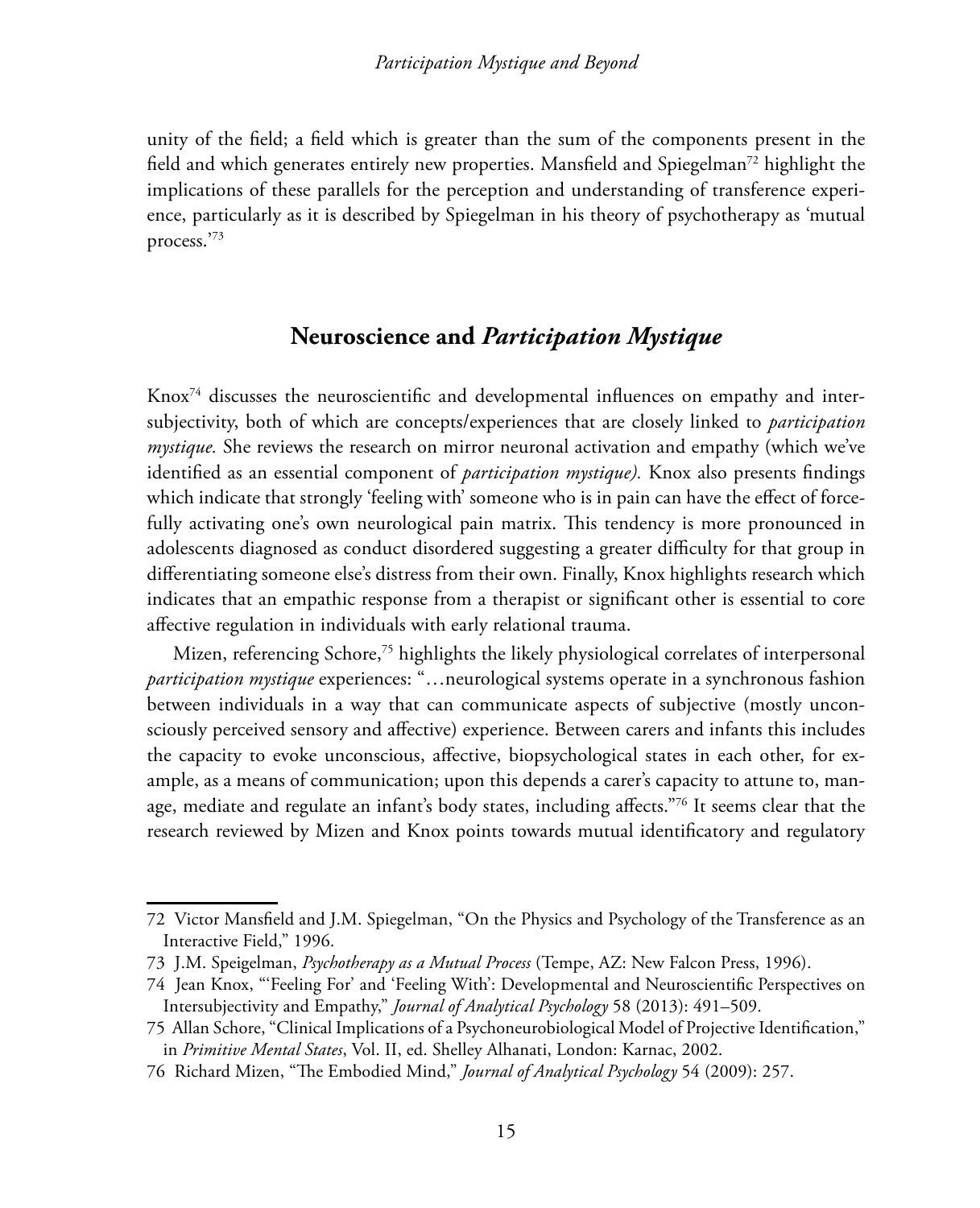unity of the field; a field which is greater than the sum of the components present in the field and which generates entirely new properties. Mansfield and Spiegelman[72] highlight the implications of these parallels for the perception and understanding of transference experience, particularly as it is described by Spiegelman in his theory of psychotherapy as 'mutual process.'[73]

## Neuroscience and *Participation Mystique*

Knox[74] discusses the neuroscientific and developmental influences on empathy and intersubjectivity, both of which are concepts/experiences that are closely linked to *participation mystique.* She reviews the research on mirror neuronal activation and empathy (which we've identified as an essential component of *participation mystique).* Knox also presents findings which indicate that strongly 'feeling with' someone who is in pain can have the effect of forcefully activating one's own neurological pain matrix. This tendency is more pronounced in adolescents diagnosed as conduct disordered suggesting a greater difficulty for that group in differentiating someone else's distress from their own. Finally, Knox highlights research which indicates that an empathic response from a therapist or significant other is essential to core affective regulation in individuals with early relational trauma.

Mizen, referencing Schore,[75] highlights the likely physiological correlates of interpersonal *participation mystique* experiences: "…neurological systems operate in a synchronous fashion between individuals in a way that can communicate aspects of subjective (mostly unconsciously perceived sensory and affective) experience. Between carers and infants this includes the capacity to evoke unconscious, affective, biopsychological states in each other, for example, as a means of communication; upon this depends a carer's capacity to attune to, manage, mediate and regulate an infant's body states, including affects."[76] It seems clear that the research reviewed by Mizen and Knox points towards mutual identificatory and regulatory

---

72 Victor Mansfield and J.M. Spiegelman, "On the Physics and Psychology of the Transference as an Interactive Field," 1996.

73 J.M. Speigelman, *Psychotherapy as a Mutual Process* (Tempe, AZ: New Falcon Press, 1996).

74 Jean Knox, "'Feeling For' and 'Feeling With': Developmental and Neuroscientific Perspectives on Intersubjectivity and Empathy," *Journal of Analytical Psychology* 58 (2013): 491–509.

75 Allan Schore, "Clinical Implications of a Psychoneurobiological Model of Projective Identification," in *Primitive Mental States*, Vol. II, ed. Shelley Alhanati, London: Karnac, 2002.

76 Richard Mizen, "The Embodied Mind," *Journal of Analytical Psychology* 54 (2009): 257.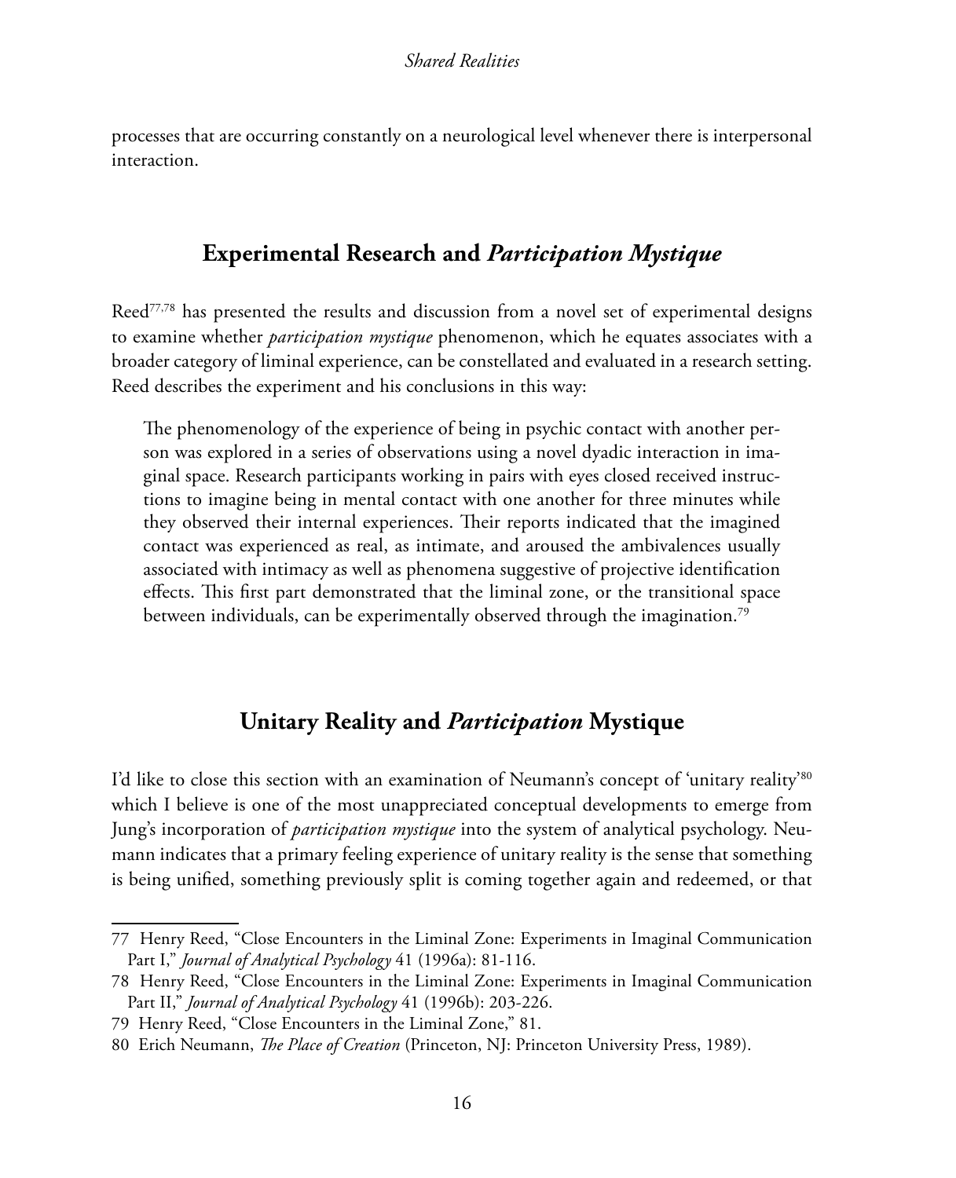processes that are occurring constantly on a neurological level whenever there is interpersonal interaction.

## Experimental Research and *Participation Mystique*

Reed[77,78] has presented the results and discussion from a novel set of experimental designs to examine whether *participation mystique* phenomenon, which he equates associates with a broader category of liminal experience, can be constellated and evaluated in a research setting. Reed describes the experiment and his conclusions in this way:

> The phenomenology of the experience of being in psychic contact with another person was explored in a series of observations using a novel dyadic interaction in imaginal space. Research participants working in pairs with eyes closed received instructions to imagine being in mental contact with one another for three minutes while they observed their internal experiences. Their reports indicated that the imagined contact was experienced as real, as intimate, and aroused the ambivalences usually associated with intimacy as well as phenomena suggestive of projective identification effects. This first part demonstrated that the liminal zone, or the transitional space between individuals, can be experimentally observed through the imagination.[79]

## Unitary Reality and *Participation* Mystique

I'd like to close this section with an examination of Neumann's concept of 'unitary reality'[80] which I believe is one of the most unappreciated conceptual developments to emerge from Jung's incorporation of *participation mystique* into the system of analytical psychology. Neumann indicates that a primary feeling experience of unitary reality is the sense that something is being unified, something previously split is coming together again and redeemed, or that

---

77 Henry Reed, "Close Encounters in the Liminal Zone: Experiments in Imaginal Communication Part I," *Journal of Analytical Psychology* 41 (1996a): 81-116.

78 Henry Reed, "Close Encounters in the Liminal Zone: Experiments in Imaginal Communication Part II," *Journal of Analytical Psychology* 41 (1996b): 203-226.

79 Henry Reed, "Close Encounters in the Liminal Zone," 81.

80 Erich Neumann, *The Place of Creation* (Princeton, NJ: Princeton University Press, 1989).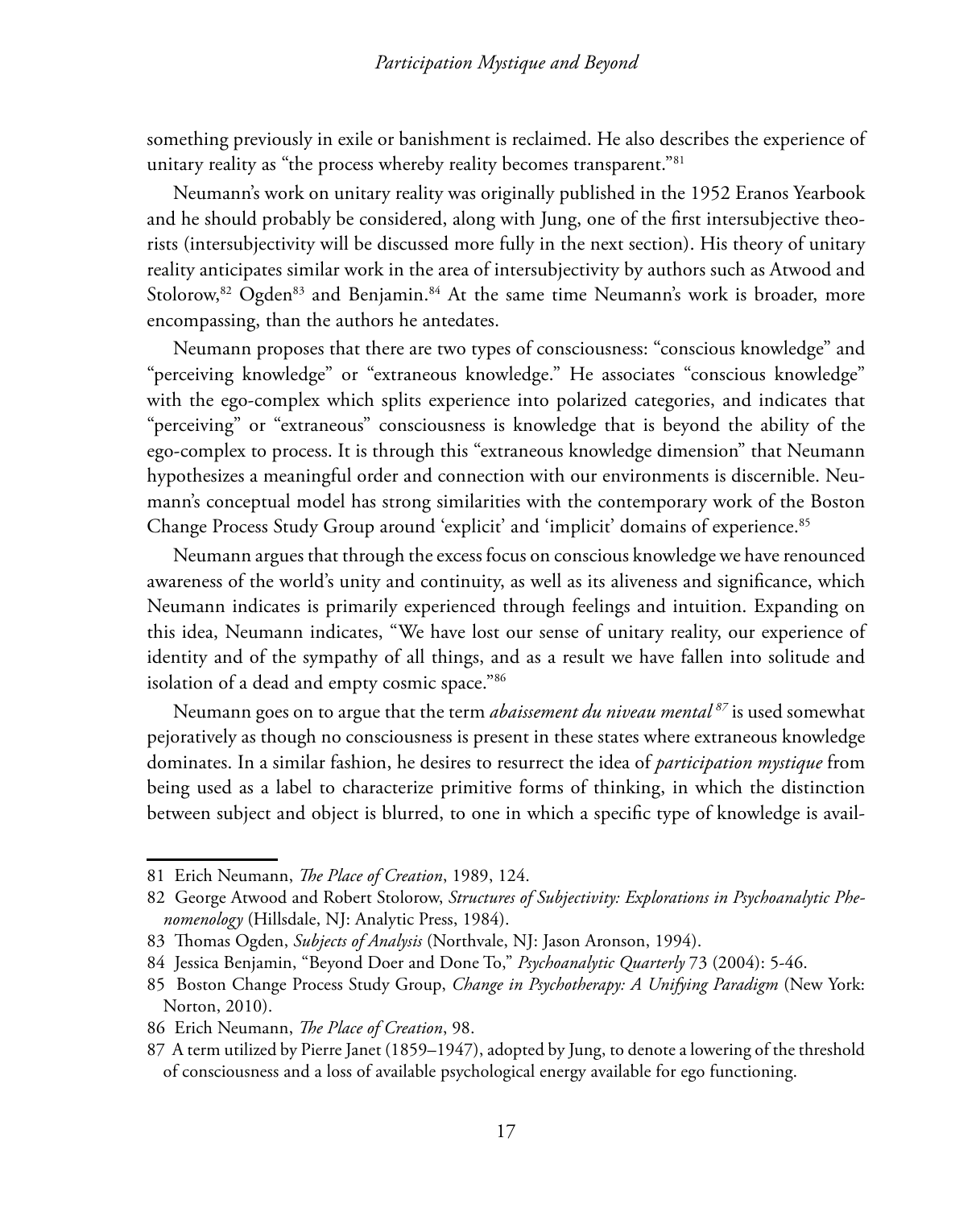something previously in exile or banishment is reclaimed. He also describes the experience of unitary reality as "the process whereby reality becomes transparent."[81]

Neumann's work on unitary reality was originally published in the 1952 Eranos Yearbook and he should probably be considered, along with Jung, one of the first intersubjective theorists (intersubjectivity will be discussed more fully in the next section). His theory of unitary reality anticipates similar work in the area of intersubjectivity by authors such as Atwood and Stolorow,[82] Ogden[83] and Benjamin.[84] At the same time Neumann's work is broader, more encompassing, than the authors he antedates.

Neumann proposes that there are two types of consciousness: "conscious knowledge" and "perceiving knowledge" or "extraneous knowledge." He associates "conscious knowledge" with the ego-complex which splits experience into polarized categories, and indicates that "perceiving" or "extraneous" consciousness is knowledge that is beyond the ability of the ego-complex to process. It is through this "extraneous knowledge dimension" that Neumann hypothesizes a meaningful order and connection with our environments is discernible. Neumann's conceptual model has strong similarities with the contemporary work of the Boston Change Process Study Group around 'explicit' and 'implicit' domains of experience.[85]

Neumann argues that through the excess focus on conscious knowledge we have renounced awareness of the world's unity and continuity, as well as its aliveness and significance, which Neumann indicates is primarily experienced through feelings and intuition. Expanding on this idea, Neumann indicates, "We have lost our sense of unitary reality, our experience of identity and of the sympathy of all things, and as a result we have fallen into solitude and isolation of a dead and empty cosmic space."[86]

Neumann goes on to argue that the term *abaissement du niveau mental*[87] is used somewhat pejoratively as though no consciousness is present in these states where extraneous knowledge dominates. In a similar fashion, he desires to resurrect the idea of *participation mystique* from being used as a label to characterize primitive forms of thinking, in which the distinction between subject and object is blurred, to one in which a specific type of knowledge is avail-

---

81 Erich Neumann, *The Place of Creation*, 1989, 124.

82 George Atwood and Robert Stolorow, *Structures of Subjectivity: Explorations in Psychoanalytic Phenomenology* (Hillsdale, NJ: Analytic Press, 1984).

83 Thomas Ogden, *Subjects of Analysis* (Northvale, NJ: Jason Aronson, 1994).

84 Jessica Benjamin, "Beyond Doer and Done To," *Psychoanalytic Quarterly* 73 (2004): 5-46.

85 Boston Change Process Study Group, *Change in Psychotherapy: A Unifying Paradigm* (New York: Norton, 2010).

86 Erich Neumann, *The Place of Creation*, 98.

87 A term utilized by Pierre Janet (1859–1947), adopted by Jung, to denote a lowering of the threshold of consciousness and a loss of available psychological energy available for ego functioning.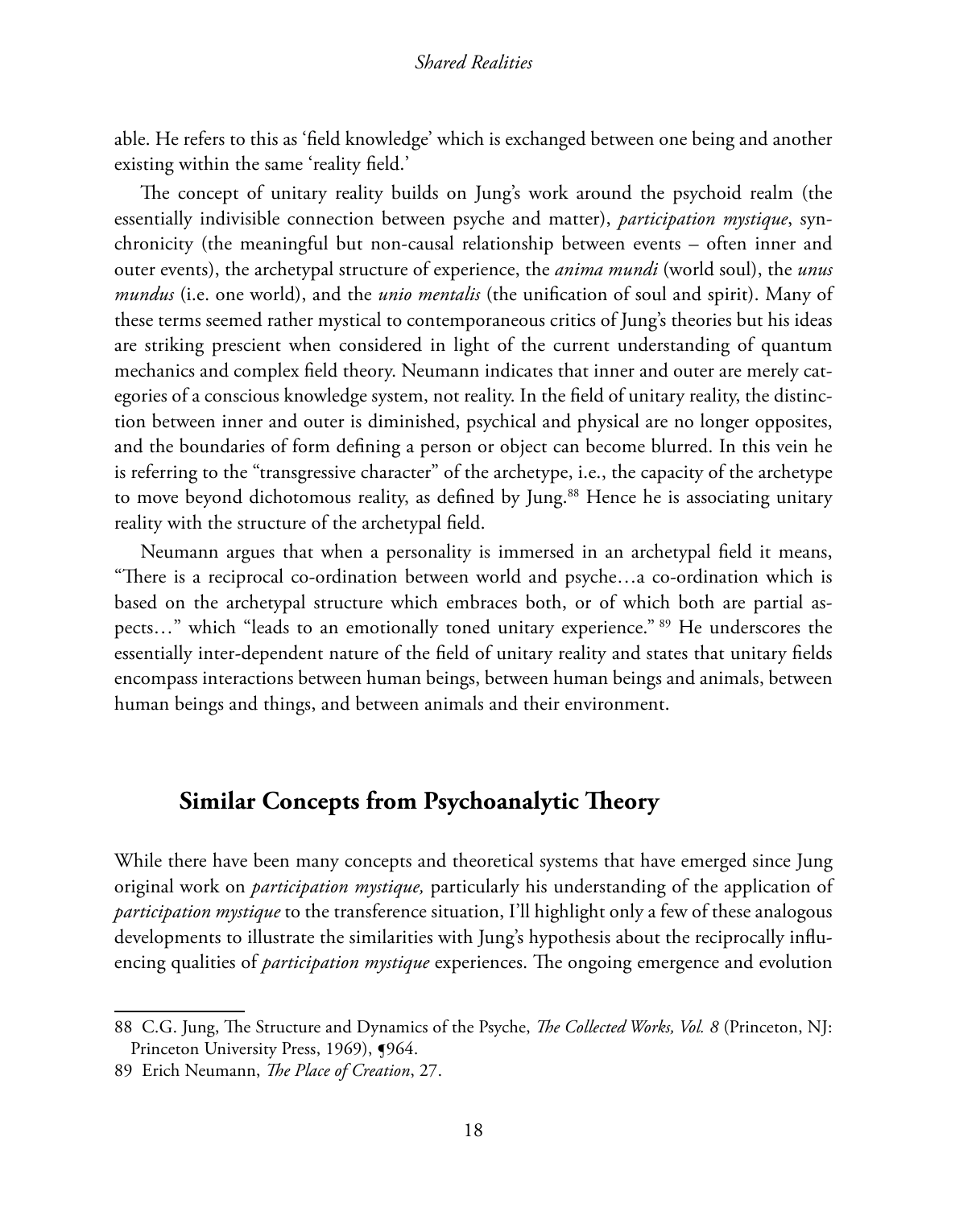able. He refers to this as 'field knowledge' which is exchanged between one being and another existing within the same 'reality field.'

The concept of unitary reality builds on Jung's work around the psychoid realm (the essentially indivisible connection between psyche and matter), *participation mystique*, synchronicity (the meaningful but non-causal relationship between events – often inner and outer events), the archetypal structure of experience, the *anima mundi* (world soul), the *unus mundus* (i.e. one world), and the *unio mentalis* (the unification of soul and spirit). Many of these terms seemed rather mystical to contemporaneous critics of Jung's theories but his ideas are striking prescient when considered in light of the current understanding of quantum mechanics and complex field theory. Neumann indicates that inner and outer are merely categories of a conscious knowledge system, not reality. In the field of unitary reality, the distinction between inner and outer is diminished, psychical and physical are no longer opposites, and the boundaries of form defining a person or object can become blurred. In this vein he is referring to the "transgressive character" of the archetype, i.e., the capacity of the archetype to move beyond dichotomous reality, as defined by Jung.[88] Hence he is associating unitary reality with the structure of the archetypal field.

Neumann argues that when a personality is immersed in an archetypal field it means, "There is a reciprocal co-ordination between world and psyche…a co-ordination which is based on the archetypal structure which embraces both, or of which both are partial aspects…" which "leads to an emotionally toned unitary experience."[89] He underscores the essentially inter-dependent nature of the field of unitary reality and states that unitary fields encompass interactions between human beings, between human beings and animals, between human beings and things, and between animals and their environment.

## Similar Concepts from Psychoanalytic Theory

While there have been many concepts and theoretical systems that have emerged since Jung original work on *participation mystique,* particularly his understanding of the application of *participation mystique* to the transference situation, I'll highlight only a few of these analogous developments to illustrate the similarities with Jung's hypothesis about the reciprocally influencing qualities of *participation mystique* experiences. The ongoing emergence and evolution

---

88 C.G. Jung, The Structure and Dynamics of the Psyche, *The Collected Works, Vol. 8* (Princeton, NJ: Princeton University Press, 1969), ¶964.

89 Erich Neumann, *The Place of Creation*, 27.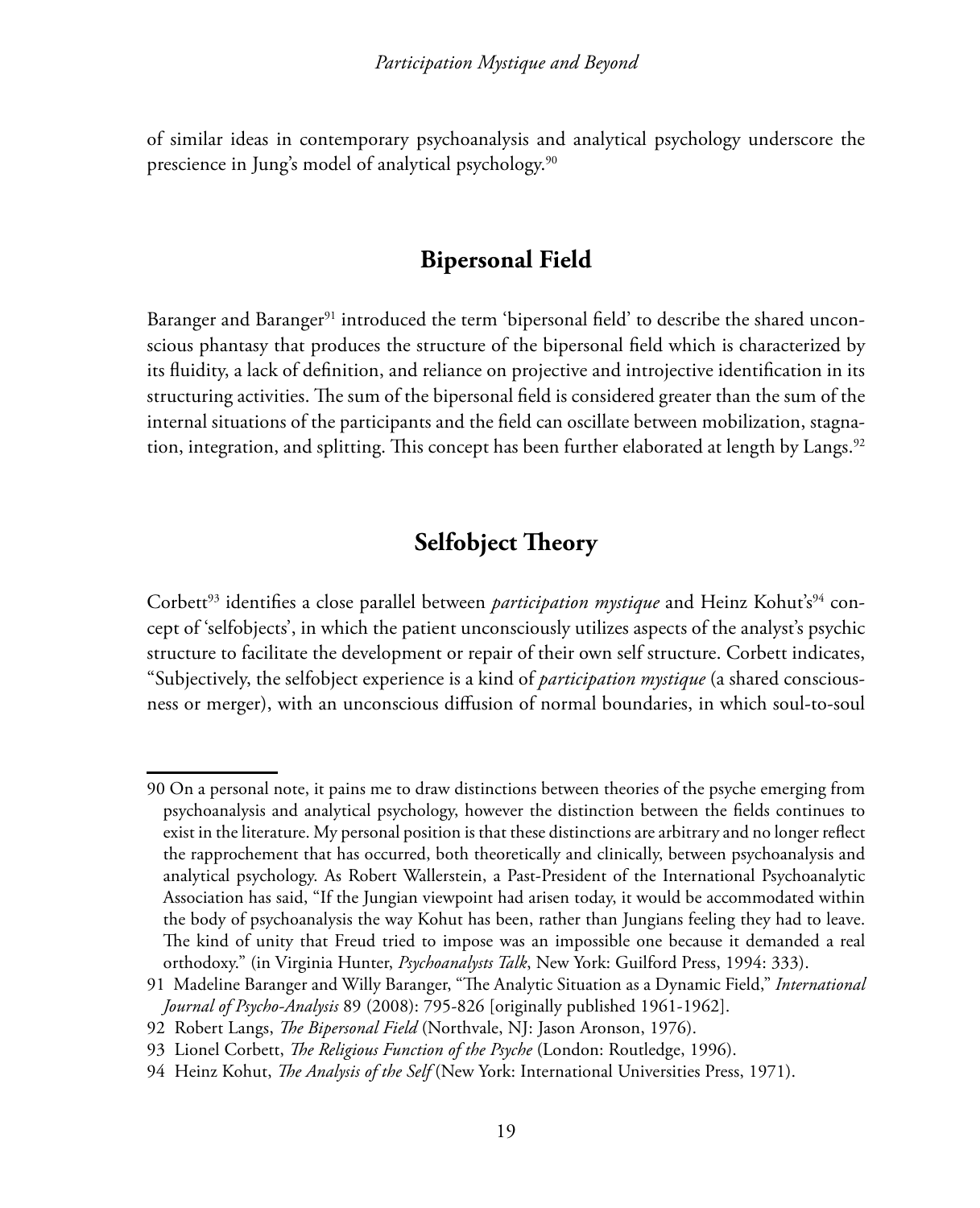of similar ideas in contemporary psychoanalysis and analytical psychology underscore the prescience in Jung's model of analytical psychology.[90]

## Bipersonal Field

Baranger and Baranger[91] introduced the term 'bipersonal field' to describe the shared unconscious phantasy that produces the structure of the bipersonal field which is characterized by its fluidity, a lack of definition, and reliance on projective and introjective identification in its structuring activities. The sum of the bipersonal field is considered greater than the sum of the internal situations of the participants and the field can oscillate between mobilization, stagnation, integration, and splitting. This concept has been further elaborated at length by Langs.[92]

## Selfobject Theory

Corbett[93] identifies a close parallel between *participation mystique* and Heinz Kohut's[94] concept of 'selfobjects', in which the patient unconsciously utilizes aspects of the analyst's psychic structure to facilitate the development or repair of their own self structure. Corbett indicates, "Subjectively, the selfobject experience is a kind of *participation mystique* (a shared consciousness or merger), with an unconscious diffusion of normal boundaries, in which soul-to-soul

---

90 On a personal note, it pains me to draw distinctions between theories of the psyche emerging from psychoanalysis and analytical psychology, however the distinction between the fields continues to exist in the literature. My personal position is that these distinctions are arbitrary and no longer reflect the rapprochement that has occurred, both theoretically and clinically, between psychoanalysis and analytical psychology. As Robert Wallerstein, a Past-President of the International Psychoanalytic Association has said, "If the Jungian viewpoint had arisen today, it would be accommodated within the body of psychoanalysis the way Kohut has been, rather than Jungians feeling they had to leave. The kind of unity that Freud tried to impose was an impossible one because it demanded a real orthodoxy." (in Virginia Hunter, *Psychoanalysts Talk*, New York: Guilford Press, 1994: 333).

91 Madeline Baranger and Willy Baranger, "The Analytic Situation as a Dynamic Field," *International Journal of Psycho-Analysis* 89 (2008): 795-826 [originally published 1961-1962].

92 Robert Langs, *The Bipersonal Field* (Northvale, NJ: Jason Aronson, 1976).

93 Lionel Corbett, *The Religious Function of the Psyche* (London: Routledge, 1996).

94 Heinz Kohut, *The Analysis of the Self* (New York: International Universities Press, 1971).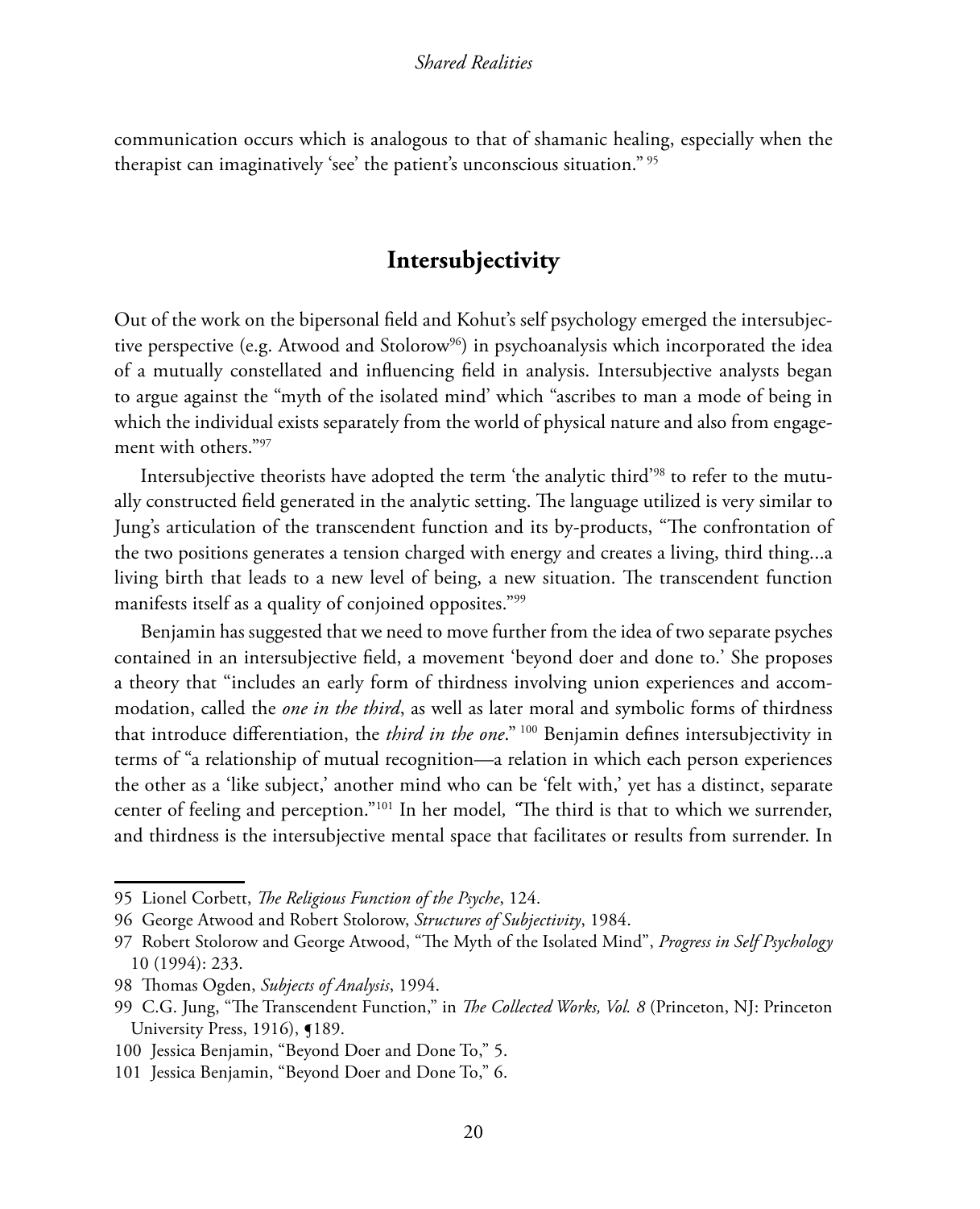communication occurs which is analogous to that of shamanic healing, especially when the therapist can imaginatively 'see' the patient's unconscious situation." [95]

## Intersubjectivity

Out of the work on the bipersonal field and Kohut's self psychology emerged the intersubjective perspective (e.g. Atwood and Stolorow[96]) in psychoanalysis which incorporated the idea of a mutually constellated and influencing field in analysis. Intersubjective analysts began to argue against the "myth of the isolated mind' which "ascribes to man a mode of being in which the individual exists separately from the world of physical nature and also from engagement with others."[97]

Intersubjective theorists have adopted the term 'the analytic third'[98] to refer to the mutually constructed field generated in the analytic setting. The language utilized is very similar to Jung's articulation of the transcendent function and its by-products, "The confrontation of the two positions generates a tension charged with energy and creates a living, third thing...a living birth that leads to a new level of being, a new situation. The transcendent function manifests itself as a quality of conjoined opposites."[99]

Benjamin has suggested that we need to move further from the idea of two separate psyches contained in an intersubjective field, a movement 'beyond doer and done to.' She proposes a theory that "includes an early form of thirdness involving union experiences and accommodation, called the *one in the third*, as well as later moral and symbolic forms of thirdness that introduce differentiation, the *third in the one*." [100] Benjamin defines intersubjectivity in terms of "a relationship of mutual recognition—a relation in which each person experiences the other as a 'like subject,' another mind who can be 'felt with,' yet has a distinct, separate center of feeling and perception."[101] In her model*, "*The third is that to which we surrender, and thirdness is the intersubjective mental space that facilitates or results from surrender. In

---

95 Lionel Corbett, *The Religious Function of the Psyche*, 124.

96 George Atwood and Robert Stolorow, *Structures of Subjectivity*, 1984.

97 Robert Stolorow and George Atwood, "The Myth of the Isolated Mind", *Progress in Self Psychology* 10 (1994): 233.

98 Thomas Ogden, *Subjects of Analysis*, 1994.

99 C.G. Jung, "The Transcendent Function," in *The Collected Works, Vol. 8* (Princeton, NJ: Princeton University Press, 1916), ¶189.

100 Jessica Benjamin, "Beyond Doer and Done To," 5.

101 Jessica Benjamin, "Beyond Doer and Done To," 6.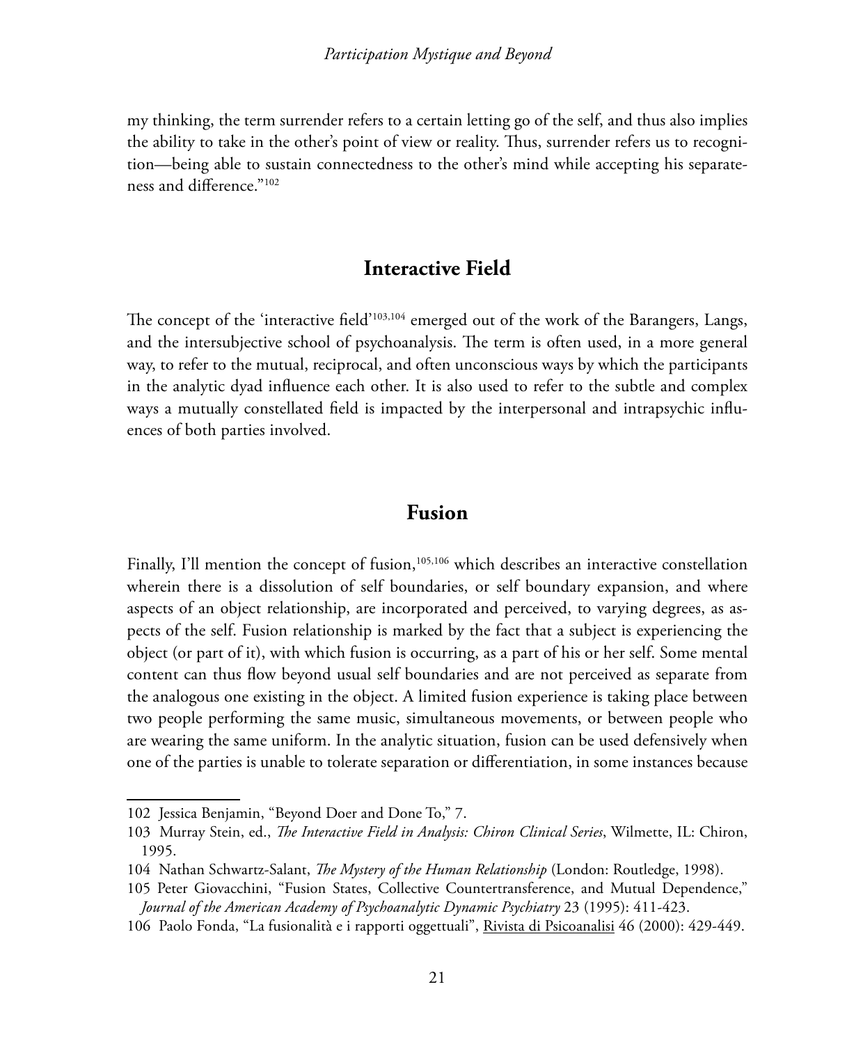my thinking, the term surrender refers to a certain letting go of the self, and thus also implies the ability to take in the other's point of view or reality. Thus, surrender refers us to recognition—being able to sustain connectedness to the other's mind while accepting his separateness and difference."[102]

## Interactive Field

The concept of the 'interactive field'[103,104] emerged out of the work of the Barangers, Langs, and the intersubjective school of psychoanalysis. The term is often used, in a more general way, to refer to the mutual, reciprocal, and often unconscious ways by which the participants in the analytic dyad influence each other. It is also used to refer to the subtle and complex ways a mutually constellated field is impacted by the interpersonal and intrapsychic influences of both parties involved.

## Fusion

Finally, I'll mention the concept of fusion,[105,106] which describes an interactive constellation wherein there is a dissolution of self boundaries, or self boundary expansion, and where aspects of an object relationship, are incorporated and perceived, to varying degrees, as aspects of the self. Fusion relationship is marked by the fact that a subject is experiencing the object (or part of it), with which fusion is occurring, as a part of his or her self. Some mental content can thus flow beyond usual self boundaries and are not perceived as separate from the analogous one existing in the object. A limited fusion experience is taking place between two people performing the same music, simultaneous movements, or between people who are wearing the same uniform. In the analytic situation, fusion can be used defensively when one of the parties is unable to tolerate separation or differentiation, in some instances because

---

102 Jessica Benjamin, "Beyond Doer and Done To," 7.

103 Murray Stein, ed., *The Interactive Field in Analysis: Chiron Clinical Series*, Wilmette, IL: Chiron, 1995.

104 Nathan Schwartz-Salant, *The Mystery of the Human Relationship* (London: Routledge, 1998).

105 Peter Giovacchini, "Fusion States, Collective Countertransference, and Mutual Dependence," *Journal of the American Academy of Psychoanalytic Dynamic Psychiatry* 23 (1995): 411-423.

106 Paolo Fonda, "La fusionalità e i rapporti oggettuali", Rivista di Psicoanalisi 46 (2000): 429-449.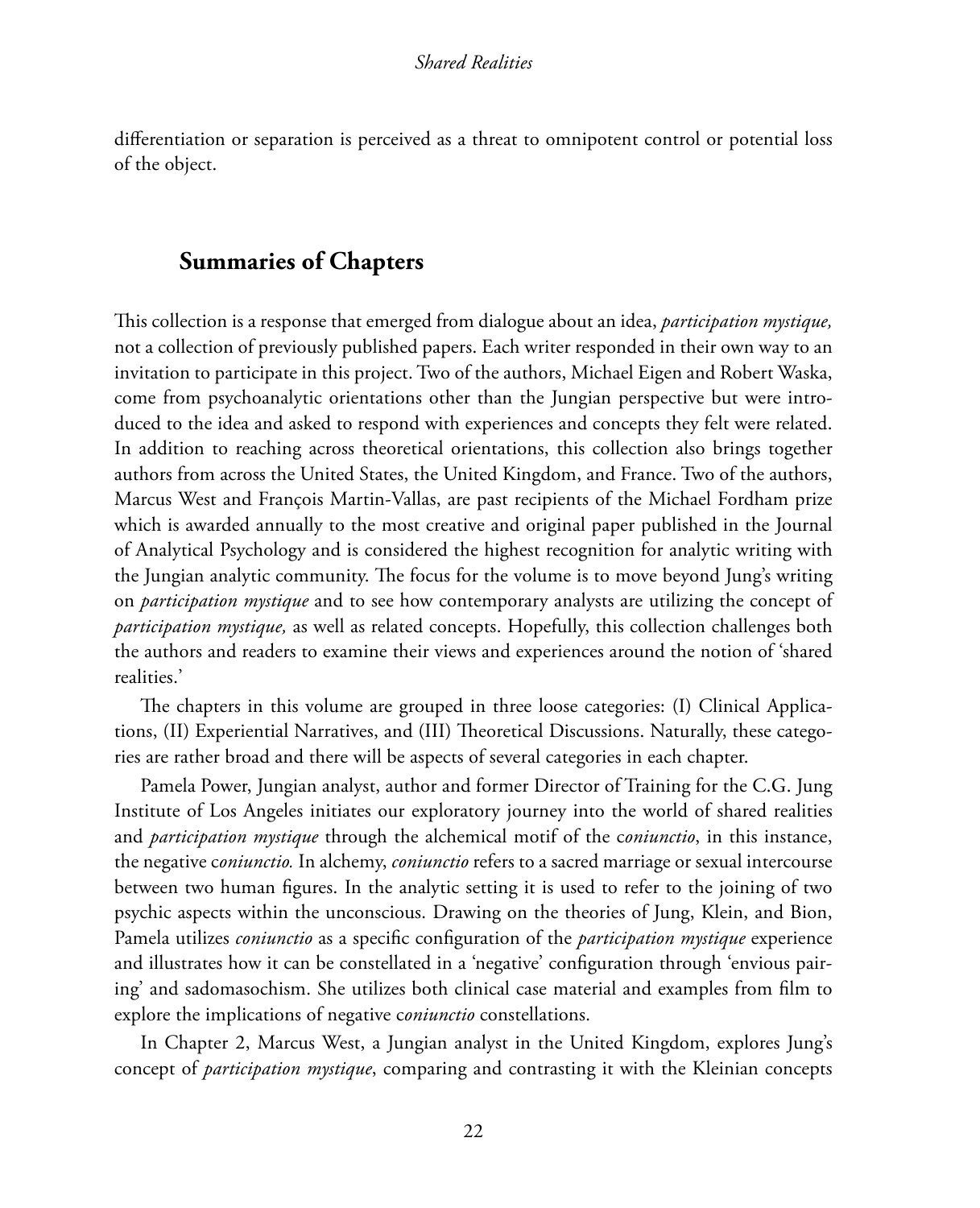differentiation or separation is perceived as a threat to omnipotent control or potential loss of the object.

## Summaries of Chapters

This collection is a response that emerged from dialogue about an idea, *participation mystique,* not a collection of previously published papers. Each writer responded in their own way to an invitation to participate in this project. Two of the authors, Michael Eigen and Robert Waska, come from psychoanalytic orientations other than the Jungian perspective but were introduced to the idea and asked to respond with experiences and concepts they felt were related. In addition to reaching across theoretical orientations, this collection also brings together authors from across the United States, the United Kingdom, and France. Two of the authors, Marcus West and François Martin-Vallas, are past recipients of the Michael Fordham prize which is awarded annually to the most creative and original paper published in the Journal of Analytical Psychology and is considered the highest recognition for analytic writing with the Jungian analytic community. The focus for the volume is to move beyond Jung's writing on *participation mystique* and to see how contemporary analysts are utilizing the concept of *participation mystique,* as well as related concepts. Hopefully, this collection challenges both the authors and readers to examine their views and experiences around the notion of 'shared realities.'

The chapters in this volume are grouped in three loose categories: (I) Clinical Applications, (II) Experiential Narratives, and (III) Theoretical Discussions. Naturally, these categories are rather broad and there will be aspects of several categories in each chapter.

Pamela Power, Jungian analyst, author and former Director of Training for the C.G. Jung Institute of Los Angeles initiates our exploratory journey into the world of shared realities and *participation mystique* through the alchemical motif of the c*oniunctio*, in this instance, the negative c*oniunctio.* In alchemy, *coniunctio* refers to a sacred marriage or sexual intercourse between two human figures. In the analytic setting it is used to refer to the joining of two psychic aspects within the unconscious. Drawing on the theories of Jung, Klein, and Bion, Pamela utilizes *coniunctio* as a specific configuration of the *participation mystique* experience and illustrates how it can be constellated in a 'negative' configuration through 'envious pairing' and sadomasochism. She utilizes both clinical case material and examples from film to explore the implications of negative c*oniunctio* constellations.

In Chapter 2, Marcus West, a Jungian analyst in the United Kingdom, explores Jung's concept of *participation mystique*, comparing and contrasting it with the Kleinian concepts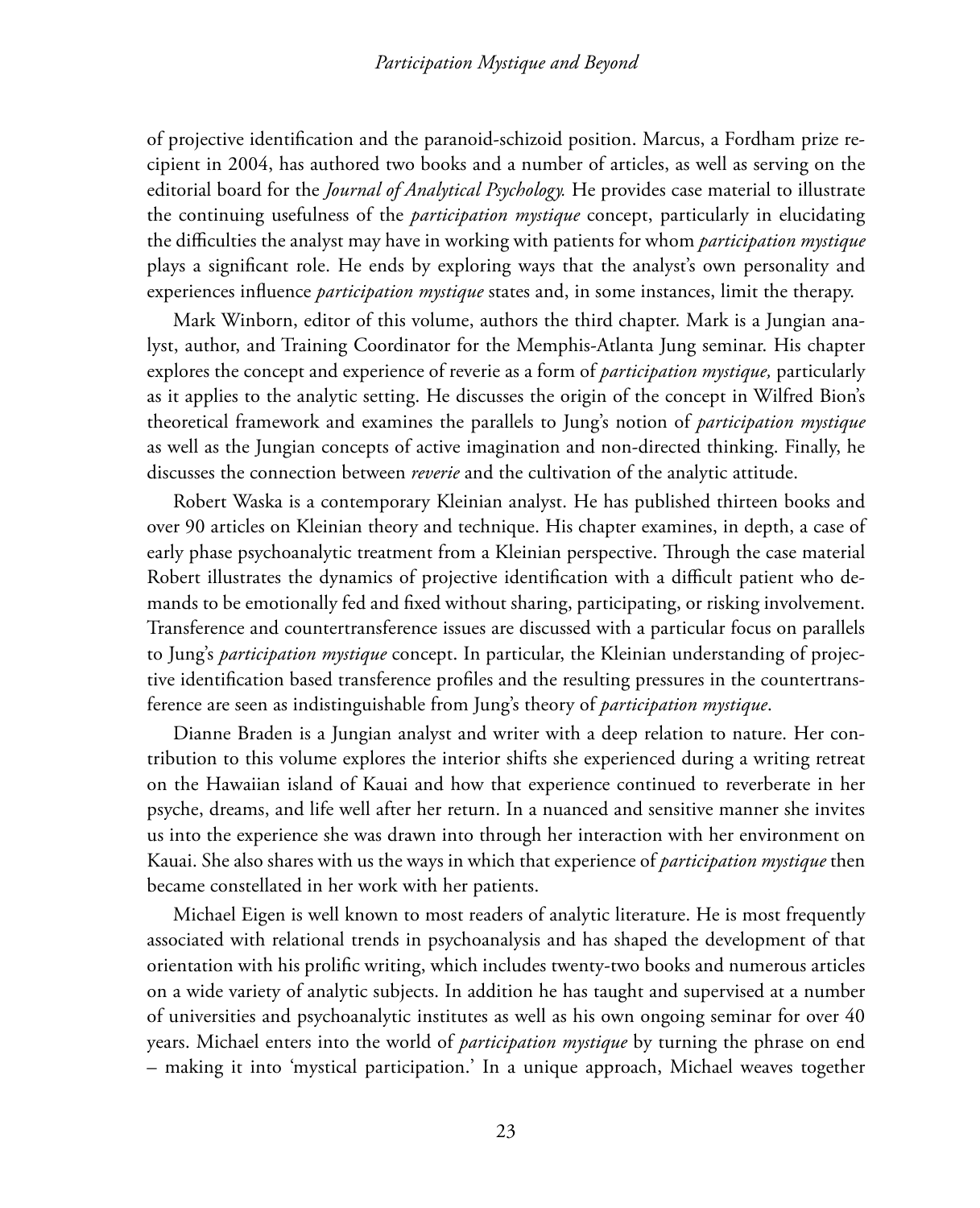of projective identification and the paranoid-schizoid position. Marcus, a Fordham prize recipient in 2004, has authored two books and a number of articles, as well as serving on the editorial board for the *Journal of Analytical Psychology.* He provides case material to illustrate the continuing usefulness of the *participation mystique* concept, particularly in elucidating the difficulties the analyst may have in working with patients for whom *participation mystique* plays a significant role. He ends by exploring ways that the analyst's own personality and experiences influence *participation mystique* states and, in some instances, limit the therapy.

Mark Winborn, editor of this volume, authors the third chapter. Mark is a Jungian analyst, author, and Training Coordinator for the Memphis-Atlanta Jung seminar. His chapter explores the concept and experience of reverie as a form of *participation mystique,* particularly as it applies to the analytic setting. He discusses the origin of the concept in Wilfred Bion's theoretical framework and examines the parallels to Jung's notion of *participation mystique* as well as the Jungian concepts of active imagination and non-directed thinking. Finally, he discusses the connection between *reverie* and the cultivation of the analytic attitude.

Robert Waska is a contemporary Kleinian analyst. He has published thirteen books and over 90 articles on Kleinian theory and technique. His chapter examines, in depth, a case of early phase psychoanalytic treatment from a Kleinian perspective. Through the case material Robert illustrates the dynamics of projective identification with a difficult patient who demands to be emotionally fed and fixed without sharing, participating, or risking involvement. Transference and countertransference issues are discussed with a particular focus on parallels to Jung's *participation mystique* concept. In particular, the Kleinian understanding of projective identification based transference profiles and the resulting pressures in the countertransference are seen as indistinguishable from Jung's theory of *participation mystique*.

Dianne Braden is a Jungian analyst and writer with a deep relation to nature. Her contribution to this volume explores the interior shifts she experienced during a writing retreat on the Hawaiian island of Kauai and how that experience continued to reverberate in her psyche, dreams, and life well after her return. In a nuanced and sensitive manner she invites us into the experience she was drawn into through her interaction with her environment on Kauai. She also shares with us the ways in which that experience of *participation mystique* then became constellated in her work with her patients.

Michael Eigen is well known to most readers of analytic literature. He is most frequently associated with relational trends in psychoanalysis and has shaped the development of that orientation with his prolific writing, which includes twenty-two books and numerous articles on a wide variety of analytic subjects. In addition he has taught and supervised at a number of universities and psychoanalytic institutes as well as his own ongoing seminar for over 40 years. Michael enters into the world of *participation mystique* by turning the phrase on end – making it into 'mystical participation.' In a unique approach, Michael weaves together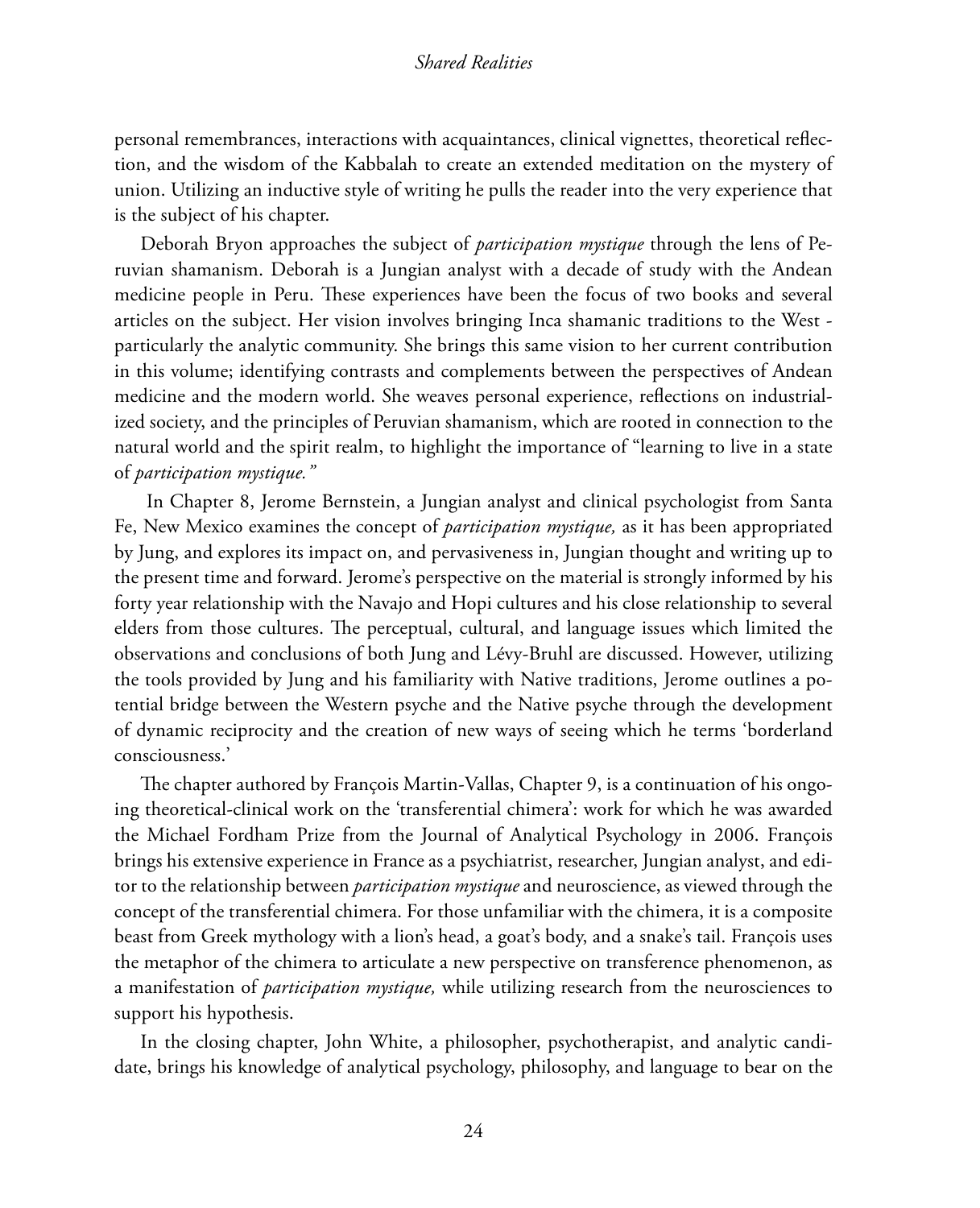personal remembrances, interactions with acquaintances, clinical vignettes, theoretical reflection, and the wisdom of the Kabbalah to create an extended meditation on the mystery of union. Utilizing an inductive style of writing he pulls the reader into the very experience that is the subject of his chapter.

Deborah Bryon approaches the subject of *participation mystique* through the lens of Peruvian shamanism. Deborah is a Jungian analyst with a decade of study with the Andean medicine people in Peru. These experiences have been the focus of two books and several articles on the subject. Her vision involves bringing Inca shamanic traditions to the West - particularly the analytic community. She brings this same vision to her current contribution in this volume; identifying contrasts and complements between the perspectives of Andean medicine and the modern world. She weaves personal experience, reflections on industrialized society, and the principles of Peruvian shamanism, which are rooted in connection to the natural world and the spirit realm, to highlight the importance of "learning to live in a state of *participation mystique.*"

In Chapter 8, Jerome Bernstein, a Jungian analyst and clinical psychologist from Santa Fe, New Mexico examines the concept of *participation mystique,* as it has been appropriated by Jung, and explores its impact on, and pervasiveness in, Jungian thought and writing up to the present time and forward. Jerome's perspective on the material is strongly informed by his forty year relationship with the Navajo and Hopi cultures and his close relationship to several elders from those cultures. The perceptual, cultural, and language issues which limited the observations and conclusions of both Jung and Lévy-Bruhl are discussed. However, utilizing the tools provided by Jung and his familiarity with Native traditions, Jerome outlines a potential bridge between the Western psyche and the Native psyche through the development of dynamic reciprocity and the creation of new ways of seeing which he terms 'borderland consciousness.'

The chapter authored by François Martin-Vallas, Chapter 9, is a continuation of his ongoing theoretical-clinical work on the 'transferential chimera': work for which he was awarded the Michael Fordham Prize from the Journal of Analytical Psychology in 2006. François brings his extensive experience in France as a psychiatrist, researcher, Jungian analyst, and editor to the relationship between *participation mystique* and neuroscience, as viewed through the concept of the transferential chimera. For those unfamiliar with the chimera, it is a composite beast from Greek mythology with a lion's head, a goat's body, and a snake's tail. François uses the metaphor of the chimera to articulate a new perspective on transference phenomenon, as a manifestation of *participation mystique,* while utilizing research from the neurosciences to support his hypothesis.

In the closing chapter, John White, a philosopher, psychotherapist, and analytic candidate, brings his knowledge of analytical psychology, philosophy, and language to bear on the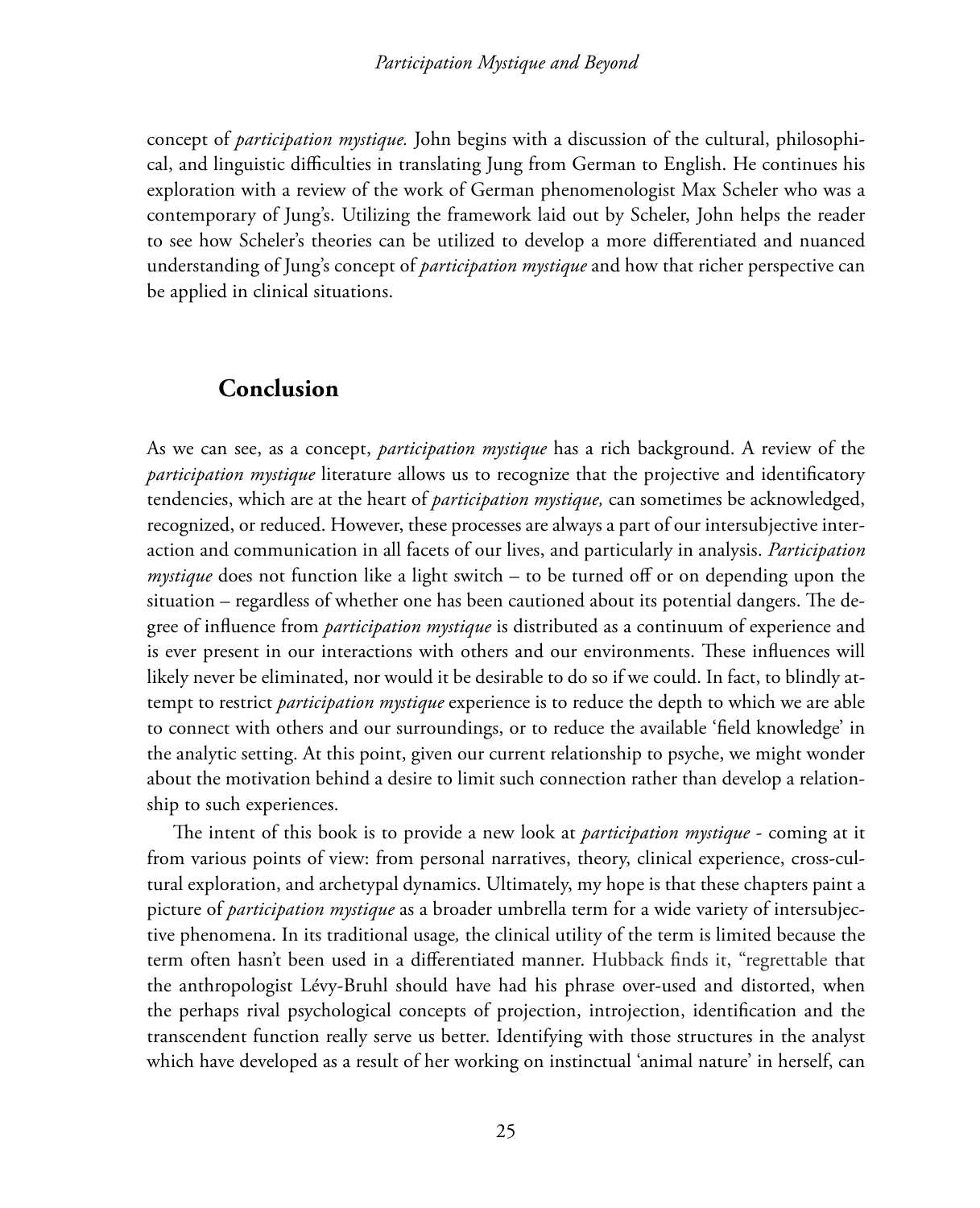concept of *participation mystique.* John begins with a discussion of the cultural, philosophical, and linguistic difficulties in translating Jung from German to English. He continues his exploration with a review of the work of German phenomenologist Max Scheler who was a contemporary of Jung's. Utilizing the framework laid out by Scheler, John helps the reader to see how Scheler's theories can be utilized to develop a more differentiated and nuanced understanding of Jung's concept of *participation mystique* and how that richer perspective can be applied in clinical situations.

## Conclusion

As we can see, as a concept, *participation mystique* has a rich background. A review of the *participation mystique* literature allows us to recognize that the projective and identificatory tendencies, which are at the heart of *participation mystique,* can sometimes be acknowledged, recognized, or reduced. However, these processes are always a part of our intersubjective interaction and communication in all facets of our lives, and particularly in analysis. *Participation mystique* does not function like a light switch – to be turned off or on depending upon the situation – regardless of whether one has been cautioned about its potential dangers. The degree of influence from *participation mystique* is distributed as a continuum of experience and is ever present in our interactions with others and our environments. These influences will likely never be eliminated, nor would it be desirable to do so if we could. In fact, to blindly attempt to restrict *participation mystique* experience is to reduce the depth to which we are able to connect with others and our surroundings, or to reduce the available 'field knowledge' in the analytic setting. At this point, given our current relationship to psyche, we might wonder about the motivation behind a desire to limit such connection rather than develop a relationship to such experiences.

The intent of this book is to provide a new look at *participation mystique* - coming at it from various points of view: from personal narratives, theory, clinical experience, cross-cultural exploration, and archetypal dynamics. Ultimately, my hope is that these chapters paint a picture of *participation mystique* as a broader umbrella term for a wide variety of intersubjective phenomena. In its traditional usage*,* the clinical utility of the term is limited because the term often hasn't been used in a differentiated manner. Hubback finds it, "regrettable that the anthropologist Lévy-Bruhl should have had his phrase over-used and distorted, when the perhaps rival psychological concepts of projection, introjection, identification and the transcendent function really serve us better. Identifying with those structures in the analyst which have developed as a result of her working on instinctual 'animal nature' in herself, can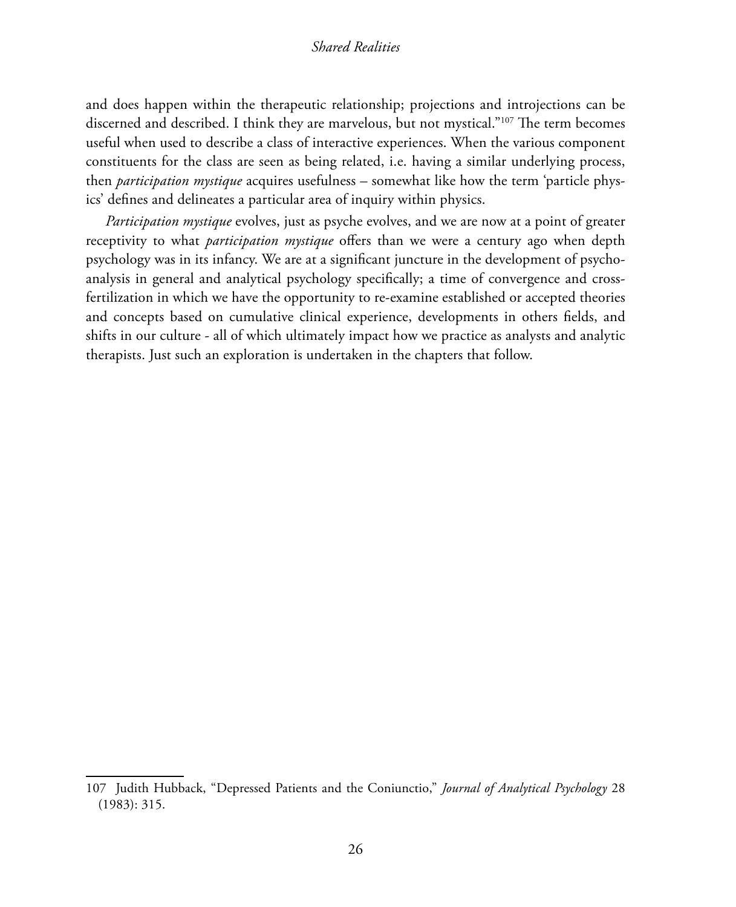and does happen within the therapeutic relationship; projections and introjections can be discerned and described. I think they are marvelous, but not mystical."[107] The term becomes useful when used to describe a class of interactive experiences. When the various component constituents for the class are seen as being related, i.e. having a similar underlying process, then *participation mystique* acquires usefulness – somewhat like how the term 'particle physics' defines and delineates a particular area of inquiry within physics.

*Participation mystique* evolves, just as psyche evolves, and we are now at a point of greater receptivity to what *participation mystique* offers than we were a century ago when depth psychology was in its infancy. We are at a significant juncture in the development of psychoanalysis in general and analytical psychology specifically; a time of convergence and cross-fertilization in which we have the opportunity to re-examine established or accepted theories and concepts based on cumulative clinical experience, developments in others fields, and shifts in our culture - all of which ultimately impact how we practice as analysts and analytic therapists. Just such an exploration is undertaken in the chapters that follow.

---

107 Judith Hubback, "Depressed Patients and the Coniunctio," *Journal of Analytical Psychology* 28 (1983): 315.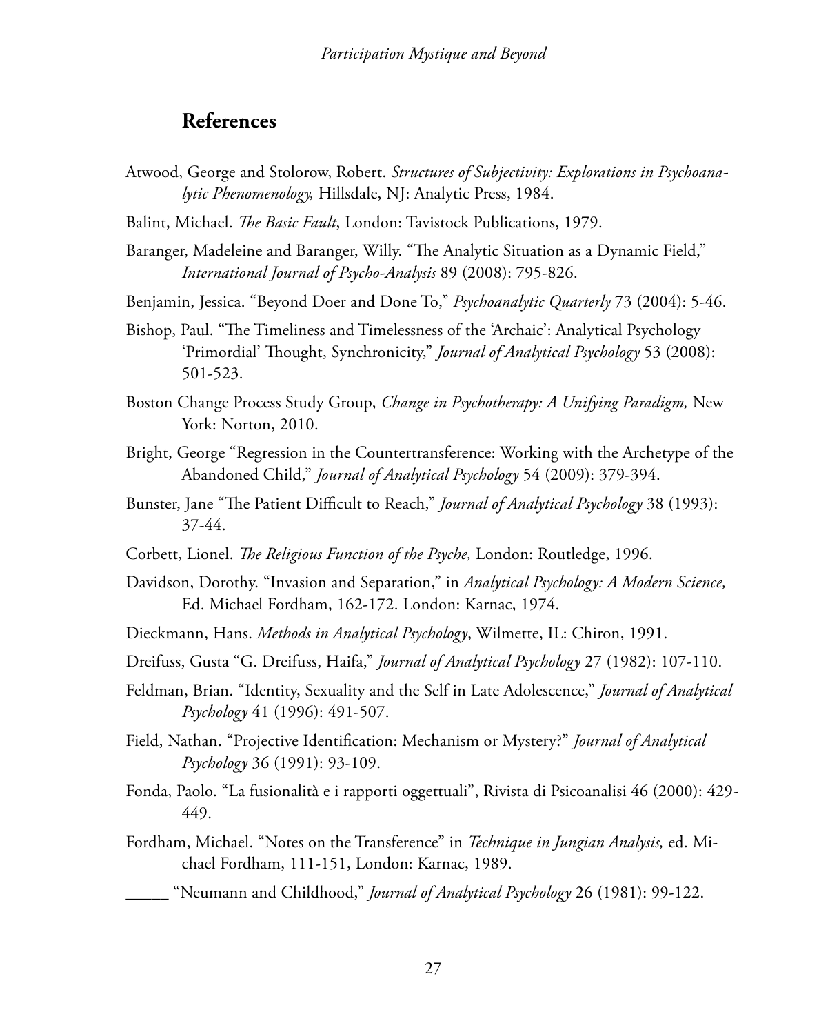## References

Atwood, George and Stolorow, Robert. *Structures of Subjectivity: Explorations in Psychoanalytic Phenomenology,* Hillsdale, NJ: Analytic Press, 1984.

Balint, Michael. *The Basic Fault*, London: Tavistock Publications, 1979.

Baranger, Madeleine and Baranger, Willy. "The Analytic Situation as a Dynamic Field," *International Journal of Psycho-Analysis* 89 (2008): 795-826.

Benjamin, Jessica. "Beyond Doer and Done To," *Psychoanalytic Quarterly* 73 (2004): 5-46.

Bishop, Paul. "The Timeliness and Timelessness of the 'Archaic': Analytical Psychology 'Primordial' Thought, Synchronicity," *Journal of Analytical Psychology* 53 (2008): 501-523.

Boston Change Process Study Group, *Change in Psychotherapy: A Unifying Paradigm,* New York: Norton, 2010.

Bright, George "Regression in the Countertransference: Working with the Archetype of the Abandoned Child," *Journal of Analytical Psychology* 54 (2009): 379-394.

Bunster, Jane "The Patient Difficult to Reach," *Journal of Analytical Psychology* 38 (1993): 37-44.

Corbett, Lionel. *The Religious Function of the Psyche,* London: Routledge, 1996.

Davidson, Dorothy. "Invasion and Separation," in *Analytical Psychology: A Modern Science,* Ed. Michael Fordham, 162-172. London: Karnac, 1974.

Dieckmann, Hans. *Methods in Analytical Psychology*, Wilmette, IL: Chiron, 1991.

Dreifuss, Gusta "G. Dreifuss, Haifa," *Journal of Analytical Psychology* 27 (1982): 107-110.

Feldman, Brian. "Identity, Sexuality and the Self in Late Adolescence," *Journal of Analytical Psychology* 41 (1996): 491-507.

Field, Nathan. "Projective Identification: Mechanism or Mystery?" *Journal of Analytical Psychology* 36 (1991): 93-109.

Fonda, Paolo. "La fusionalità e i rapporti oggettuali", Rivista di Psicoanalisi 46 (2000): 429-449.

Fordham, Michael. "Notes on the Transference" in *Technique in Jungian Analysis,* ed. Michael Fordham, 111-151, London: Karnac, 1989.

_____ "Neumann and Childhood," *Journal of Analytical Psychology* 26 (1981): 99-122.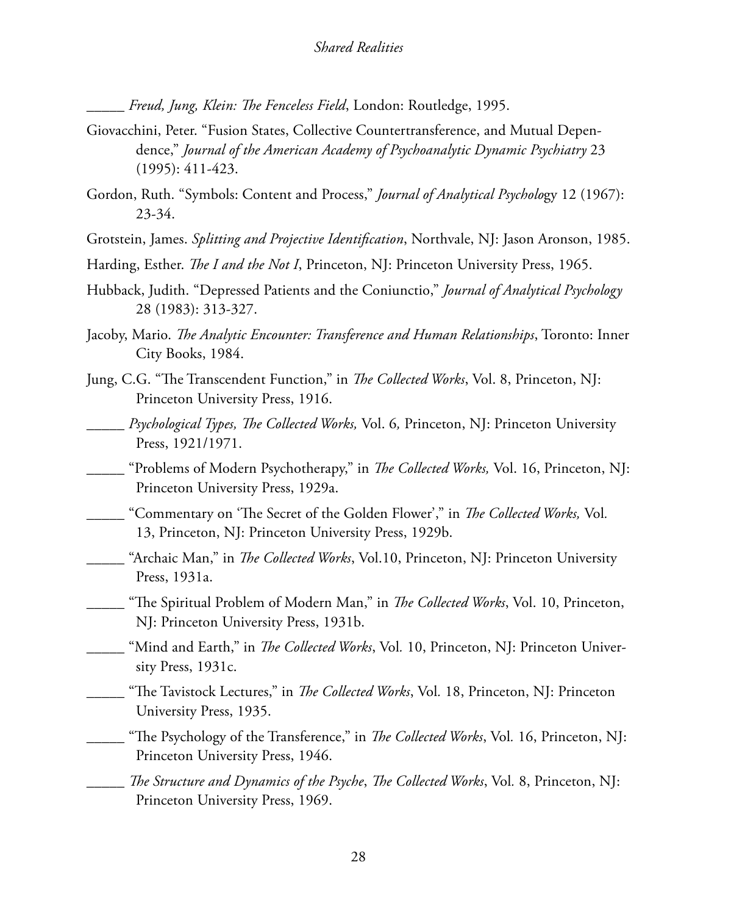_____ *Freud, Jung, Klein: The Fenceless Field*, London: Routledge, 1995.

Giovacchini, Peter. "Fusion States, Collective Countertransference, and Mutual Dependence," *Journal of the American Academy of Psychoanalytic Dynamic Psychiatry* 23 (1995): 411-423.

Gordon, Ruth. "Symbols: Content and Process," *Journal of Analytical Psycholo*gy 12 (1967): 23-34.

Grotstein, James. *Splitting and Projective Identification*, Northvale, NJ: Jason Aronson, 1985.

Harding, Esther. *The I and the Not I*, Princeton, NJ: Princeton University Press, 1965.

Hubback, Judith. "Depressed Patients and the Coniunctio," *Journal of Analytical Psychology* 28 (1983): 313-327.

Jacoby, Mario. *The Analytic Encounter: Transference and Human Relationships*, Toronto: Inner City Books, 1984.

Jung, C.G. "The Transcendent Function," in *The Collected Works*, Vol. 8, Princeton, NJ: Princeton University Press, 1916.

_____ *Psychological Types, The Collected Works,* Vol. 6*,* Princeton, NJ: Princeton University Press, 1921/1971.

_____ "Problems of Modern Psychotherapy," in *The Collected Works,* Vol. 16, Princeton, NJ: Princeton University Press, 1929a.

_____ "Commentary on 'The Secret of the Golden Flower'," in *The Collected Works,* Vol*.* 13, Princeton, NJ: Princeton University Press, 1929b.

_____ "Archaic Man," in *The Collected Works*, Vol.10, Princeton, NJ: Princeton University Press, 1931a.

_____ "The Spiritual Problem of Modern Man," in *The Collected Works*, Vol. 10, Princeton, NJ: Princeton University Press, 1931b.

_____ "Mind and Earth," in *The Collected Works*, Vol*.* 10, Princeton, NJ: Princeton University Press, 1931c.

_____ "The Tavistock Lectures," in *The Collected Works*, Vol*.* 18, Princeton, NJ: Princeton University Press, 1935.

_____ "The Psychology of the Transference," in *The Collected Works*, Vol*.* 16, Princeton, NJ: Princeton University Press, 1946.

_____ *The Structure and Dynamics of the Psyche*, *The Collected Works*, Vol*.* 8, Princeton, NJ: Princeton University Press, 1969.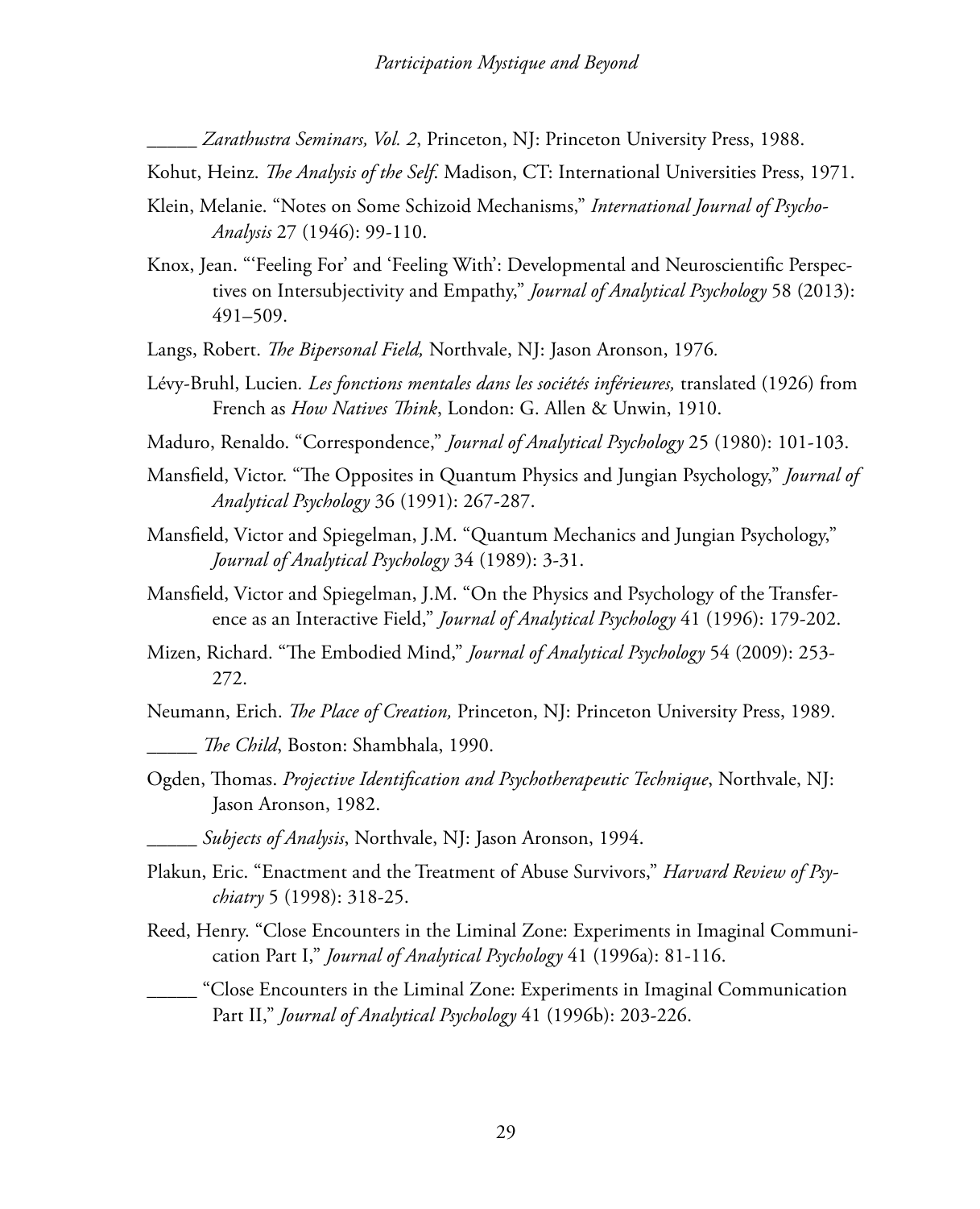_____ *Zarathustra Seminars, Vol. 2*, Princeton, NJ: Princeton University Press, 1988.

Kohut, Heinz. *The Analysis of the Self*. Madison, CT: International Universities Press, 1971.

Klein, Melanie. "Notes on Some Schizoid Mechanisms," *International Journal of Psycho-Analysis* 27 (1946): 99-110.

Knox, Jean. "'Feeling For' and 'Feeling With': Developmental and Neuroscientific Perspectives on Intersubjectivity and Empathy," *Journal of Analytical Psychology* 58 (2013): 491–509.

Langs, Robert. *The Bipersonal Field,* Northvale, NJ: Jason Aronson, 1976.

Lévy-Bruhl, Lucien. *Les fonctions mentales dans les sociétés inférieures,* translated (1926) from French as *How Natives Think*, London: G. Allen & Unwin, 1910.

Maduro, Renaldo. "Correspondence," *Journal of Analytical Psychology* 25 (1980): 101-103.

Mansfield, Victor. "The Opposites in Quantum Physics and Jungian Psychology," *Journal of Analytical Psychology* 36 (1991): 267-287.

Mansfield, Victor and Spiegelman, J.M. "Quantum Mechanics and Jungian Psychology," *Journal of Analytical Psychology* 34 (1989): 3-31.

Mansfield, Victor and Spiegelman, J.M. "On the Physics and Psychology of the Transference as an Interactive Field," *Journal of Analytical Psychology* 41 (1996): 179-202.

Mizen, Richard. "The Embodied Mind," *Journal of Analytical Psychology* 54 (2009): 253-272.

Neumann, Erich. *The Place of Creation,* Princeton, NJ: Princeton University Press, 1989.

_____ *The Child*, Boston: Shambhala, 1990.

Ogden, Thomas. *Projective Identification and Psychotherapeutic Technique*, Northvale, NJ: Jason Aronson, 1982.

_____ *Subjects of Analysis*, Northvale, NJ: Jason Aronson, 1994.

Plakun, Eric. "Enactment and the Treatment of Abuse Survivors," *Harvard Review of Psychiatry* 5 (1998): 318-25.

Reed, Henry. "Close Encounters in the Liminal Zone: Experiments in Imaginal Communication Part I," *Journal of Analytical Psychology* 41 (1996a): 81-116.

_____ "Close Encounters in the Liminal Zone: Experiments in Imaginal Communication Part II," *Journal of Analytical Psychology* 41 (1996b): 203-226.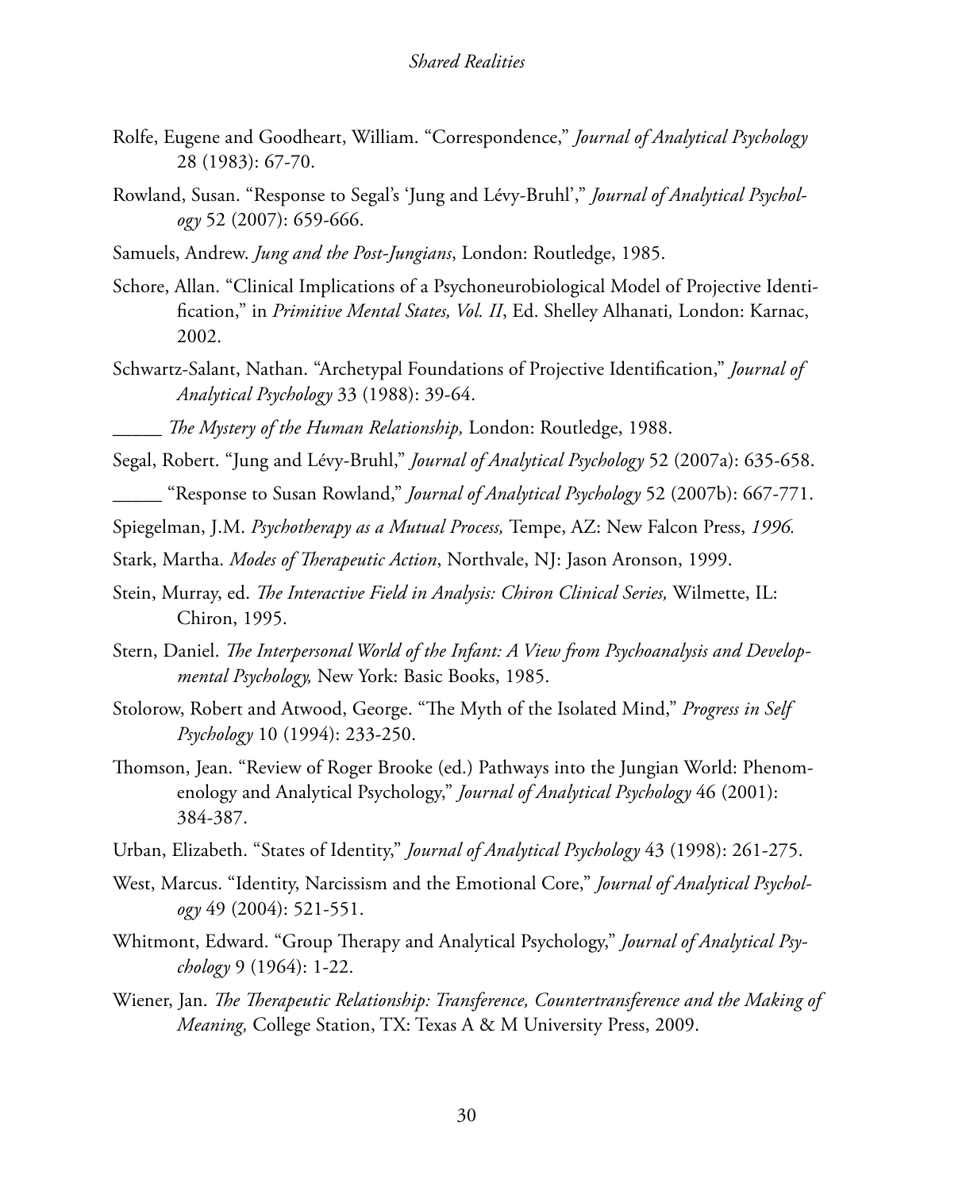Rolfe, Eugene and Goodheart, William. "Correspondence," *Journal of Analytical Psychology* 28 (1983): 67-70.

Rowland, Susan. "Response to Segal's 'Jung and Lévy-Bruhl'," *Journal of Analytical Psychology* 52 (2007): 659-666.

Samuels, Andrew. *Jung and the Post-Jungians*, London: Routledge, 1985.

Schore, Allan. "Clinical Implications of a Psychoneurobiological Model of Projective Identification," in *Primitive Mental States, Vol. II*, Ed. Shelley Alhanati, London: Karnac, 2002.

Schwartz-Salant, Nathan. "Archetypal Foundations of Projective Identification," *Journal of Analytical Psychology* 33 (1988): 39-64.

_____ *The Mystery of the Human Relationship,* London: Routledge, 1988.

Segal, Robert. "Jung and Lévy-Bruhl," *Journal of Analytical Psychology* 52 (2007a): 635-658.

_____ "Response to Susan Rowland," *Journal of Analytical Psychology* 52 (2007b): 667-771.

Spiegelman, J.M. *Psychotherapy as a Mutual Process,* Tempe, AZ: New Falcon Press, *1996.*

Stark, Martha. *Modes of Therapeutic Action*, Northvale, NJ: Jason Aronson, 1999.

Stein, Murray, ed. *The Interactive Field in Analysis: Chiron Clinical Series,* Wilmette, IL: Chiron, 1995.

Stern, Daniel. *The Interpersonal World of the Infant: A View from Psychoanalysis and Developmental Psychology,* New York: Basic Books, 1985.

Stolorow, Robert and Atwood, George. "The Myth of the Isolated Mind," *Progress in Self Psychology* 10 (1994): 233-250.

Thomson, Jean. "Review of Roger Brooke (ed.) Pathways into the Jungian World: Phenomenology and Analytical Psychology," *Journal of Analytical Psychology* 46 (2001): 384-387.

Urban, Elizabeth. "States of Identity," *Journal of Analytical Psychology* 43 (1998): 261-275.

West, Marcus. "Identity, Narcissism and the Emotional Core," *Journal of Analytical Psychology* 49 (2004): 521-551.

Whitmont, Edward. "Group Therapy and Analytical Psychology," *Journal of Analytical Psychology* 9 (1964): 1-22.

Wiener, Jan. *The Therapeutic Relationship: Transference, Countertransference and the Making of Meaning,* College Station, TX: Texas A & M University Press, 2009.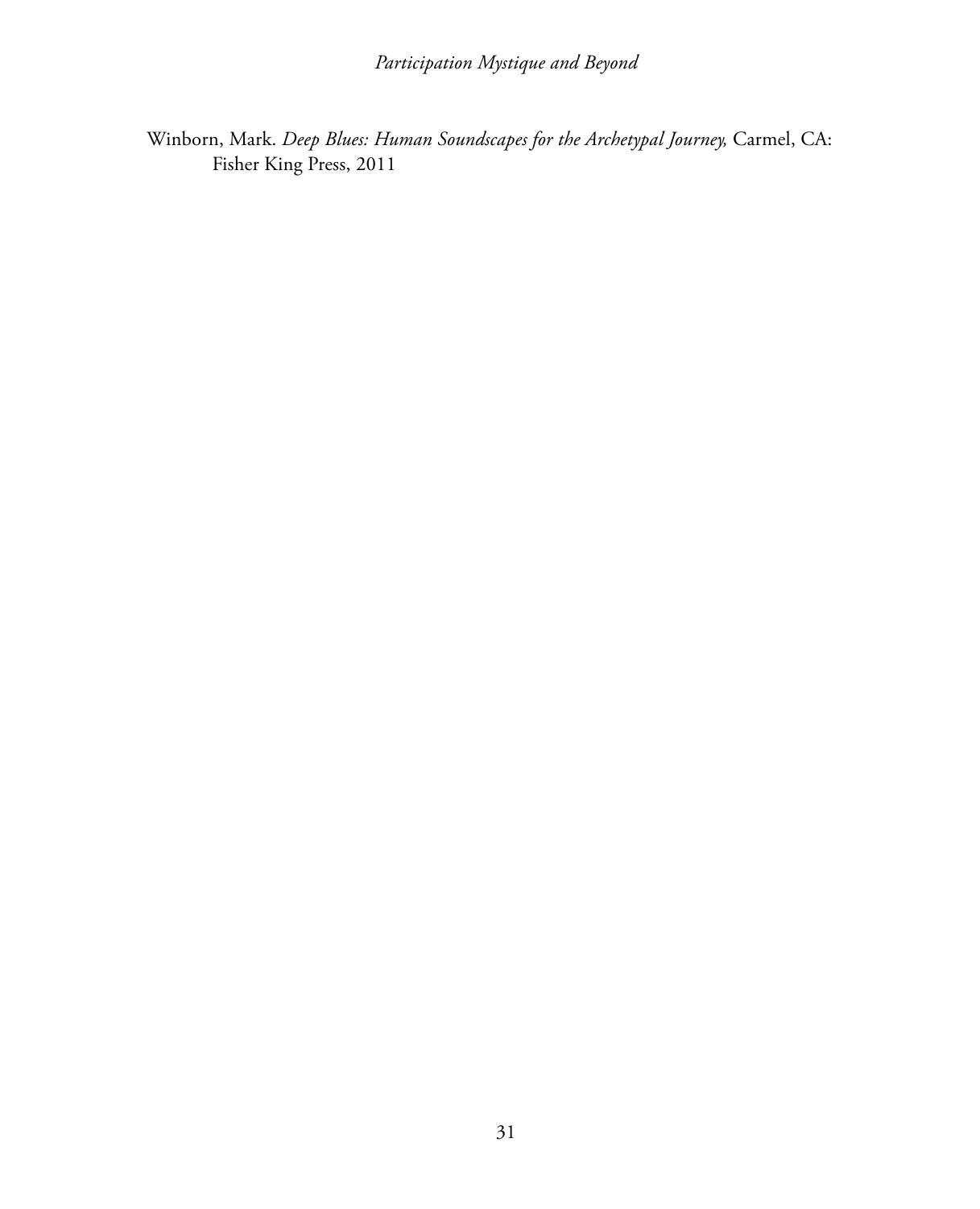Winborn, Mark. *Deep Blues: Human Soundscapes for the Archetypal Journey,* Carmel, CA: Fisher King Press, 2011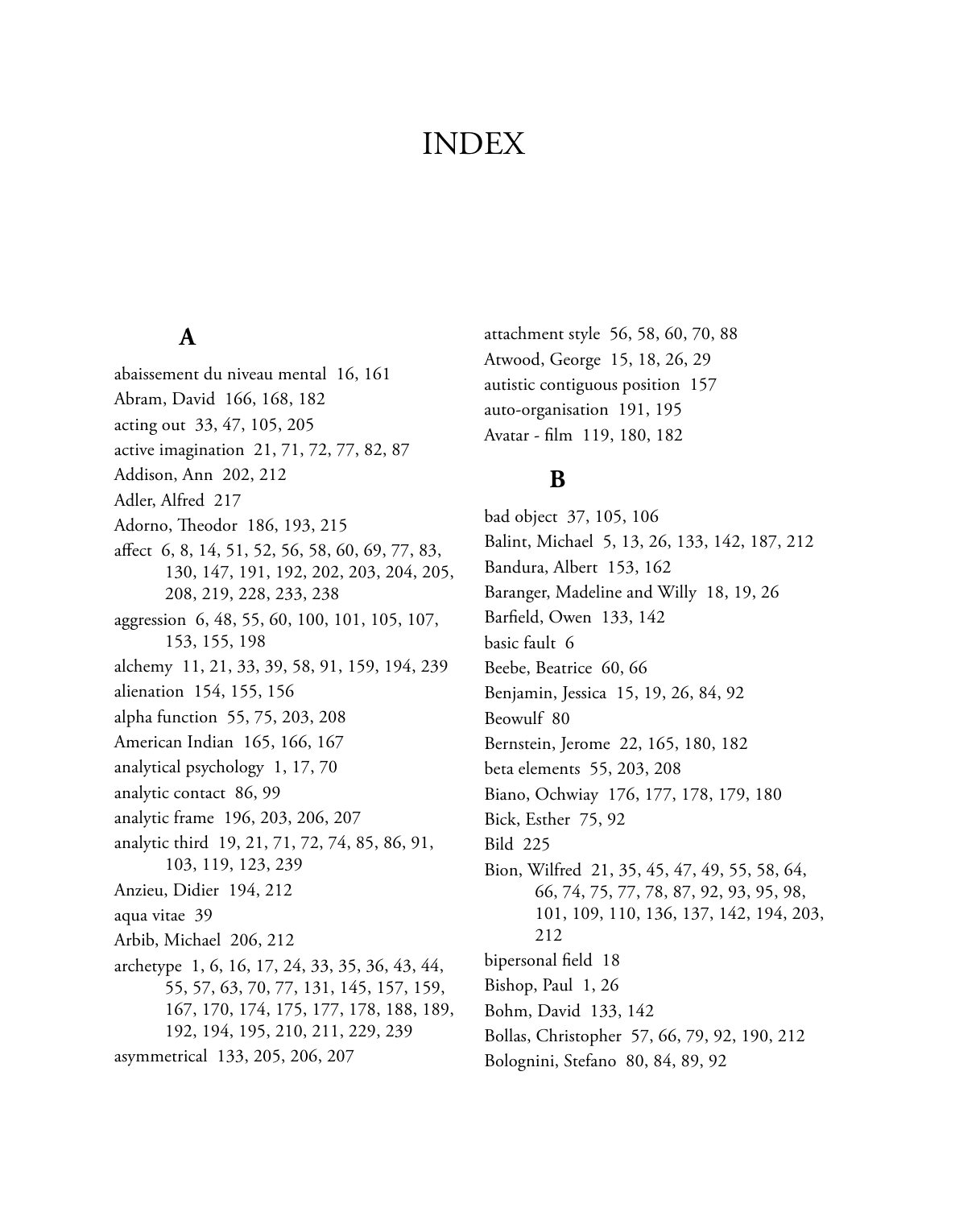# INDEX

## A

abaissement du niveau mental 16, 161
Abram, David 166, 168, 182
acting out 33, 47, 105, 205
active imagination 21, 71, 72, 77, 82, 87
Addison, Ann 202, 212
Adler, Alfred 217
Adorno, Theodor 186, 193, 215
affect 6, 8, 14, 51, 52, 56, 58, 60, 69, 77, 83, 130, 147, 191, 192, 202, 203, 204, 205, 208, 219, 228, 233, 238
aggression 6, 48, 55, 60, 100, 101, 105, 107, 153, 155, 198
alchemy 11, 21, 33, 39, 58, 91, 159, 194, 239
alienation 154, 155, 156
alpha function 55, 75, 203, 208
American Indian 165, 166, 167
analytical psychology 1, 17, 70
analytic contact 86, 99
analytic frame 196, 203, 206, 207
analytic third 19, 21, 71, 72, 74, 85, 86, 91, 103, 119, 123, 239
Anzieu, Didier 194, 212
aqua vitae 39
Arbib, Michael 206, 212
archetype 1, 6, 16, 17, 24, 33, 35, 36, 43, 44, 55, 57, 63, 70, 77, 131, 145, 157, 159, 167, 170, 174, 175, 177, 178, 188, 189, 192, 194, 195, 210, 211, 229, 239
asymmetrical 133, 205, 206, 207
attachment style 56, 58, 60, 70, 88
Atwood, George 15, 18, 26, 29
autistic contiguous position 157
auto-organisation 191, 195
Avatar - film 119, 180, 182

## B

bad object 37, 105, 106
Balint, Michael 5, 13, 26, 133, 142, 187, 212
Bandura, Albert 153, 162
Baranger, Madeline and Willy 18, 19, 26
Barfield, Owen 133, 142
basic fault 6
Beebe, Beatrice 60, 66
Benjamin, Jessica 15, 19, 26, 84, 92
Beowulf 80
Bernstein, Jerome 22, 165, 180, 182
beta elements 55, 203, 208
Biano, Ochwiay 176, 177, 178, 179, 180
Bick, Esther 75, 92
Bild 225
Bion, Wilfred 21, 35, 45, 47, 49, 55, 58, 64, 66, 74, 75, 77, 78, 87, 92, 93, 95, 98, 101, 109, 110, 136, 137, 142, 194, 203, 212
bipersonal field 18
Bishop, Paul 1, 26
Bohm, David 133, 142
Bollas, Christopher 57, 66, 79, 92, 190, 212
Bolognini, Stefano 80, 84, 89, 92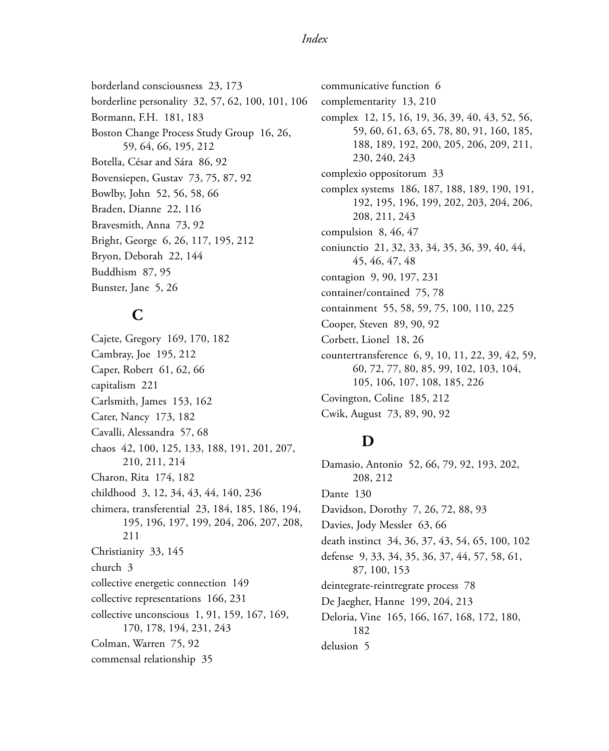borderland consciousness 23, 173
borderline personality 32, 57, 62, 100, 101, 106
Bormann, F.H. 181, 183
Boston Change Process Study Group 16, 26, 59, 64, 66, 195, 212
Botella, César and Sára 86, 92
Bovensiepen, Gustav 73, 75, 87, 92
Bowlby, John 52, 56, 58, 66
Braden, Dianne 22, 116
Bravesmith, Anna 73, 92
Bright, George 6, 26, 117, 195, 212
Bryon, Deborah 22, 144
Buddhism 87, 95
Bunster, Jane 5, 26

## C

Cajete, Gregory 169, 170, 182
Cambray, Joe 195, 212
Caper, Robert 61, 62, 66
capitalism 221
Carlsmith, James 153, 162
Cater, Nancy 173, 182
Cavalli, Alessandra 57, 68
chaos 42, 100, 125, 133, 188, 191, 201, 207, 210, 211, 214
Charon, Rita 174, 182
childhood 3, 12, 34, 43, 44, 140, 236
chimera, transferential 23, 184, 185, 186, 194, 195, 196, 197, 199, 204, 206, 207, 208, 211
Christianity 33, 145
church 3
collective energetic connection 149
collective representations 166, 231
collective unconscious 1, 91, 159, 167, 169, 170, 178, 194, 231, 243
Colman, Warren 75, 92
commensal relationship 35
communicative function 6
complementarity 13, 210
complex 12, 15, 16, 19, 36, 39, 40, 43, 52, 56, 59, 60, 61, 63, 65, 78, 80, 91, 160, 185, 188, 189, 192, 200, 205, 206, 209, 211, 230, 240, 243
complexio oppositorum 33
complex systems 186, 187, 188, 189, 190, 191, 192, 195, 196, 199, 202, 203, 204, 206, 208, 211, 243
compulsion 8, 46, 47
coniunctio 21, 32, 33, 34, 35, 36, 39, 40, 44, 45, 46, 47, 48
contagion 9, 90, 197, 231
container/contained 75, 78
containment 55, 58, 59, 75, 100, 110, 225
Cooper, Steven 89, 90, 92
Corbett, Lionel 18, 26
countertransference 6, 9, 10, 11, 22, 39, 42, 59, 60, 72, 77, 80, 85, 99, 102, 103, 104, 105, 106, 107, 108, 185, 226
Covington, Coline 185, 212
Cwik, August 73, 89, 90, 92

## D

Damasio, Antonio 52, 66, 79, 92, 193, 202, 208, 212
Dante 130
Davidson, Dorothy 7, 26, 72, 88, 93
Davies, Jody Messler 63, 66
death instinct 34, 36, 37, 43, 54, 65, 100, 102
defense 9, 33, 34, 35, 36, 37, 44, 57, 58, 61, 87, 100, 153
deintegrate-reintregrate process 78
De Jaegher, Hanne 199, 204, 213
Deloria, Vine 165, 166, 167, 168, 172, 180, 182
delusion 5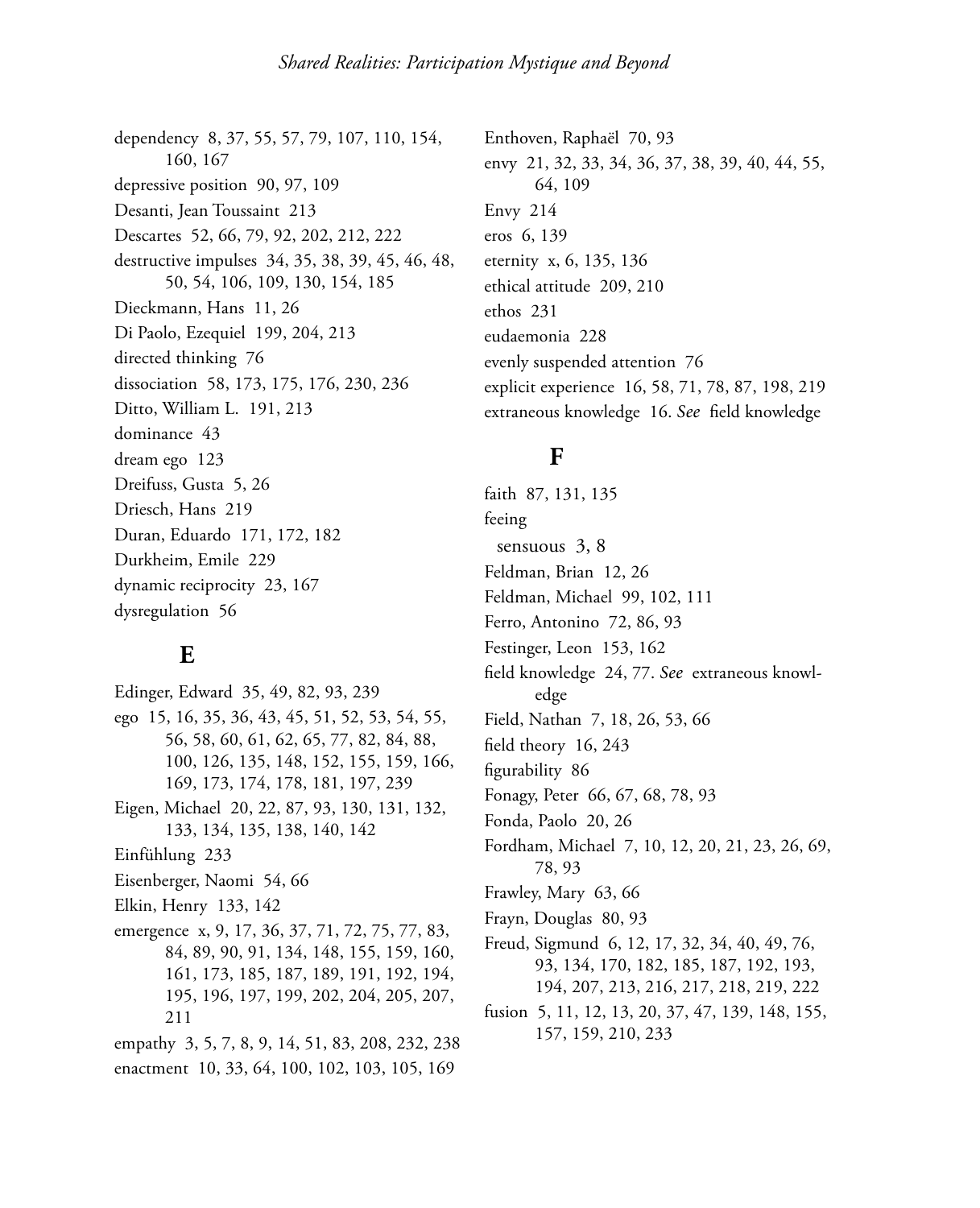dependency 8, 37, 55, 57, 79, 107, 110, 154, 160, 167
depressive position 90, 97, 109
Desanti, Jean Toussaint 213
Descartes 52, 66, 79, 92, 202, 212, 222
destructive impulses 34, 35, 38, 39, 45, 46, 48, 50, 54, 106, 109, 130, 154, 185
Dieckmann, Hans 11, 26
Di Paolo, Ezequiel 199, 204, 213
directed thinking 76
dissociation 58, 173, 175, 176, 230, 236
Ditto, William L. 191, 213
dominance 43
dream ego 123
Dreifuss, Gusta 5, 26
Driesch, Hans 219
Duran, Eduardo 171, 172, 182
Durkheim, Emile 229
dynamic reciprocity 23, 167
dysregulation 56

## E

Edinger, Edward 35, 49, 82, 93, 239
ego 15, 16, 35, 36, 43, 45, 51, 52, 53, 54, 55, 56, 58, 60, 61, 62, 65, 77, 82, 84, 88, 100, 126, 135, 148, 152, 155, 159, 166, 169, 173, 174, 178, 181, 197, 239
Eigen, Michael 20, 22, 87, 93, 130, 131, 132, 133, 134, 135, 138, 140, 142
Einfühlung 233
Eisenberger, Naomi 54, 66
Elkin, Henry 133, 142
emergence x, 9, 17, 36, 37, 71, 72, 75, 77, 83, 84, 89, 90, 91, 134, 148, 155, 159, 160, 161, 173, 185, 187, 189, 191, 192, 194, 195, 196, 197, 199, 202, 204, 205, 207, 211
empathy 3, 5, 7, 8, 9, 14, 51, 83, 208, 232, 238
enactment 10, 33, 64, 100, 102, 103, 105, 169
Enthoven, Raphaël 70, 93
envy 21, 32, 33, 34, 36, 37, 38, 39, 40, 44, 55, 64, 109
Envy 214
eros 6, 139
eternity x, 6, 135, 136
ethical attitude 209, 210
ethos 231
eudaemonia 228
evenly suspended attention 76
explicit experience 16, 58, 71, 78, 87, 198, 219
extraneous knowledge 16. *See* field knowledge

## F

faith 87, 131, 135
feeing
  sensuous 3, 8
Feldman, Brian 12, 26
Feldman, Michael 99, 102, 111
Ferro, Antonino 72, 86, 93
Festinger, Leon 153, 162
field knowledge 24, 77. *See* extraneous knowledge
Field, Nathan 7, 18, 26, 53, 66
field theory 16, 243
figurability 86
Fonagy, Peter 66, 67, 68, 78, 93
Fonda, Paolo 20, 26
Fordham, Michael 7, 10, 12, 20, 21, 23, 26, 69, 78, 93
Frawley, Mary 63, 66
Frayn, Douglas 80, 93
Freud, Sigmund 6, 12, 17, 32, 34, 40, 49, 76, 93, 134, 170, 182, 185, 187, 192, 193, 194, 207, 213, 216, 217, 218, 219, 222
fusion 5, 11, 12, 13, 20, 37, 47, 139, 148, 155, 157, 159, 210, 233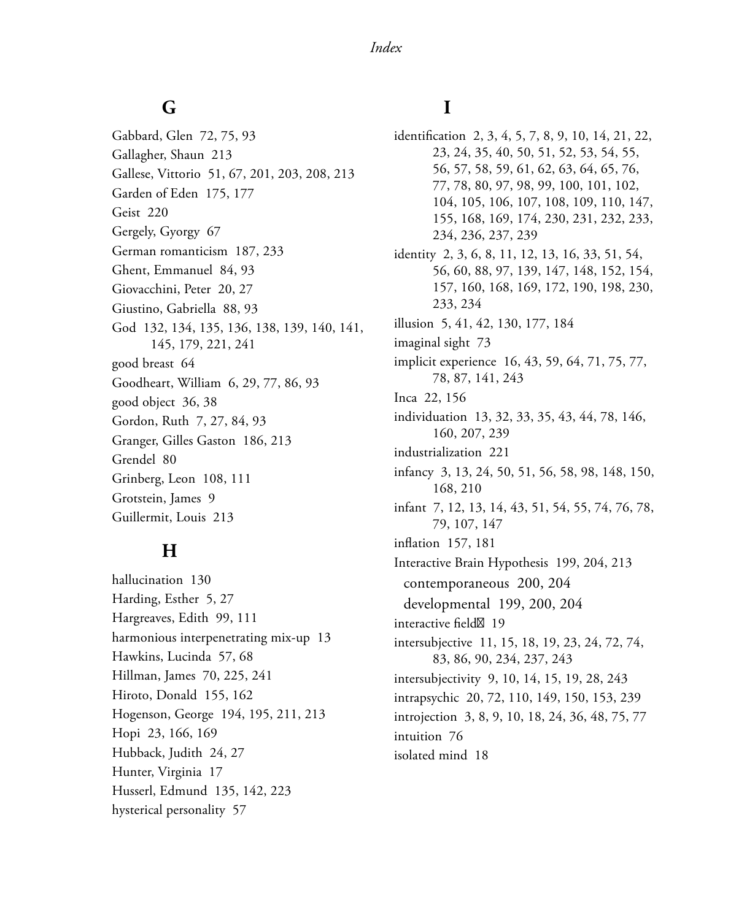## G

Gabbard, Glen 72, 75, 93
Gallagher, Shaun 213
Gallese, Vittorio 51, 67, 201, 203, 208, 213
Garden of Eden 175, 177
Geist 220
Gergely, Gyorgy 67
German romanticism 187, 233
Ghent, Emmanuel 84, 93
Giovacchini, Peter 20, 27
Giustino, Gabriella 88, 93
God 132, 134, 135, 136, 138, 139, 140, 141, 145, 179, 221, 241
good breast 64
Goodheart, William 6, 29, 77, 86, 93
good object 36, 38
Gordon, Ruth 7, 27, 84, 93
Granger, Gilles Gaston 186, 213
Grendel 80
Grinberg, Leon 108, 111
Grotstein, James 9
Guillermit, Louis 213

## H

hallucination 130
Harding, Esther 5, 27
Hargreaves, Edith 99, 111
harmonious interpenetrating mix-up 13
Hawkins, Lucinda 57, 68
Hillman, James 70, 225, 241
Hiroto, Donald 155, 162
Hogenson, George 194, 195, 211, 213
Hopi 23, 166, 169
Hubback, Judith 24, 27
Hunter, Virginia 17
Husserl, Edmund 135, 142, 223
hysterical personality 57

## I

identification 2, 3, 4, 5, 7, 8, 9, 10, 14, 21, 22, 23, 24, 35, 40, 50, 51, 52, 53, 54, 55, 56, 57, 58, 59, 61, 62, 63, 64, 65, 76, 77, 78, 80, 97, 98, 99, 100, 101, 102, 104, 105, 106, 107, 108, 109, 110, 147, 155, 168, 169, 174, 230, 231, 232, 233, 234, 236, 237, 239
identity 2, 3, 6, 8, 11, 12, 13, 16, 33, 51, 54, 56, 60, 88, 97, 139, 147, 148, 152, 154, 157, 160, 168, 169, 172, 190, 198, 230, 233, 234
illusion 5, 41, 42, 130, 177, 184
imaginal sight 73
implicit experience 16, 43, 59, 64, 71, 75, 77, 78, 87, 141, 243
Inca 22, 156
individuation 13, 32, 33, 35, 43, 44, 78, 146, 160, 207, 239
industrialization 221
infancy 3, 13, 24, 50, 51, 56, 58, 98, 148, 150, 168, 210
infant 7, 12, 13, 14, 43, 51, 54, 55, 74, 76, 78, 79, 107, 147
inflation 157, 181
Interactive Brain Hypothesis 199, 204, 213
  contemporaneous 200, 204
  developmental 199, 200, 204
interactive field 19
intersubjective 11, 15, 18, 19, 23, 24, 72, 74, 83, 86, 90, 234, 237, 243
intersubjectivity 9, 10, 14, 15, 19, 28, 243
intrapsychic 20, 72, 110, 149, 150, 153, 239
introjection 3, 8, 9, 10, 18, 24, 36, 48, 75, 77
intuition 76
isolated mind 18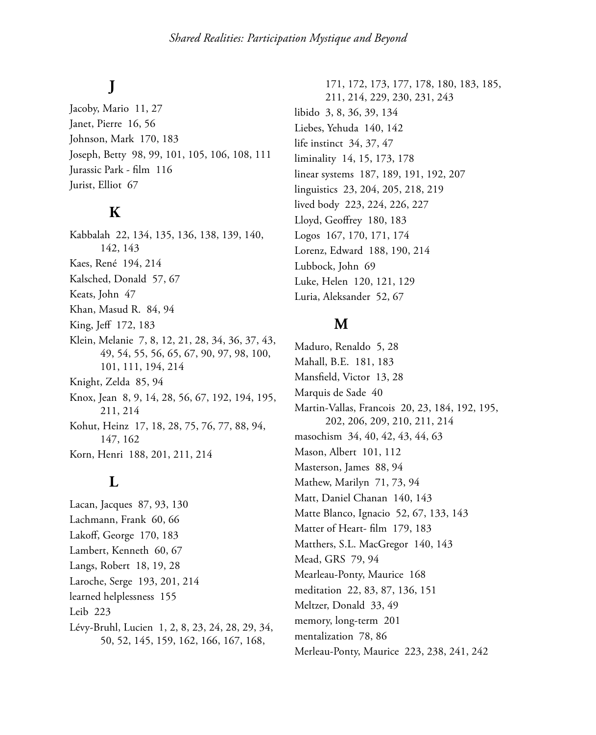## J

Jacoby, Mario 11, 27
Janet, Pierre 16, 56
Johnson, Mark 170, 183
Joseph, Betty 98, 99, 101, 105, 106, 108, 111
Jurassic Park - film 116
Jurist, Elliot 67

## K

Kabbalah 22, 134, 135, 136, 138, 139, 140, 142, 143
Kaes, René 194, 214
Kalsched, Donald 57, 67
Keats, John 47
Khan, Masud R. 84, 94
King, Jeff 172, 183
Klein, Melanie 7, 8, 12, 21, 28, 34, 36, 37, 43, 49, 54, 55, 56, 65, 67, 90, 97, 98, 100, 101, 111, 194, 214
Knight, Zelda 85, 94
Knox, Jean 8, 9, 14, 28, 56, 67, 192, 194, 195, 211, 214
Kohut, Heinz 17, 18, 28, 75, 76, 77, 88, 94, 147, 162
Korn, Henri 188, 201, 211, 214

## L

Lacan, Jacques 87, 93, 130
Lachmann, Frank 60, 66
Lakoff, George 170, 183
Lambert, Kenneth 60, 67
Langs, Robert 18, 19, 28
Laroche, Serge 193, 201, 214
learned helplessness 155
Leib 223
Lévy-Bruhl, Lucien 1, 2, 8, 23, 24, 28, 29, 34, 50, 52, 145, 159, 162, 166, 167, 168, 171, 172, 173, 177, 178, 180, 183, 185, 211, 214, 229, 230, 231, 243
libido 3, 8, 36, 39, 134
Liebes, Yehuda 140, 142
life instinct 34, 37, 47
liminality 14, 15, 173, 178
linear systems 187, 189, 191, 192, 207
linguistics 23, 204, 205, 218, 219
lived body 223, 224, 226, 227
Lloyd, Geoffrey 180, 183
Logos 167, 170, 171, 174
Lorenz, Edward 188, 190, 214
Lubbock, John 69
Luke, Helen 120, 121, 129
Luria, Aleksander 52, 67

## M

Maduro, Renaldo 5, 28
Mahall, B.E. 181, 183
Mansfield, Victor 13, 28
Marquis de Sade 40
Martin-Vallas, Francois 20, 23, 184, 192, 195, 202, 206, 209, 210, 211, 214
masochism 34, 40, 42, 43, 44, 63
Mason, Albert 101, 112
Masterson, James 88, 94
Mathew, Marilyn 71, 73, 94
Matt, Daniel Chanan 140, 143
Matte Blanco, Ignacio 52, 67, 133, 143
Matter of Heart- film 179, 183
Matthers, S.L. MacGregor 140, 143
Mead, GRS 79, 94
Mearleau-Ponty, Maurice 168
meditation 22, 83, 87, 136, 151
Meltzer, Donald 33, 49
memory, long-term 201
mentalization 78, 86
Merleau-Ponty, Maurice 223, 238, 241, 242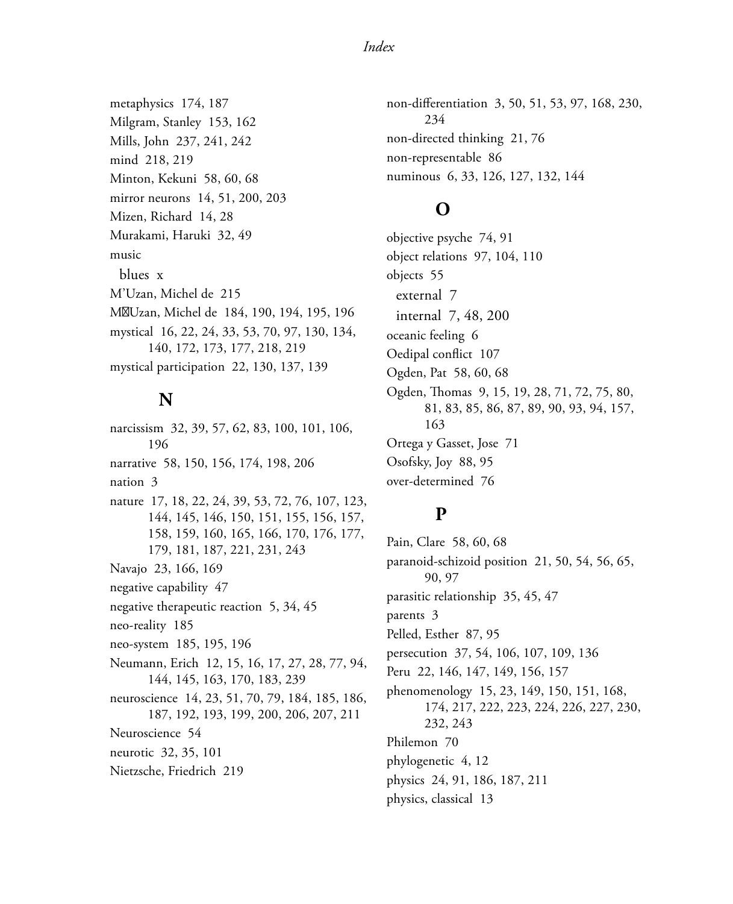metaphysics 174, 187
Milgram, Stanley 153, 162
Mills, John 237, 241, 242
mind 218, 219
Minton, Kekuni 58, 60, 68
mirror neurons 14, 51, 200, 203
Mizen, Richard 14, 28
Murakami, Haruki 32, 49
music
  blues x
M'Uzan, Michel de 215
M�Uzan, Michel de 184, 190, 194, 195, 196
mystical 16, 22, 24, 33, 53, 70, 97, 130, 134, 140, 172, 173, 177, 218, 219
mystical participation 22, 130, 137, 139

## N

narcissism 32, 39, 57, 62, 83, 100, 101, 106, 196
narrative 58, 150, 156, 174, 198, 206
nation 3
nature 17, 18, 22, 24, 39, 53, 72, 76, 107, 123, 144, 145, 146, 150, 151, 155, 156, 157, 158, 159, 160, 165, 166, 170, 176, 177, 179, 181, 187, 221, 231, 243
Navajo 23, 166, 169
negative capability 47
negative therapeutic reaction 5, 34, 45
neo-reality 185
neo-system 185, 195, 196
Neumann, Erich 12, 15, 16, 17, 27, 28, 77, 94, 144, 145, 163, 170, 183, 239
neuroscience 14, 23, 51, 70, 79, 184, 185, 186, 187, 192, 193, 199, 200, 206, 207, 211
Neuroscience 54
neurotic 32, 35, 101
Nietzsche, Friedrich 219
non-differentiation 3, 50, 51, 53, 97, 168, 230, 234
non-directed thinking 21, 76
non-representable 86
numinous 6, 33, 126, 127, 132, 144

## O

objective psyche 74, 91
object relations 97, 104, 110
objects 55
  external 7
  internal 7, 48, 200
oceanic feeling 6
Oedipal conflict 107
Ogden, Pat 58, 60, 68
Ogden, Thomas 9, 15, 19, 28, 71, 72, 75, 80, 81, 83, 85, 86, 87, 89, 90, 93, 94, 157, 163
Ortega y Gasset, Jose 71
Osofsky, Joy 88, 95
over-determined 76

## P

Pain, Clare 58, 60, 68
paranoid-schizoid position 21, 50, 54, 56, 65, 90, 97
parasitic relationship 35, 45, 47
parents 3
Pelled, Esther 87, 95
persecution 37, 54, 106, 107, 109, 136
Peru 22, 146, 147, 149, 156, 157
phenomenology 15, 23, 149, 150, 151, 168, 174, 217, 222, 223, 224, 226, 227, 230, 232, 243
Philemon 70
phylogenetic 4, 12
physics 24, 91, 186, 187, 211
physics, classical 13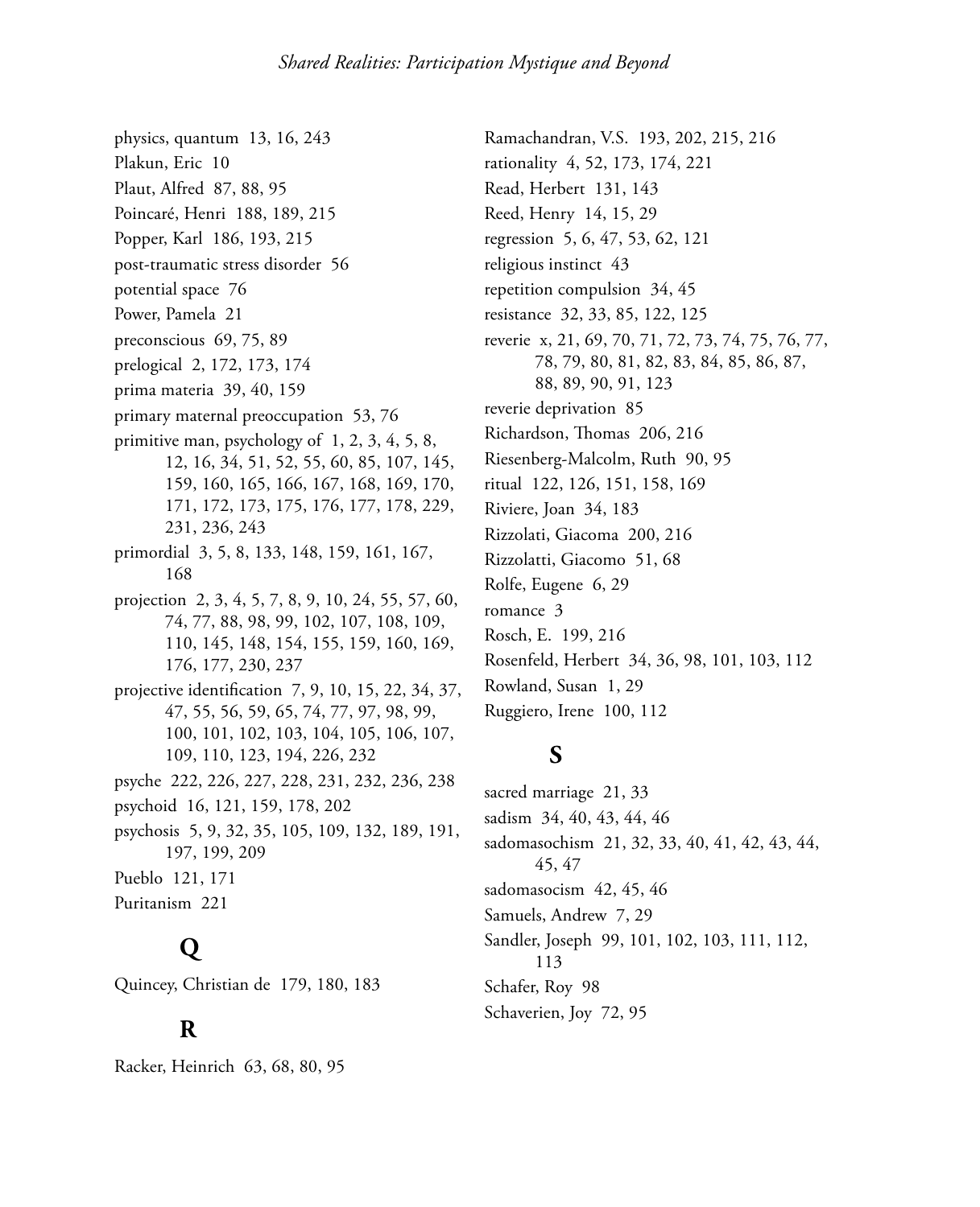physics, quantum 13, 16, 243
Plakun, Eric 10
Plaut, Alfred 87, 88, 95
Poincaré, Henri 188, 189, 215
Popper, Karl 186, 193, 215
post-traumatic stress disorder 56
potential space 76
Power, Pamela 21
preconscious 69, 75, 89
prelogical 2, 172, 173, 174
prima materia 39, 40, 159
primary maternal preoccupation 53, 76
primitive man, psychology of 1, 2, 3, 4, 5, 8, 12, 16, 34, 51, 52, 55, 60, 85, 107, 145, 159, 160, 165, 166, 167, 168, 169, 170, 171, 172, 173, 175, 176, 177, 178, 229, 231, 236, 243
primordial 3, 5, 8, 133, 148, 159, 161, 167, 168
projection 2, 3, 4, 5, 7, 8, 9, 10, 24, 55, 57, 60, 74, 77, 88, 98, 99, 102, 107, 108, 109, 110, 145, 148, 154, 155, 159, 160, 169, 176, 177, 230, 237
projective identification 7, 9, 10, 15, 22, 34, 37, 47, 55, 56, 59, 65, 74, 77, 97, 98, 99, 100, 101, 102, 103, 104, 105, 106, 107, 109, 110, 123, 194, 226, 232
psyche 222, 226, 227, 228, 231, 232, 236, 238
psychoid 16, 121, 159, 178, 202
psychosis 5, 9, 32, 35, 105, 109, 132, 189, 191, 197, 199, 209
Pueblo 121, 171
Puritanism 221

## Q

Quincey, Christian de 179, 180, 183

## R

Racker, Heinrich 63, 68, 80, 95
Ramachandran, V.S. 193, 202, 215, 216
rationality 4, 52, 173, 174, 221
Read, Herbert 131, 143
Reed, Henry 14, 15, 29
regression 5, 6, 47, 53, 62, 121
religious instinct 43
repetition compulsion 34, 45
resistance 32, 33, 85, 122, 125
reverie x, 21, 69, 70, 71, 72, 73, 74, 75, 76, 77, 78, 79, 80, 81, 82, 83, 84, 85, 86, 87, 88, 89, 90, 91, 123
reverie deprivation 85
Richardson, Thomas 206, 216
Riesenberg-Malcolm, Ruth 90, 95
ritual 122, 126, 151, 158, 169
Riviere, Joan 34, 183
Rizzolati, Giacoma 200, 216
Rizzolatti, Giacomo 51, 68
Rolfe, Eugene 6, 29
romance 3
Rosch, E. 199, 216
Rosenfeld, Herbert 34, 36, 98, 101, 103, 112
Rowland, Susan 1, 29
Ruggiero, Irene 100, 112

## S

sacred marriage 21, 33
sadism 34, 40, 43, 44, 46
sadomasochism 21, 32, 33, 40, 41, 42, 43, 44, 45, 47
sadomasocism 42, 45, 46
Samuels, Andrew 7, 29
Sandler, Joseph 99, 101, 102, 103, 111, 112, 113
Schafer, Roy 98
Schaverien, Joy 72, 95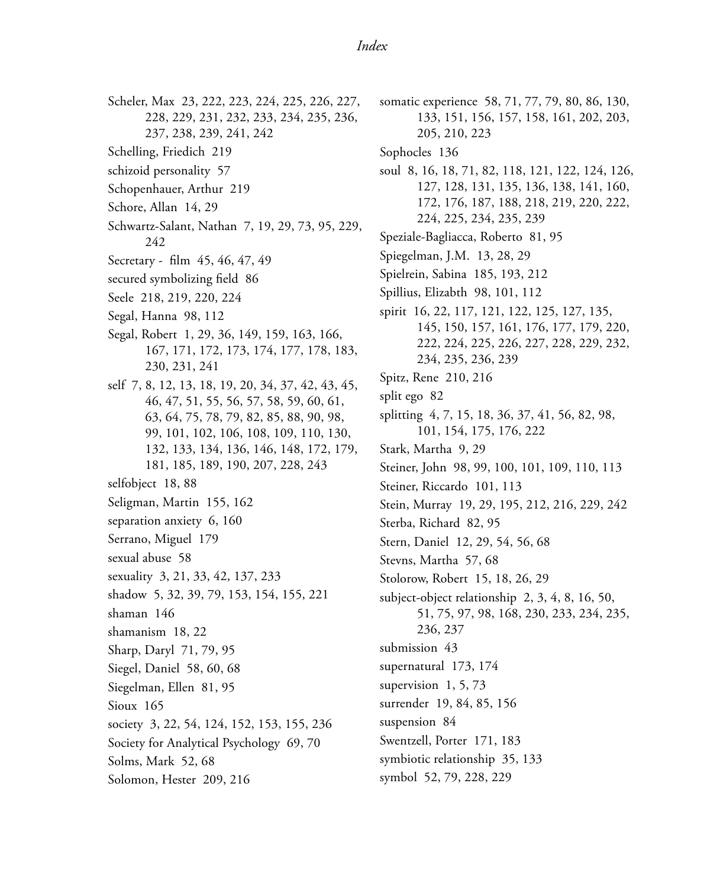Scheler, Max 23, 222, 223, 224, 225, 226, 227, 228, 229, 231, 232, 233, 234, 235, 236, 237, 238, 239, 241, 242

Schelling, Friedich 219

schizoid personality 57

Schopenhauer, Arthur 219

Schore, Allan 14, 29

Schwartz-Salant, Nathan 7, 19, 29, 73, 95, 229, 242

Secretary - film 45, 46, 47, 49

secured symbolizing field 86

Seele 218, 219, 220, 224

Segal, Hanna 98, 112

Segal, Robert 1, 29, 36, 149, 159, 163, 166, 167, 171, 172, 173, 174, 177, 178, 183, 230, 231, 241

self 7, 8, 12, 13, 18, 19, 20, 34, 37, 42, 43, 45, 46, 47, 51, 55, 56, 57, 58, 59, 60, 61, 63, 64, 75, 78, 79, 82, 85, 88, 90, 98, 99, 101, 102, 106, 108, 109, 110, 130, 132, 133, 134, 136, 146, 148, 172, 179, 181, 185, 189, 190, 207, 228, 243

selfobject 18, 88

Seligman, Martin 155, 162

separation anxiety 6, 160

Serrano, Miguel 179

sexual abuse 58

sexuality 3, 21, 33, 42, 137, 233

shadow 5, 32, 39, 79, 153, 154, 155, 221

shaman 146

shamanism 18, 22

Sharp, Daryl 71, 79, 95

Siegel, Daniel 58, 60, 68

Siegelman, Ellen 81, 95

Sioux 165

society 3, 22, 54, 124, 152, 153, 155, 236

Society for Analytical Psychology 69, 70

Solms, Mark 52, 68

Solomon, Hester 209, 216

somatic experience 58, 71, 77, 79, 80, 86, 130, 133, 151, 156, 157, 158, 161, 202, 203, 205, 210, 223

Sophocles 136

soul 8, 16, 18, 71, 82, 118, 121, 122, 124, 126, 127, 128, 131, 135, 136, 138, 141, 160, 172, 176, 187, 188, 218, 219, 220, 222, 224, 225, 234, 235, 239

Speziale-Bagliacca, Roberto 81, 95

Spiegelman, J.M. 13, 28, 29

Spielrein, Sabina 185, 193, 212

Spillius, Elizabth 98, 101, 112

spirit 16, 22, 117, 121, 122, 125, 127, 135, 145, 150, 157, 161, 176, 177, 179, 220, 222, 224, 225, 226, 227, 228, 229, 232, 234, 235, 236, 239

Spitz, Rene 210, 216

split ego 82

splitting 4, 7, 15, 18, 36, 37, 41, 56, 82, 98, 101, 154, 175, 176, 222

Stark, Martha 9, 29

Steiner, John 98, 99, 100, 101, 109, 110, 113

Steiner, Riccardo 101, 113

Stein, Murray 19, 29, 195, 212, 216, 229, 242

Sterba, Richard 82, 95

Stern, Daniel 12, 29, 54, 56, 68

Stevns, Martha 57, 68

Stolorow, Robert 15, 18, 26, 29

subject-object relationship 2, 3, 4, 8, 16, 50, 51, 75, 97, 98, 168, 230, 233, 234, 235, 236, 237

submission 43

supernatural 173, 174

supervision 1, 5, 73

surrender 19, 84, 85, 156

suspension 84

Swentzell, Porter 171, 183

symbiotic relationship 35, 133

symbol 52, 79, 228, 229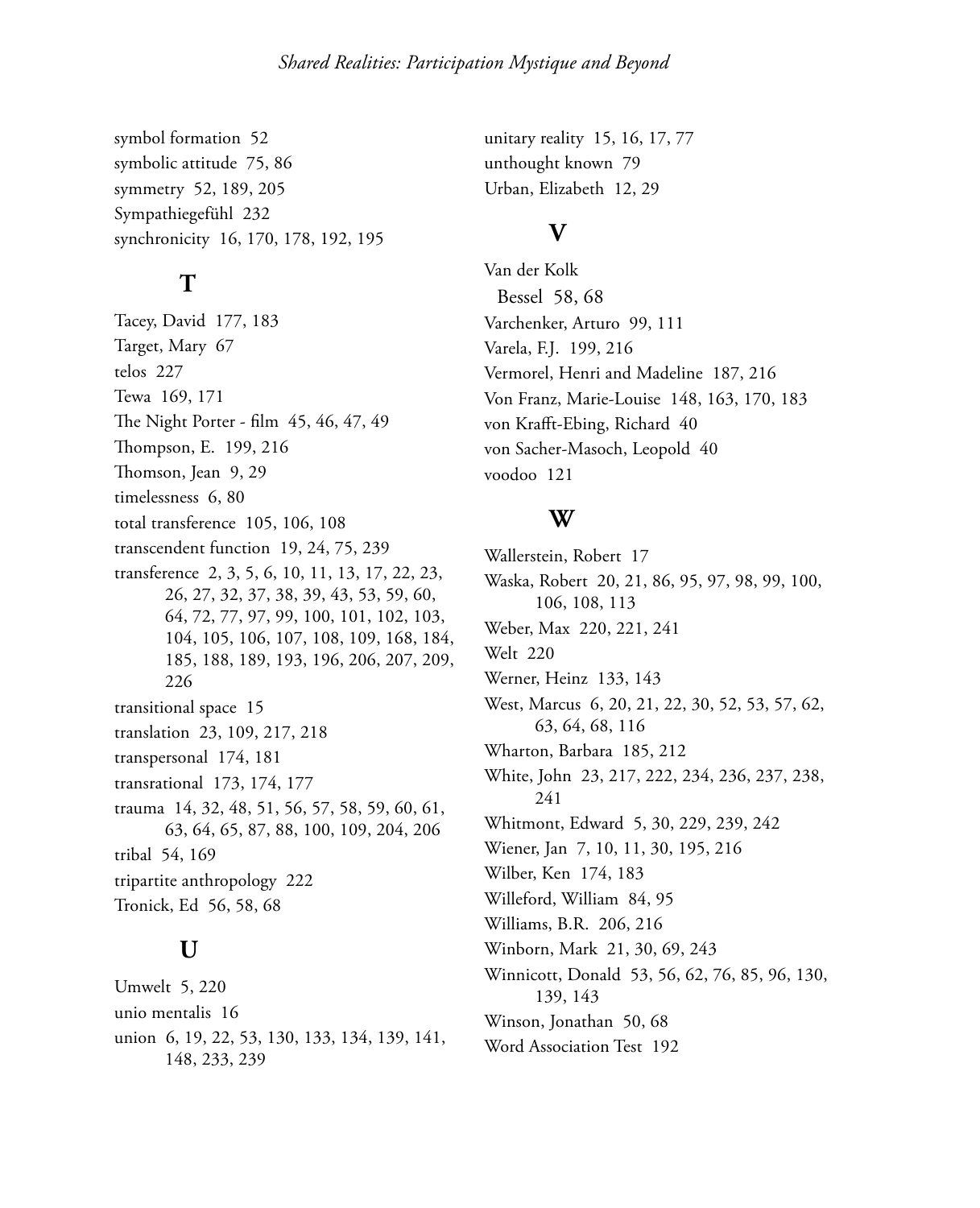symbol formation 52
symbolic attitude 75, 86
symmetry 52, 189, 205
Sympathiegefühl 232
synchronicity 16, 170, 178, 192, 195

## T

Tacey, David 177, 183
Target, Mary 67
telos 227
Tewa 169, 171
The Night Porter - film 45, 46, 47, 49
Thompson, E. 199, 216
Thomson, Jean 9, 29
timelessness 6, 80
total transference 105, 106, 108
transcendent function 19, 24, 75, 239
transference 2, 3, 5, 6, 10, 11, 13, 17, 22, 23, 26, 27, 32, 37, 38, 39, 43, 53, 59, 60, 64, 72, 77, 97, 99, 100, 101, 102, 103, 104, 105, 106, 107, 108, 109, 168, 184, 185, 188, 189, 193, 196, 206, 207, 209, 226
transitional space 15
translation 23, 109, 217, 218
transpersonal 174, 181
transrational 173, 174, 177
trauma 14, 32, 48, 51, 56, 57, 58, 59, 60, 61, 63, 64, 65, 87, 88, 100, 109, 204, 206
tribal 54, 169
tripartite anthropology 222
Tronick, Ed 56, 58, 68

## U

Umwelt 5, 220
unio mentalis 16
union 6, 19, 22, 53, 130, 133, 134, 139, 141, 148, 233, 239
unitary reality 15, 16, 17, 77
unthought known 79
Urban, Elizabeth 12, 29

## V

Van der Kolk
  Bessel 58, 68
Varchenker, Arturo 99, 111
Varela, F.J. 199, 216
Vermorel, Henri and Madeline 187, 216
Von Franz, Marie-Louise 148, 163, 170, 183
von Krafft-Ebing, Richard 40
von Sacher-Masoch, Leopold 40
voodoo 121

## W

Wallerstein, Robert 17
Waska, Robert 20, 21, 86, 95, 97, 98, 99, 100, 106, 108, 113
Weber, Max 220, 221, 241
Welt 220
Werner, Heinz 133, 143
West, Marcus 6, 20, 21, 22, 30, 52, 53, 57, 62, 63, 64, 68, 116
Wharton, Barbara 185, 212
White, John 23, 217, 222, 234, 236, 237, 238, 241
Whitmont, Edward 5, 30, 229, 239, 242
Wiener, Jan 7, 10, 11, 30, 195, 216
Wilber, Ken 174, 183
Willeford, William 84, 95
Williams, B.R. 206, 216
Winborn, Mark 21, 30, 69, 243
Winnicott, Donald 53, 56, 62, 76, 85, 96, 130, 139, 143
Winson, Jonathan 50, 68
Word Association Test 192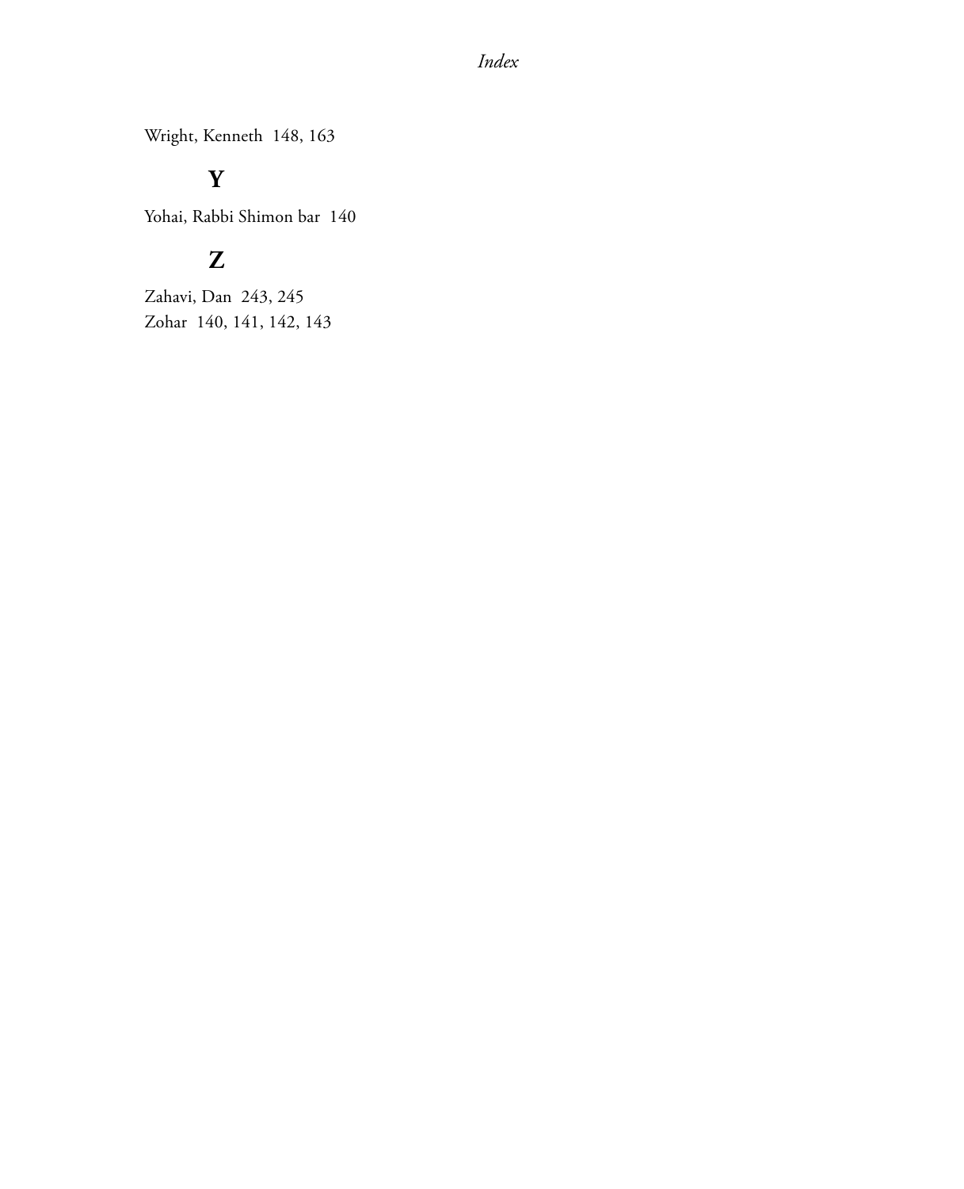Wright, Kenneth 148, 163

## Y

Yohai, Rabbi Shimon bar 140

## Z

Zahavi, Dan 243, 245
Zohar 140, 141, 142, 143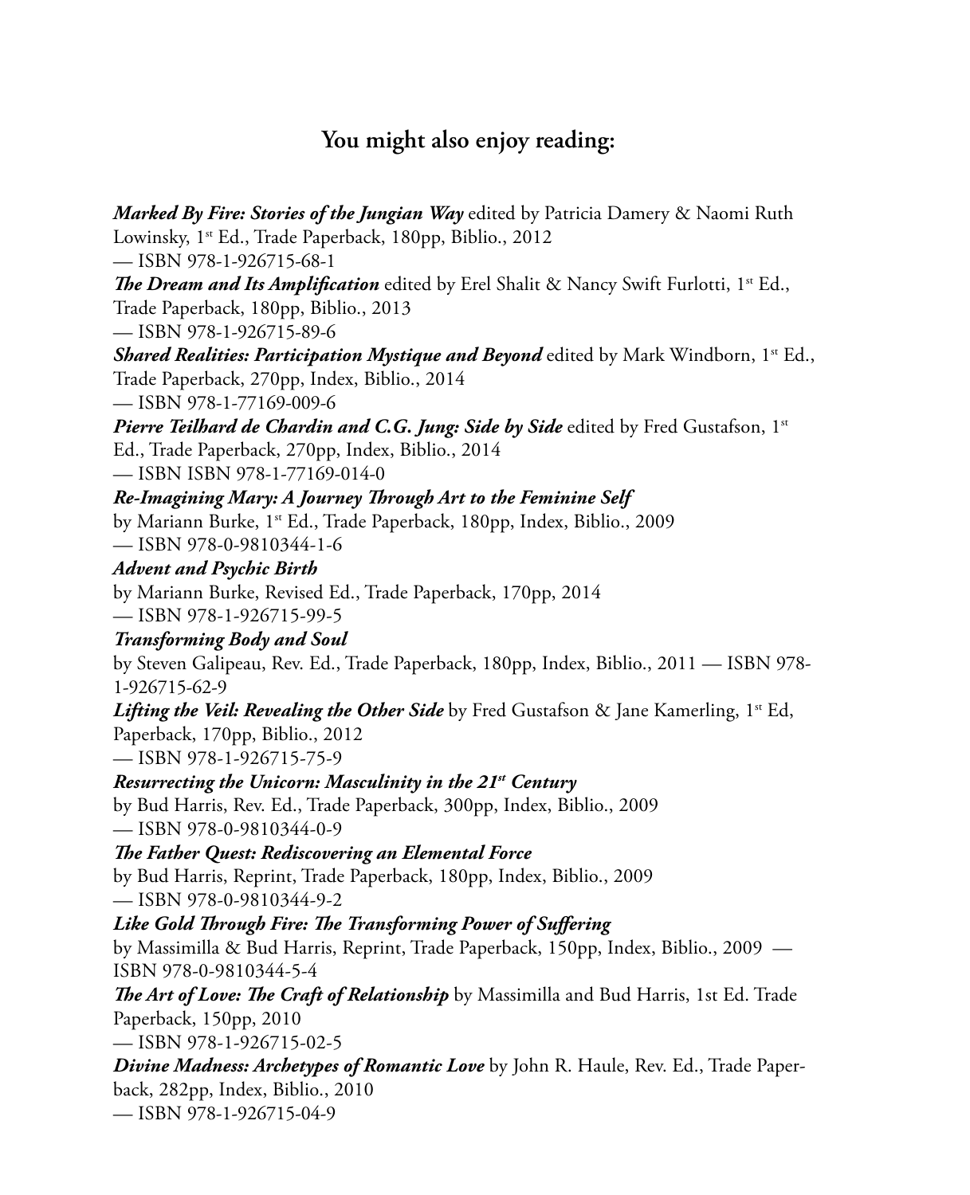## You might also enjoy reading:

***Marked By Fire: Stories of the Jungian Way*** edited by Patricia Damery & Naomi Ruth Lowinsky, 1st Ed., Trade Paperback, 180pp, Biblio., 2012
— ISBN 978-1-926715-68-1

***The Dream and Its Amplification*** edited by Erel Shalit & Nancy Swift Furlotti, 1st Ed., Trade Paperback, 180pp, Biblio., 2013
— ISBN 978-1-926715-89-6

***Shared Realities: Participation Mystique and Beyond*** edited by Mark Windborn, 1st Ed., Trade Paperback, 270pp, Index, Biblio., 2014
— ISBN 978-1-77169-009-6

***Pierre Teilhard de Chardin and C.G. Jung: Side by Side*** edited by Fred Gustafson, 1st Ed., Trade Paperback, 270pp, Index, Biblio., 2014
— ISBN ISBN 978-1-77169-014-0

***Re-Imagining Mary: A Journey Through Art to the Feminine Self***
by Mariann Burke, 1st Ed., Trade Paperback, 180pp, Index, Biblio., 2009
— ISBN 978-0-9810344-1-6

***Advent and Psychic Birth***
by Mariann Burke, Revised Ed., Trade Paperback, 170pp, 2014
— ISBN 978-1-926715-99-5

***Transforming Body and Soul***
by Steven Galipeau, Rev. Ed., Trade Paperback, 180pp, Index, Biblio., 2011 — ISBN 978-1-926715-62-9

***Lifting the Veil: Revealing the Other Side*** by Fred Gustafson & Jane Kamerling, 1st Ed, Paperback, 170pp, Biblio., 2012
— ISBN 978-1-926715-75-9

***Resurrecting the Unicorn: Masculinity in the 21st Century***
by Bud Harris, Rev. Ed., Trade Paperback, 300pp, Index, Biblio., 2009
— ISBN 978-0-9810344-0-9

***The Father Quest: Rediscovering an Elemental Force***
by Bud Harris, Reprint, Trade Paperback, 180pp, Index, Biblio., 2009
— ISBN 978-0-9810344-9-2

***Like Gold Through Fire: The Transforming Power of Suffering***
by Massimilla & Bud Harris, Reprint, Trade Paperback, 150pp, Index, Biblio., 2009 — ISBN 978-0-9810344-5-4

***The Art of Love: The Craft of Relationship*** by Massimilla and Bud Harris, 1st Ed. Trade Paperback, 150pp, 2010
— ISBN 978-1-926715-02-5

***Divine Madness: Archetypes of Romantic Love*** by John R. Haule, Rev. Ed., Trade Paperback, 282pp, Index, Biblio., 2010
— ISBN 978-1-926715-04-9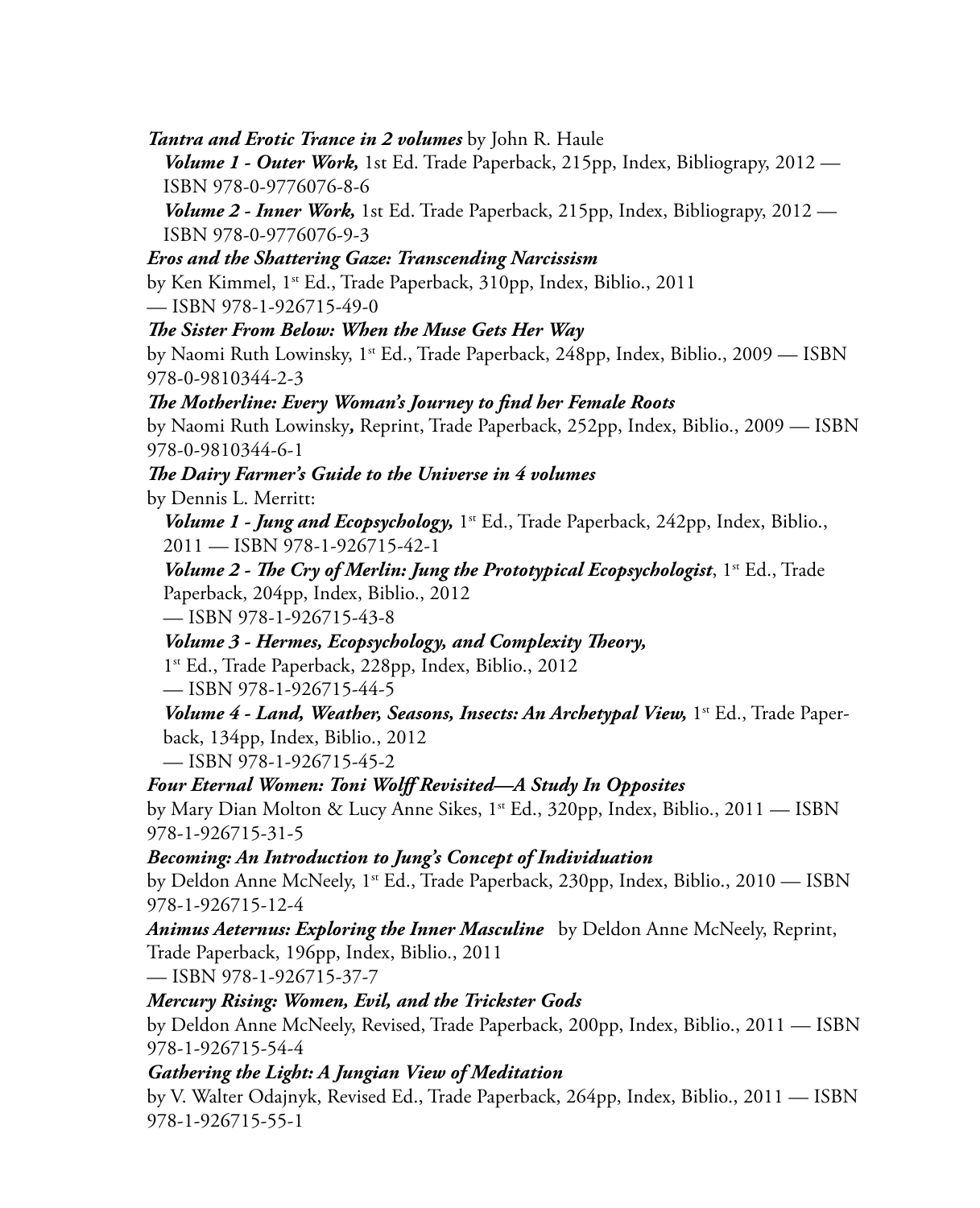***Tantra and Erotic Trance in 2 volumes*** by John R. Haule

***Volume 1 - Outer Work,*** 1st Ed. Trade Paperback, 215pp, Index, Bibliograpy, 2012 — ISBN 978-0-9776076-8-6

***Volume 2 - Inner Work,*** 1st Ed. Trade Paperback, 215pp, Index, Bibliograpy, 2012 — ISBN 978-0-9776076-9-3

***Eros and the Shattering Gaze: Transcending Narcissism***
by Ken Kimmel, 1st Ed., Trade Paperback, 310pp, Index, Biblio., 2011 — ISBN 978-1-926715-49-0

***The Sister From Below: When the Muse Gets Her Way***
by Naomi Ruth Lowinsky, 1st Ed., Trade Paperback, 248pp, Index, Biblio., 2009 — ISBN 978-0-9810344-2-3

***The Motherline: Every Woman's Journey to find her Female Roots***
by Naomi Ruth Lowinsky, Reprint, Trade Paperback, 252pp, Index, Biblio., 2009 — ISBN 978-0-9810344-6-1

***The Dairy Farmer's Guide to the Universe in 4 volumes***
by Dennis L. Merritt:

***Volume 1 - Jung and Ecopsychology,*** 1st Ed., Trade Paperback, 242pp, Index, Biblio., 2011 — ISBN 978-1-926715-42-1

***Volume 2 - The Cry of Merlin: Jung the Prototypical Ecopsychologist***, 1st Ed., Trade Paperback, 204pp, Index, Biblio., 2012 — ISBN 978-1-926715-43-8

***Volume 3 - Hermes, Ecopsychology, and Complexity Theory,*** 1st Ed., Trade Paperback, 228pp, Index, Biblio., 2012 — ISBN 978-1-926715-44-5

***Volume 4 - Land, Weather, Seasons, Insects: An Archetypal View,*** 1st Ed., Trade Paperback, 134pp, Index, Biblio., 2012 — ISBN 978-1-926715-45-2

***Four Eternal Women: Toni Wolff Revisited—A Study In Opposites***
by Mary Dian Molton & Lucy Anne Sikes, 1st Ed., 320pp, Index, Biblio., 2011 — ISBN 978-1-926715-31-5

***Becoming: An Introduction to Jung's Concept of Individuation***
by Deldon Anne McNeely, 1st Ed., Trade Paperback, 230pp, Index, Biblio., 2010 — ISBN 978-1-926715-12-4

***Animus Aeternus: Exploring the Inner Masculine*** by Deldon Anne McNeely, Reprint, Trade Paperback, 196pp, Index, Biblio., 2011 — ISBN 978-1-926715-37-7

***Mercury Rising: Women, Evil, and the Trickster Gods***
by Deldon Anne McNeely, Revised, Trade Paperback, 200pp, Index, Biblio., 2011 — ISBN 978-1-926715-54-4

***Gathering the Light: A Jungian View of Meditation***
by V. Walter Odajnyk, Revised Ed., Trade Paperback, 264pp, Index, Biblio., 2011 — ISBN 978-1-926715-55-1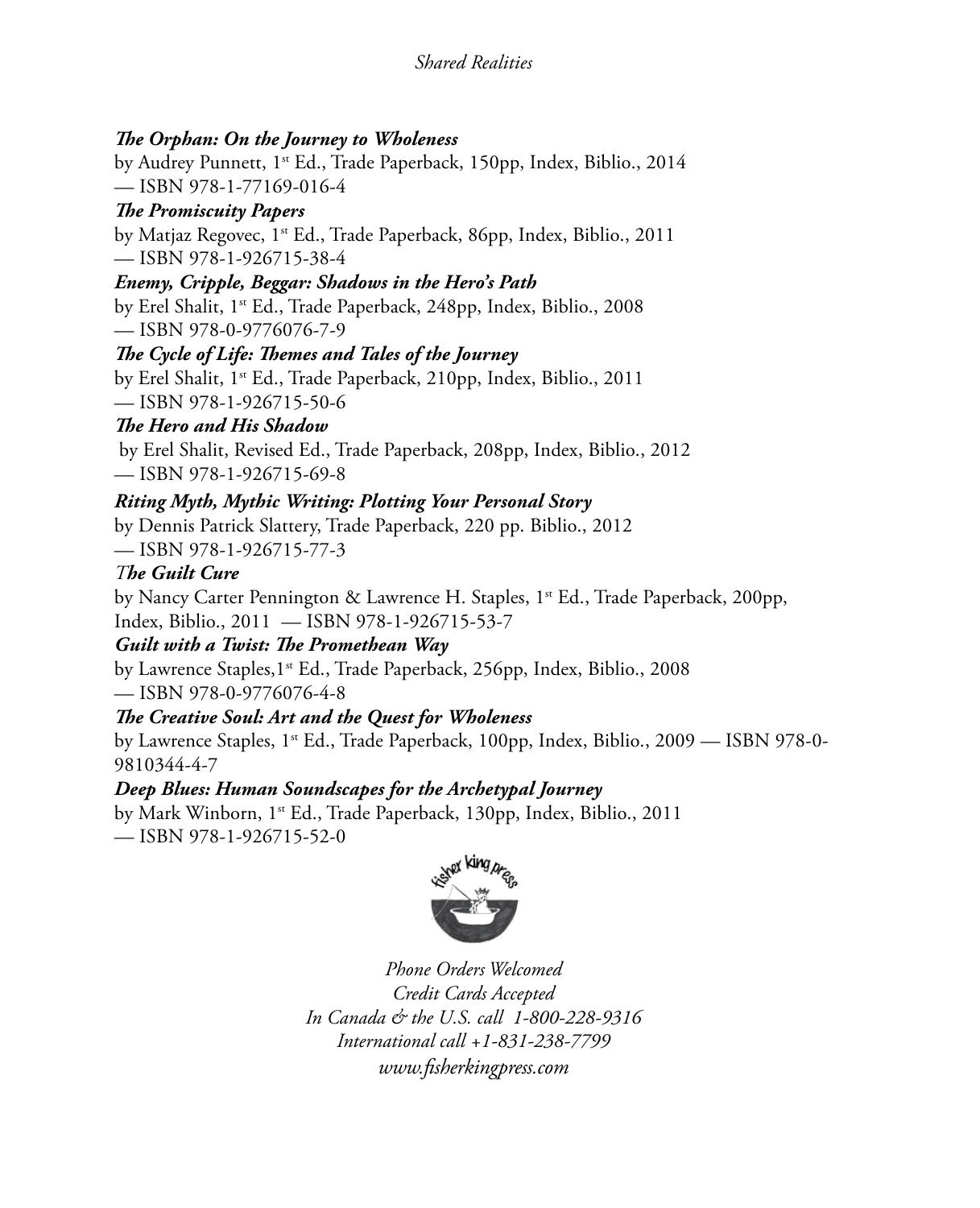***The Orphan: On the Journey to Wholeness***
by Audrey Punnett, 1st Ed., Trade Paperback, 150pp, Index, Biblio., 2014
— ISBN 978-1-77169-016-4

***The Promiscuity Papers***
by Matjaz Regovec, 1st Ed., Trade Paperback, 86pp, Index, Biblio., 2011
— ISBN 978-1-926715-38-4

***Enemy, Cripple, Beggar: Shadows in the Hero's Path***
by Erel Shalit, 1st Ed., Trade Paperback, 248pp, Index, Biblio., 2008
— ISBN 978-0-9776076-7-9

***The Cycle of Life: Themes and Tales of the Journey***
by Erel Shalit, 1st Ed., Trade Paperback, 210pp, Index, Biblio., 2011
— ISBN 978-1-926715-50-6

***The Hero and His Shadow***
by Erel Shalit, Revised Ed., Trade Paperback, 208pp, Index, Biblio., 2012
— ISBN 978-1-926715-69-8

***Riting Myth, Mythic Writing: Plotting Your Personal Story***
by Dennis Patrick Slattery, Trade Paperback, 220 pp. Biblio., 2012
— ISBN 978-1-926715-77-3

***The Guilt Cure***
by Nancy Carter Pennington & Lawrence H. Staples, 1st Ed., Trade Paperback, 200pp, Index, Biblio., 2011 — ISBN 978-1-926715-53-7

***Guilt with a Twist: The Promethean Way***
by Lawrence Staples, 1st Ed., Trade Paperback, 256pp, Index, Biblio., 2008
— ISBN 978-0-9776076-4-8

***The Creative Soul: Art and the Quest for Wholeness***
by Lawrence Staples, 1st Ed., Trade Paperback, 100pp, Index, Biblio., 2009 — ISBN 978-0-9810344-4-7

***Deep Blues: Human Soundscapes for the Archetypal Journey***
by Mark Winborn, 1st Ed., Trade Paperback, 130pp, Index, Biblio., 2011
— ISBN 978-1-926715-52-0

*Phone Orders Welcomed*
*Credit Cards Accepted*
*In Canada & the U.S. call 1-800-228-9316*
*International call +1-831-238-7799*
*www.fisherkingpress.com*